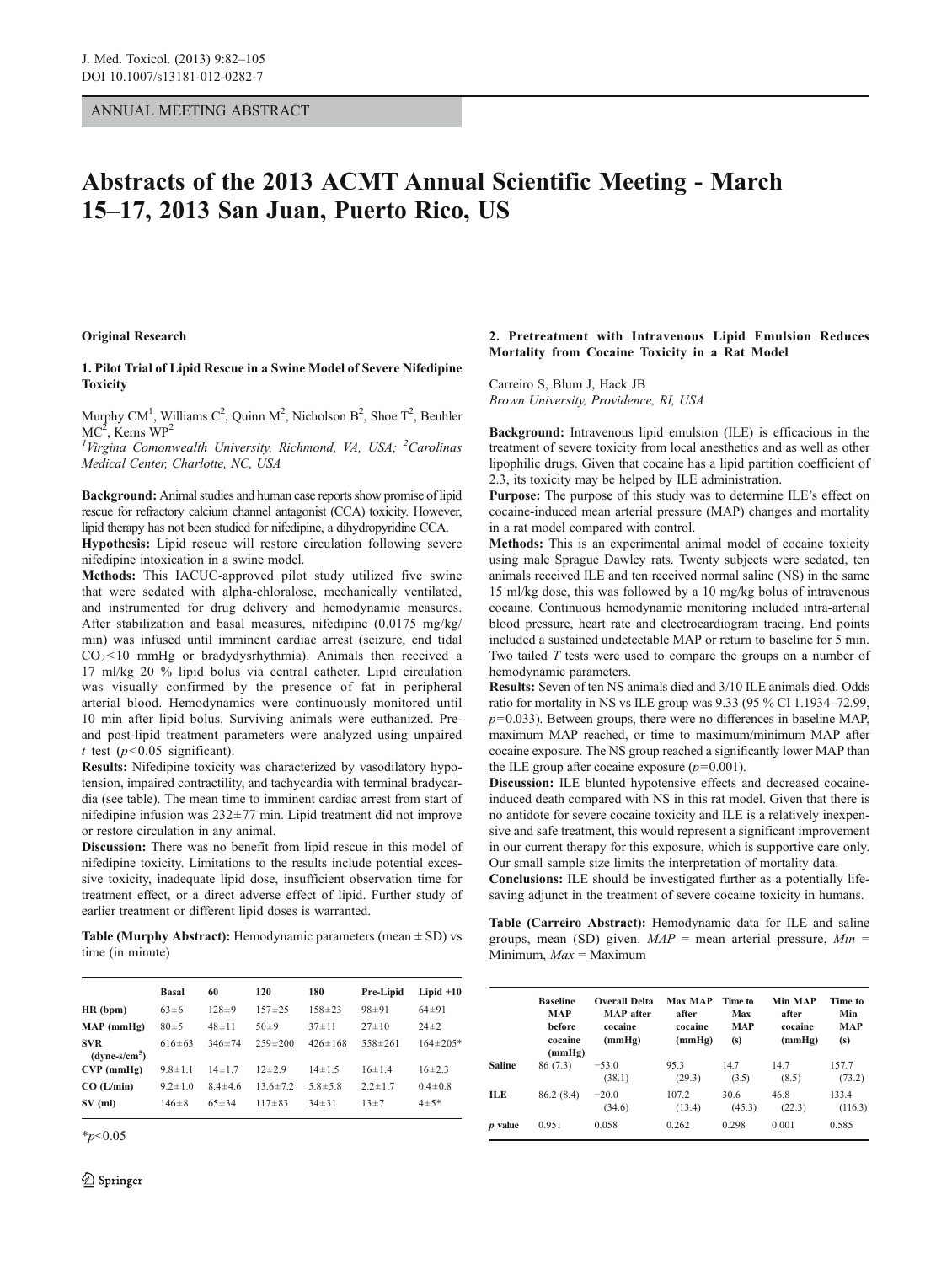ANNUAL MEETING ABSTRACT

# Abstracts of the 2013 ACMT Annual Scientific Meeting - March 15–17, 2013 San Juan, Puerto Rico, US

## Original Research

### 1. Pilot Trial of Lipid Rescue in a Swine Model of Severe Nifedipine Toxicity

Murphy CM[1], Williams C[2], Quinn M[2], Nicholson B[2], Shoe T[2], Beuhler MC[2], Kerns WP[2]

[1]*Virgina Comonwealth University, Richmond, VA, USA;* [2]*Carolinas Medical Center, Charlotte, NC, USA*

**Background:** Animal studies and human case reports show promise of lipid rescue for refractory calcium channel antagonist (CCA) toxicity. However, lipid therapy has not been studied for nifedipine, a dihydropyridine CCA.

**Hypothesis:** Lipid rescue will restore circulation following severe nifedipine intoxication in a swine model.

**Methods:** This IACUC-approved pilot study utilized five swine that were sedated with alpha-chloralose, mechanically ventilated, and instrumented for drug delivery and hemodynamic measures. After stabilization and basal measures, nifedipine (0.0175 mg/kg/min) was infused until imminent cardiac arrest (seizure, end tidal $CO_2$<10 mmHg or bradydysrhythmia). Animals then received a 17 ml/kg 20 % lipid bolus via central catheter. Lipid circulation was visually confirmed by the presence of fat in peripheral arterial blood. Hemodynamics were continuously monitored until 10 min after lipid bolus. Surviving animals were euthanized. Pre- and post-lipid treatment parameters were analyzed using unpaired *t* test ($p<0.05$ significant).

**Results:** Nifedipine toxicity was characterized by vasodilatory hypotension, impaired contractility, and tachycardia with terminal bradycardia (see table). The mean time to imminent cardiac arrest from start of nifedipine infusion was 232±77 min. Lipid treatment did not improve or restore circulation in any animal.

**Discussion:** There was no benefit from lipid rescue in this model of nifedipine toxicity. Limitations to the results include potential excessive toxicity, inadequate lipid dose, insufficient observation time for treatment effect, or a direct adverse effect of lipid. Further study of earlier treatment or different lipid doses is warranted.

**Table (Murphy Abstract):** Hemodynamic parameters (mean ± SD) vs time (in minute)

| | Basal | 60 | 120 | 180 | Pre-Lipid | Lipid +10 |
|---|---|---|---|---|---|---|
| HR (bpm) | 63±6 | 128±9 | 157±25 | 158±23 | 98±91 | 64±91 |
| MAP (mmHg) | 80±5 | 48±11 | 50±9 | 37±11 | 27±10 | 24±2 |
| SVR (dyne-s/cm$^5$) | 616±63 | 346±74 | 259±200 | 426±168 | 558±261 | 164±205* |
| CVP (mmHg) | 9.8±1.1 | 14±1.7 | 12±2.9 | 14±1.5 | 16±1.4 | 16±2.3 |
| CO (L/min) | 9.2±1.0 | 8.4±4.6 | 13.6±7.2 | 5.8±5.8 | 2.2±1.7 | 0.4±0.8 |
| SV (ml) | 146±8 | 65±34 | 117±83 | 34±31 | 13±7 | 4±5* |

*$p<0.05$

### 2. Pretreatment with Intravenous Lipid Emulsion Reduces Mortality from Cocaine Toxicity in a Rat Model

Carreiro S, Blum J, Hack JB

*Brown University, Providence, RI, USA*

**Background:** Intravenous lipid emulsion (ILE) is efficacious in the treatment of severe toxicity from local anesthetics and as well as other lipophilic drugs. Given that cocaine has a lipid partition coefficient of 2.3, its toxicity may be helped by ILE administration.

**Purpose:** The purpose of this study was to determine ILE's effect on cocaine-induced mean arterial pressure (MAP) changes and mortality in a rat model compared with control.

**Methods:** This is an experimental animal model of cocaine toxicity using male Sprague Dawley rats. Twenty subjects were sedated, ten animals received ILE and ten received normal saline (NS) in the same 15 ml/kg dose, this was followed by a 10 mg/kg bolus of intravenous cocaine. Continuous hemodynamic monitoring included intra-arterial blood pressure, heart rate and electrocardiogram tracing. End points included a sustained undetectable MAP or return to baseline for 5 min. Two tailed *T* tests were used to compare the groups on a number of hemodynamic parameters.

**Results:** Seven of ten NS animals died and 3/10 ILE animals died. Odds ratio for mortality in NS vs ILE group was 9.33 (95 % CI 1.1934–72.99, $p=0.033$). Between groups, there were no differences in baseline MAP, maximum MAP reached, or time to maximum/minimum MAP after cocaine exposure. The NS group reached a significantly lower MAP than the ILE group after cocaine exposure ($p=0.001$).

**Discussion:** ILE blunted hypotensive effects and decreased cocaine-induced death compared with NS in this rat model. Given that there is no antidote for severe cocaine toxicity and ILE is a relatively inexpensive and safe treatment, this would represent a significant improvement in our current therapy for this exposure, which is supportive care only. Our small sample size limits the interpretation of mortality data.

**Conclusions:** ILE should be investigated further as a potentially life-saving adjunct in the treatment of severe cocaine toxicity in humans.

**Table (Carreiro Abstract):** Hemodynamic data for ILE and saline groups, mean (SD) given. *MAP* = mean arterial pressure, *Min* = Minimum, *Max* = Maximum

| | Baseline MAP before cocaine (mmHg) | Overall Delta MAP after cocaine (mmHg) | Max MAP after cocaine (mmHg) | Time to Max MAP (s) | Min MAP after cocaine (mmHg) | Time to Min MAP (s) |
|---|---|---|---|---|---|---|
| Saline | 86 (7.3) | −53.0 (38.1) | 95.3 (29.3) | 14.7 (3.5) | 14.7 (8.5) | 157.7 (73.2) |
| ILE | 86.2 (8.4) | −20.0 (34.6) | 107.2 (13.4) | 30.6 (45.3) | 46.8 (22.3) | 133.4 (116.3) |
| *p* value | 0.951 | 0.058 | 0.262 | 0.298 | 0.001 | 0.585 |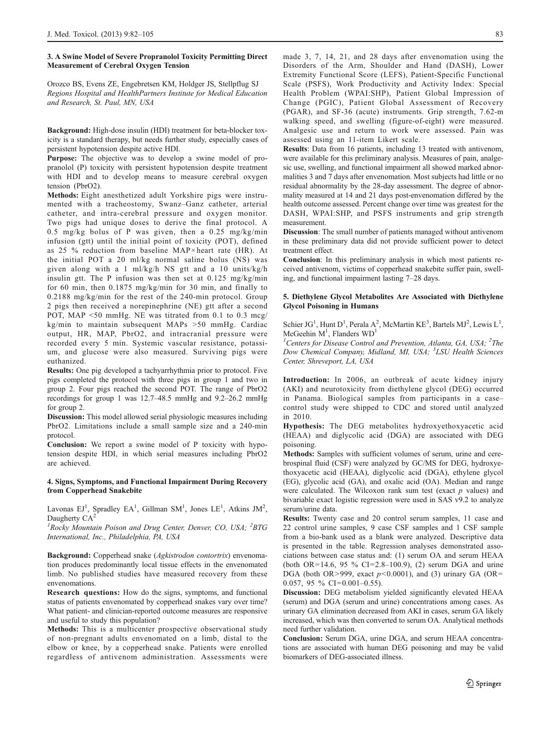### 3. A Swine Model of Severe Propranolol Toxicity Permitting Direct Measurement of Cerebral Oxygen Tension

Orozco BS, Evens ZE, Engebretsen KM, Holdger JS, Stellpflug SJ

*Regions Hospital and HealthPartners Institute for Medical Education and Research, St. Paul, MN, USA*

**Background:** High-dose insulin (HDI) treatment for beta-blocker toxicity is a standard therapy, but needs further study, especially cases of persistent hypotension despite active HDI.

**Purpose:** The objective was to develop a swine model of propranolol (P) toxicity with persistent hypotension despite treatment with HDI and to develop means to measure cerebral oxygen tension (PbrO2).

**Methods:** Eight anesthetized adult Yorkshire pigs were instrumented with a tracheostomy, Swanz–Ganz catheter, arterial catheter, and intra-cerebral pressure and oxygen monitor. Two pigs had unique doses to derive the final protocol. A 0.5 mg/kg bolus of P was given, then a 0.25 mg/kg/min infusion (gtt) until the initial point of toxicity (POT), defined as 25 % reduction from baseline MAP×heart rate (HR). At the initial POT a 20 ml/kg normal saline bolus (NS) was given along with a 1 ml/kg/h NS gtt and a 10 units/kg/h insulin gtt. The P infusion was then set at 0.125 mg/kg/min for 60 min, then 0.1875 mg/kg/min for 30 min, and finally to 0.2188 mg/kg/min for the rest of the 240-min protocol. Group 2 pigs then received a norepinephrine (NE) gtt after a second POT, MAP <50 mmHg. NE was titrated from 0.1 to 0.3 mcg/kg/min to maintain subsequent MAPs >50 mmHg. Cardiac output, HR, MAP, PbrO2, and intracranial pressure were recorded every 5 min. Systemic vascular resistance, potassium, and glucose were also measured. Surviving pigs were euthanized.

**Results:** One pig developed a tachyarrhythmia prior to protocol. Five pigs completed the protocol with three pigs in group 1 and two in group 2. Four pigs reached the second POT. The range of PbrO2 recordings for group 1 was 12.7–48.5 mmHg and 9.2–26.2 mmHg for group 2.

**Discussion:** This model allowed serial physiologic measures including PbrO2. Limitations include a small sample size and a 240-min protocol.

**Conclusion:** We report a swine model of P toxicity with hypotension despite HDI, in which serial measures including PbrO2 are achieved.

### 4. Signs, Symptoms, and Functional Impairment During Recovery from Copperhead Snakebite

Lavonas EJ[1], Spradley EA[1], Gillman SM[1], Jones LE[1], Atkins JM[2], Daugherty CA[2]

[1]*Rocky Mountain Poison and Drug Center, Denver, CO, USA;* [2]*BTG International, Inc., Philadelphia, PA, USA*

**Background:** Copperhead snake (*Agkistrodon contortrix*) envenomation produces predominantly local tissue effects in the envenomated limb. No published studies have measured recovery from these envenomations.

**Research questions:** How do the signs, symptoms, and functional status of patients envenomated by copperhead snakes vary over time? What patient- and clinician-reported outcome measures are responsive and useful to study this population?

**Methods:** This is a multicenter prospective observational study of non-pregnant adults envenomated on a limb, distal to the elbow or knee, by a copperhead snake. Patients were enrolled regardless of antivenom administration. Assessments were made 3, 7, 14, 21, and 28 days after envenomation using the Disorders of the Arm, Shoulder and Hand (DASH), Lower Extremity Functional Score (LEFS), Patient-Specific Functional Scale (PSFS), Work Productivity and Activity Index: Special Health Problem (WPAI:SHP), Patient Global Impression of Change (PGIC), Patient Global Assessment of Recovery (PGAR), and SF-36 (acute) instruments. Grip strength, 7.62-m walking speed, and swelling (figure-of-eight) were measured. Analgesic use and return to work were assessed. Pain was assessed using an 11-item Likert scale.

**Results**: Data from 16 patients, including 13 treated with antivenom, were available for this preliminary analysis. Measures of pain, analgesic use, swelling, and functional impairment all showed marked abnormalities 3 and 7 days after envenomation. Most subjects had little or no residual abnormality by the 28-day assessment. The degree of abnormality measured at 14 and 21 days post-envenomation differed by the health outcome assessed. Percent change over time was greatest for the DASH, WPAI:SHP, and PSFS instruments and grip strength measurement.

**Discussion**: The small number of patients managed without antivenom in these preliminary data did not provide sufficient power to detect treatment effect.

**Conclusion**: In this preliminary analysis in which most patients received antivenom, victims of copperhead snakebite suffer pain, swelling, and functional impairment lasting 7–28 days.

### 5. Diethylene Glycol Metabolites Are Associated with Diethylene Glycol Poisoning in Humans

Schier JG[1], Hunt D[1], Perala A[2], McMartin KE[3], Bartels MJ[2], Lewis L[1], McGeehin M[1], Flanders WD[1]

[1]*Centers for Disease Control and Prevention, Atlanta, GA, USA;* [2]*The Dow Chemical Company, Midland, MI, USA;* [3]*LSU Health Sciences Center, Shreveport, LA, USA*

**Introduction:** In 2006, an outbreak of acute kidney injury (AKI) and neurotoxicity from diethylene glycol (DEG) occurred in Panama. Biological samples from participants in a case–control study were shipped to CDC and stored until analyzed in 2010.

**Hypothesis:** The DEG metabolites hydroxyethoxyacetic acid (HEAA) and diglycolic acid (DGA) are associated with DEG poisoning.

**Methods:** Samples with sufficient volumes of serum, urine and cerebrospinal fluid (CSF) were analyzed by GC/MS for DEG, hydroxyethoxyacetic acid (HEAA), diglycolic acid (DGA), ethylene glycol (EG), glycolic acid (GA), and oxalic acid (OA). Median and range were calculated. The Wilcoxon rank sum test (exact $p$ values) and bivariable exact logistic regression were used in SAS v9.2 to analyze serum/urine data.

**Results:** Twenty case and 20 control serum samples, 11 case and 22 control urine samples, 9 case CSF samples and 1 CSF sample from a bio-bank used as a blank were analyzed. Descriptive data is presented in the table. Regression analyses demonstrated associations between case status and: (1) serum OA and serum HEAA (both OR=14.6, 95 % CI=2.8–100.9), (2) serum DGA and urine DGA (both OR>999, exact $p<0.0001$), and (3) urinary GA (OR=0.057, 95 % CI=0.001–0.55).

**Discussion:** DEG metabolism yielded significantly elevated HEAA (serum) and DGA (serum and urine) concentrations among cases. As urinary GA elimination decreased from AKI in cases, serum GA likely increased, which was then converted to serum OA. Analytical methods need further validation.

**Conclusion:** Serum DGA, urine DGA, and serum HEAA concentrations are associated with human DEG poisoning and may be valid biomarkers of DEG-associated illness.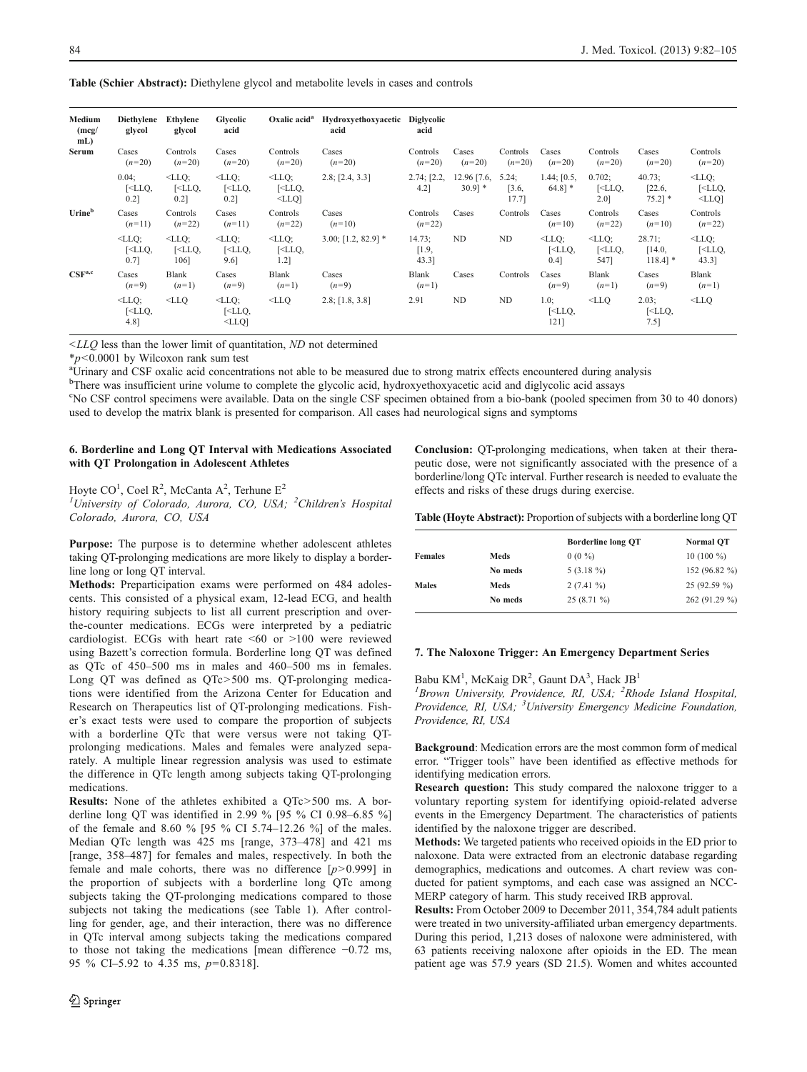**Table (Schier Abstract):** Diethylene glycol and metabolite levels in cases and controls

| Medium (mcg/mL) | Diethylene glycol | | Ethylene glycol | | Glycolic acid | | Oxalic acid[a] | | Hydroxyethoxyacetic acid | | Diglycolic acid | |
|---|---|---|---|---|---|---|---|---|---|---|---|---|
| **Serum** | Cases (n=20) | Controls (n=20) | Cases (n=20) | Controls (n=20) | Cases (n=20) | Controls (n=20) | Cases (n=20) | Controls (n=20) | Cases (n=20) | Controls (n=20) | Cases (n=20) | Controls (n=20) |
| | 0.04; [<LLQ, 0.2] | <LLQ; [<LLQ, 0.2] | <LLQ; [<LLQ, 0.2] | <LLQ; [<LLQ, <LLQ] | 2.8; [2.4, 3.3] | 2.74; [2.2, 4.2] | 12.96 [7.6, 30.9] * | 5.24; [3.6, 17.7] | 1.44; [0.5, 64.8] * | 0.702; [<LLQ, 2.0] | 40.73; [22.6, 75.2] * | <LLQ; [<LLQ, <LLQ] |
| **Urine[b]** | Cases (n=11) | Controls (n=22) | Cases (n=11) | Controls (n=22) | Cases (n=10) | Controls (n=22) | Cases | Controls | Cases (n=10) | Controls (n=22) | Cases (n=10) | Controls (n=22) |
| | <LLQ; [<LLQ, 0.7] | <LLQ; [<LLQ, 106] | <LLQ; [<LLQ, 9.6] | <LLQ; [<LLQ, 1.2] | 3.00; [1.2, 82.9] * | 14.73; [1.9, 43.3] | ND | ND | <LLQ; [<LLQ, 0.4] | <LLQ; [<LLQ, 547] | 28.71; [14.0, 118.4] * | <LLQ; [<LLQ, 43.3] |
| **CSF[a,c]** | Cases (n=9) | Blank (n=1) | Cases (n=9) | Blank (n=1) | Cases (n=9) | Blank (n=1) | Cases | Controls | Cases (n=9) | Blank (n=1) | Cases (n=9) | Blank (n=1) |
| | <LLQ; [<LLQ, 4.8] | <LLQ | <LLQ; [<LLQ, <LLQ] | <LLQ | 2.8; [1.8, 3.8] | 2.91 | ND | ND | 1.0; [<LLQ, 121] | <LLQ | 2.03; [<LLQ, 7.5] | <LLQ |

*<LLQ* less than the lower limit of quantitation, *ND* not determined

*$p<0.0001$ by Wilcoxon rank sum test

[a]Urinary and CSF oxalic acid concentrations not able to be measured due to strong matrix effects encountered during analysis

[b]There was insufficient urine volume to complete the glycolic acid, hydroxyethoxyacetic acid and diglycolic acid assays

[c]No CSF control specimens were available. Data on the single CSF specimen obtained from a bio-bank (pooled specimen from 30 to 40 donors) used to develop the matrix blank is presented for comparison. All cases had neurological signs and symptoms

## 6. Borderline and Long QT Interval with Medications Associated with QT Prolongation in Adolescent Athletes

Hoyte CO[1], Coel R[2], McCanta A[2], Terhune E[2]

[1]*University of Colorado, Aurora, CO, USA;* [2]*Children's Hospital Colorado, Aurora, CO, USA*

**Purpose:** The purpose is to determine whether adolescent athletes taking QT-prolonging medications are more likely to display a borderline long or long QT interval.

**Methods:** Preparticipation exams were performed on 484 adolescents. This consisted of a physical exam, 12-lead ECG, and health history requiring subjects to list all current prescription and over-the-counter medications. ECGs were interpreted by a pediatric cardiologist. ECGs with heart rate <60 or >100 were reviewed using Bazett's correction formula. Borderline long QT was defined as QTc of 450–500 ms in males and 460–500 ms in females. Long QT was defined as QTc>500 ms. QT-prolonging medications were identified from the Arizona Center for Education and Research on Therapeutics list of QT-prolonging medications. Fisher's exact tests were used to compare the proportion of subjects with a borderline QTc that were versus were not taking QT-prolonging medications. Males and females were analyzed separately. A multiple linear regression analysis was used to estimate the difference in QTc length among subjects taking QT-prolonging medications.

**Results:** None of the athletes exhibited a QTc>500 ms. A borderline long QT was identified in 2.99 % [95 % CI 0.98–6.85 %] of the female and 8.60 % [95 % CI 5.74–12.26 %] of the males. Median QTc length was 425 ms [range, 373–478] and 421 ms [range, 358–487] for females and males, respectively. In both the female and male cohorts, there was no difference [$p>0.999$] in the proportion of subjects with a borderline long QTc among subjects taking the QT-prolonging medications compared to those subjects not taking the medications (see Table 1). After controlling for gender, age, and their interaction, there was no difference in QTc interval among subjects taking the medications compared to those not taking the medications [mean difference −0.72 ms, 95 % CI–5.92 to 4.35 ms, $p=0.8318$].

**Conclusion:** QT-prolonging medications, when taken at their therapeutic dose, were not significantly associated with the presence of a borderline/long QTc interval. Further research is needed to evaluate the effects and risks of these drugs during exercise.

**Table (Hoyte Abstract):** Proportion of subjects with a borderline long QT

| | | Borderline long QT | Normal QT |
|---|---|---|---|
| **Females** | **Meds** | 0 (0 %) | 10 (100 %) |
| | **No meds** | 5 (3.18 %) | 152 (96.82 %) |
| **Males** | **Meds** | 2 (7.41 %) | 25 (92.59 %) |
| | **No meds** | 25 (8.71 %) | 262 (91.29 %) |

## 7. The Naloxone Trigger: An Emergency Department Series

Babu KM[1], McKaig DR[2], Gaunt DA[3], Hack JB[1]

[1]*Brown University, Providence, RI, USA;* [2]*Rhode Island Hospital, Providence, RI, USA;* [3]*University Emergency Medicine Foundation, Providence, RI, USA*

**Background**: Medication errors are the most common form of medical error. "Trigger tools" have been identified as effective methods for identifying medication errors.

**Research question:** This study compared the naloxone trigger to a voluntary reporting system for identifying opioid-related adverse events in the Emergency Department. The characteristics of patients identified by the naloxone trigger are described.

**Methods:** We targeted patients who received opioids in the ED prior to naloxone. Data were extracted from an electronic database regarding demographics, medications and outcomes. A chart review was conducted for patient symptoms, and each case was assigned an NCC-MERP category of harm. This study received IRB approval.

**Results:** From October 2009 to December 2011, 354,784 adult patients were treated in two university-affiliated urban emergency departments. During this period, 1,213 doses of naloxone were administered, with 63 patients receiving naloxone after opioids in the ED. The mean patient age was 57.9 years (SD 21.5). Women and whites accounted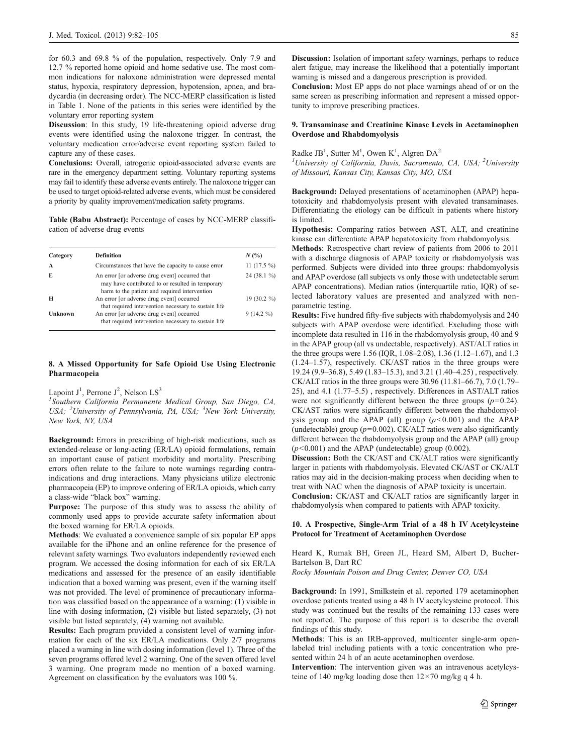for 60.3 and 69.8 % of the population, respectively. Only 7.9 and 12.7 % reported home opioid and home sedative use. The most common indications for naloxone administration were depressed mental status, hypoxia, respiratory depression, hypotension, apnea, and bradycardia (in decreasing order). The NCC-MERP classification is listed in Table 1. None of the patients in this series were identified by the voluntary error reporting system

**Discussion**: In this study, 19 life-threatening opioid adverse drug events were identified using the naloxone trigger. In contrast, the voluntary medication error/adverse event reporting system failed to capture any of these cases.

**Conclusions:** Overall, iatrogenic opioid-associated adverse events are rare in the emergency department setting. Voluntary reporting systems may fail to identify these adverse events entirely. The naloxone trigger can be used to target opioid-related adverse events, which must be considered a priority by quality improvement/medication safety programs.

**Table (Babu Abstract):** Percentage of cases by NCC-MERP classification of adverse drug events

| Category | Definition | *N* (%) |
|---|---|---|
| **A** | Circumstances that have the capacity to cause error | 11 (17.5 %) |
| **E** | An error [or adverse drug event] occurred that may have contributed to or resulted in temporary harm to the patient and required intervention | 24 (38.1 %) |
| **H** | An error [or adverse drug event] occurred that required intervention necessary to sustain life | 19 (30.2 %) |
| **Unknown** | An error [or adverse drug event] occurred that required intervention necessary to sustain life | 9 (14.2 %) |

## 8. A Missed Opportunity for Safe Opioid Use Using Electronic Pharmacopeia

Lapoint J[1], Perrone J[2], Nelson LS[3]

[1]*Southern California Permanente Medical Group, San Diego, CA, USA;* [2]*University of Pennsylvania, PA, USA;* [3]*New York University, New York, NY, USA*

**Background:** Errors in prescribing of high-risk medications, such as extended-release or long-acting (ER/LA) opioid formulations, remain an important cause of patient morbidity and mortality. Prescribing errors often relate to the failure to note warnings regarding contraindications and drug interactions. Many physicians utilize electronic pharmacopeia (EP) to improve ordering of ER/LA opioids, which carry a class-wide "black box" warning.

**Purpose:** The purpose of this study was to assess the ability of commonly used apps to provide accurate safety information about the boxed warning for ER/LA opioids.

**Methods**: We evaluated a convenience sample of six popular EP apps available for the iPhone and an online reference for the presence of relevant safety warnings. Two evaluators independently reviewed each program. We accessed the dosing information for each of six ER/LA medications and assessed for the presence of an easily identifiable indication that a boxed warning was present, even if the warning itself was not provided. The level of prominence of precautionary information was classified based on the appearance of a warning: (1) visible in line with dosing information, (2) visible but listed separately, (3) not visible but listed separately, (4) warning not available.

**Results:** Each program provided a consistent level of warning information for each of the six ER/LA medications. Only 2/7 programs placed a warning in line with dosing information (level 1). Three of the seven programs offered level 2 warning. One of the seven offered level 3 warning. One program made no mention of a boxed warning. Agreement on classification by the evaluators was 100 %.

**Discussion:** Isolation of important safety warnings, perhaps to reduce alert fatigue, may increase the likelihood that a potentially important warning is missed and a dangerous prescription is provided.

**Conclusion:** Most EP apps do not place warnings ahead of or on the same screen as prescribing information and represent a missed opportunity to improve prescribing practices.

## 9. Transaminase and Creatinine Kinase Levels in Acetaminophen Overdose and Rhabdomyolysis

Radke JB[1], Sutter M[1], Owen K[1], Algren DA[2]

[1]*University of California, Davis, Sacramento, CA, USA;* [2]*University of Missouri, Kansas City, Kansas City, MO, USA*

**Background:** Delayed presentations of acetaminophen (APAP) hepatotoxicity and rhabdomyolysis present with elevated transaminases. Differentiating the etiology can be difficult in patients where history is limited.

**Hypothesis:** Comparing ratios between AST, ALT, and creatinine kinase can differentiate APAP hepatotoxicity from rhabdomyolysis.

**Methods**: Retrospective chart review of patients from 2006 to 2011 with a discharge diagnosis of APAP toxicity or rhabdomyolysis was performed. Subjects were divided into three groups: rhabdomyolysis and APAP overdose (all subjects vs only those with undetectable serum APAP concentrations). Median ratios (interquartile ratio, IQR) of selected laboratory values are presented and analyzed with nonparametric testing.

**Results:** Five hundred fifty-five subjects with rhabdomyolysis and 240 subjects with APAP overdose were identified. Excluding those with incomplete data resulted in 116 in the rhabdomyolysis group, 40 and 9 in the APAP group (all vs undectable, respectively). AST/ALT ratios in the three groups were 1.56 (IQR, 1.08–2.08), 1.36 (1.12–1.67), and 1.3 (1.24–1.57), respectively. CK/AST ratios in the three groups were 19.24 (9.9–36.8), 5.49 (1.83–15.3), and 3.21 (1.40–4.25) , respectively. CK/ALT ratios in the three groups were 30.96 (11.81–66.7), 7.0 (1.79–25), and 4.1 (1.77–5.5) , respectively. Differences in AST/ALT ratios were not significantly different between the three groups ($p$=0.24). CK/AST ratios were significantly different between the rhabdomyolysis group and the APAP (all) group ($p$<0.001) and the APAP (undetectable) group ($p$=0.002). CK/ALT ratios were also significantly different between the rhabdomyolysis group and the APAP (all) group ($p$<0.001) and the APAP (undetectable) group (0.002).

**Discussion:** Both the CK/AST and CK/ALT ratios were significantly larger in patients with rhabdomyolysis. Elevated CK/AST or CK/ALT ratios may aid in the decision-making process when deciding when to treat with NAC when the diagnosis of APAP toxicity is uncertain.

**Conclusion:** CK/AST and CK/ALT ratios are significantly larger in rhabdomyolysis when compared to patients with APAP toxicity.

## 10. A Prospective, Single-Arm Trial of a 48 h IV Acetylcysteine Protocol for Treatment of Acetaminophen Overdose

Heard K, Rumak BH, Green JL, Heard SM, Albert D, Bucher-Bartelson B, Dart RC

*Rocky Mountain Poison and Drug Center, Denver CO, USA*

**Background:** In 1991, Smilkstein et al. reported 179 acetaminophen overdose patients treated using a 48 h IV acetylcysteine protocol. This study was continued but the results of the remaining 133 cases were not reported. The purpose of this report is to describe the overall findings of this study.

**Methods**: This is an IRB-approved, multicenter single-arm open-labeled trial including patients with a toxic concentration who presented within 24 h of an acute acetaminophen overdose.

**Intervention**: The intervention given was an intravenous acetylcysteine of 140 mg/kg loading dose then 12×70 mg/kg q 4 h.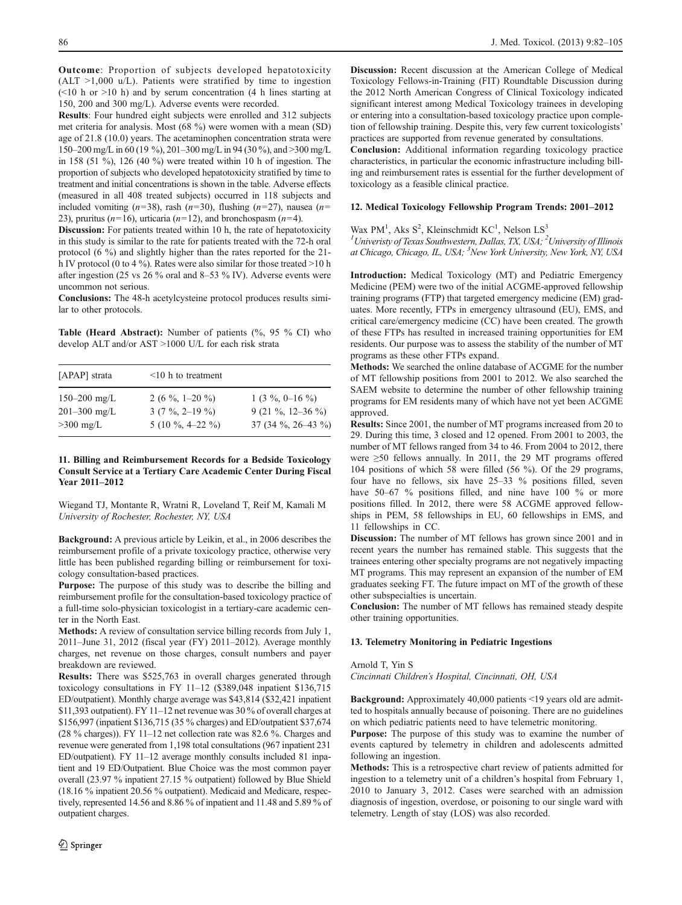**Outcome**: Proportion of subjects developed hepatotoxicity (ALT >1,000 u/L). Patients were stratified by time to ingestion (<10 h or >10 h) and by serum concentration (4 h lines starting at 150, 200 and 300 mg/L). Adverse events were recorded.

**Results**: Four hundred eight subjects were enrolled and 312 subjects met criteria for analysis. Most (68 %) were women with a mean (SD) age of 21.8 (10.0) years. The acetaminophen concentration strata were 150–200 mg/L in 60 (19 %), 201–300 mg/L in 94 (30 %), and >300 mg/L in 158 (51 %), 126 (40 %) were treated within 10 h of ingestion. The proportion of subjects who developed hepatotoxicity stratified by time to treatment and initial concentrations is shown in the table. Adverse effects (measured in all 408 treated subjects) occurred in 118 subjects and included vomiting ($n$=38), rash ($n$=30), flushing ($n$=27), nausea ($n$=23), pruritus ($n$=16), urticaria ($n$=12), and bronchospasm ($n$=4).

**Discussion:** For patients treated within 10 h, the rate of hepatotoxicity in this study is similar to the rate for patients treated with the 72-h oral protocol (6 %) and slightly higher than the rates reported for the 21-h IV protocol (0 to 4 %). Rates were also similar for those treated >10 h after ingestion (25 vs 26 % oral and 8–53 % IV). Adverse events were uncommon not serious.

**Conclusions:** The 48-h acetylcysteine protocol produces results similar to other protocols.

**Table (Heard Abstract):** Number of patients (%, 95 % CI) who develop ALT and/or AST >1000 U/L for each risk strata

| [APAP] strata | <10 h to treatment | |
|---|---|---|
| 150–200 mg/L | 2 (6 %, 1–20 %) | 1 (3 %, 0–16 %) |
| 201–300 mg/L | 3 (7 %, 2–19 %) | 9 (21 %, 12–36 %) |
| >300 mg/L | 5 (10 %, 4–22 %) | 37 (34 %, 26–43 %) |

### 11. Billing and Reimbursement Records for a Bedside Toxicology Consult Service at a Tertiary Care Academic Center During Fiscal Year 2011–2012

Wiegand TJ, Montante R, Wratni R, Loveland T, Reif M, Kamali M

*University of Rochester, Rochester, NY, USA*

**Background:** A previous article by Leikin, et al., in 2006 describes the reimbursement profile of a private toxicology practice, otherwise very little has been published regarding billing or reimbursement for toxicology consultation-based practices.

**Purpose:** The purpose of this study was to describe the billing and reimbursement profile for the consultation-based toxicology practice of a full-time solo-physician toxicologist in a tertiary-care academic center in the North East.

**Methods:** A review of consultation service billing records from July 1, 2011–June 31, 2012 (fiscal year (FY) 2011–2012). Average monthly charges, net revenue on those charges, consult numbers and payer breakdown are reviewed.

**Results:** There was $525,763 in overall charges generated through toxicology consultations in FY 11–12 ($389,048 inpatient $136,715 ED/outpatient). Monthly charge average was $43,814 ($32,421 inpatient $11,393 outpatient). FY 11–12 net revenue was 30 % of overall charges at $156,997 (inpatient $136,715 (35 % charges) and ED/outpatient $37,674 (28 % charges)). FY 11–12 net collection rate was 82.6 %. Charges and revenue were generated from 1,198 total consultations (967 inpatient 231 ED/outpatient). FY 11–12 average monthly consults included 81 inpatient and 19 ED/Outpatient. Blue Choice was the most common payer overall (23.97 % inpatient 27.15 % outpatient) followed by Blue Shield (18.16 % inpatient 20.56 % outpatient). Medicaid and Medicare, respectively, represented 14.56 and 8.86 % of inpatient and 11.48 and 5.89 % of outpatient charges.

**Discussion:** Recent discussion at the American College of Medical Toxicology Fellows-in-Training (FIT) Roundtable Discussion during the 2012 North American Congress of Clinical Toxicology indicated significant interest among Medical Toxicology trainees in developing or entering into a consultation-based toxicology practice upon completion of fellowship training. Despite this, very few current toxicologists' practices are supported from revenue generated by consultations.

**Conclusion:** Additional information regarding toxicology practice characteristics, in particular the economic infrastructure including billing and reimbursement rates is essential for the further development of toxicology as a feasible clinical practice.

### 12. Medical Toxicology Fellowship Program Trends: 2001–2012

Wax PM[1], Aks S[2], Kleinschmidt KC[1], Nelson LS[3]

*[1]Univeristy of Texas Southwestern, Dallas, TX, USA; [2]University of Illinois at Chicago, Chicago, IL, USA; [3]New York University, New York, NY, USA*

**Introduction:** Medical Toxicology (MT) and Pediatric Emergency Medicine (PEM) were two of the initial ACGME-approved fellowship training programs (FTP) that targeted emergency medicine (EM) graduates. More recently, FTPs in emergency ultrasound (EU), EMS, and critical care/emergency medicine (CC) have been created. The growth of these FTPs has resulted in increased training opportunities for EM residents. Our purpose was to assess the stability of the number of MT programs as these other FTPs expand.

**Methods:** We searched the online database of ACGME for the number of MT fellowship positions from 2001 to 2012. We also searched the SAEM website to determine the number of other fellowship training programs for EM residents many of which have not yet been ACGME approved.

**Results:** Since 2001, the number of MT programs increased from 20 to 29. During this time, 3 closed and 12 opened. From 2001 to 2003, the number of MT fellows ranged from 34 to 46. From 2004 to 2012, there were ≥50 fellows annually. In 2011, the 29 MT programs offered 104 positions of which 58 were filled (56 %). Of the 29 programs, four have no fellows, six have 25–33 % positions filled, seven have 50–67 % positions filled, and nine have 100 % or more positions filled. In 2012, there were 58 ACGME approved fellowships in PEM, 58 fellowships in EU, 60 fellowships in EMS, and 11 fellowships in CC.

**Discussion:** The number of MT fellows has grown since 2001 and in recent years the number has remained stable. This suggests that the trainees entering other specialty programs are not negatively impacting MT programs. This may represent an expansion of the number of EM graduates seeking FT. The future impact on MT of the growth of these other subspecialties is uncertain.

**Conclusion:** The number of MT fellows has remained steady despite other training opportunities.

### 13. Telemetry Monitoring in Pediatric Ingestions

Arnold T, Yin S

*Cincinnati Children's Hospital, Cincinnati, OH, USA*

**Background:** Approximately 40,000 patients <19 years old are admitted to hospitals annually because of poisoning. There are no guidelines on which pediatric patients need to have telemetric monitoring.

**Purpose:** The purpose of this study was to examine the number of events captured by telemetry in children and adolescents admitted following an ingestion.

**Methods:** This is a retrospective chart review of patients admitted for ingestion to a telemetry unit of a children's hospital from February 1, 2010 to January 3, 2012. Cases were searched with an admission diagnosis of ingestion, overdose, or poisoning to our single ward with telemetry. Length of stay (LOS) was also recorded.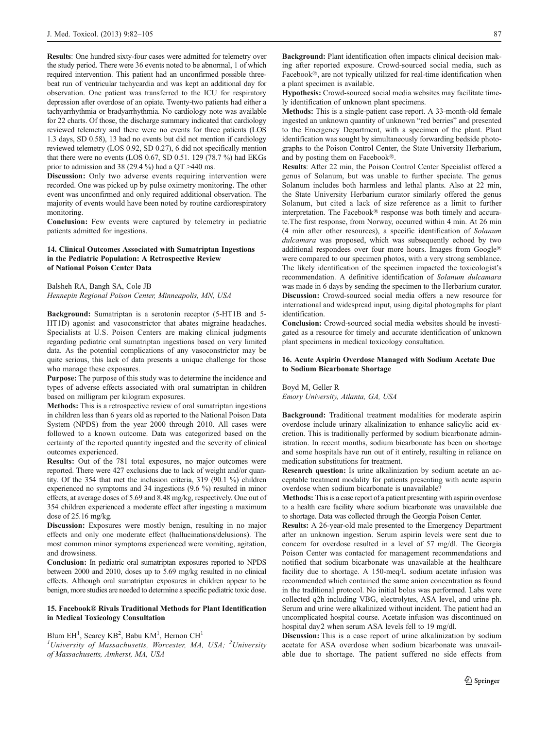**Results**: One hundred sixty-four cases were admitted for telemetry over the study period. There were 36 events noted to be abnormal, 1 of which required intervention. This patient had an unconfirmed possible three-beat run of ventricular tachycardia and was kept an additional day for observation. One patient was transferred to the ICU for respiratory depression after overdose of an opiate. Twenty-two patients had either a tachyarrhythmia or bradyarrhythmia. No cardiology note was available for 22 charts. Of those, the discharge summary indicated that cardiology reviewed telemetry and there were no events for three patients (LOS 1.3 days, SD 0.58), 13 had no events but did not mention if cardiology reviewed telemetry (LOS 0.92, SD 0.27), 6 did not specifically mention that there were no events (LOS 0.67, SD 0.51. 129 (78.7 %) had EKGs prior to admission and 38 (29.4 %) had a QT >440 ms.

**Discussion:** Only two adverse events requiring intervention were recorded. One was picked up by pulse oximetry monitoring. The other event was unconfirmed and only required additional observation. The majority of events would have been noted by routine cardiorespiratory monitoring.

**Conclusion:** Few events were captured by telemetry in pediatric patients admitted for ingestions.

### 14. Clinical Outcomes Associated with Sumatriptan Ingestions in the Pediatric Population: A Retrospective Review of National Poison Center Data

Balsheh RA, Bangh SA, Cole JB

*Hennepin Regional Poison Center, Minneapolis, MN, USA*

**Background:** Sumatriptan is a serotonin receptor (5-HT1B and 5-HT1D) agonist and vasoconstrictor that abates migraine headaches. Specialists at U.S. Poison Centers are making clinical judgments regarding pediatric oral sumatriptan ingestions based on very limited data. As the potential complications of any vasoconstrictor may be quite serious, this lack of data presents a unique challenge for those who manage these exposures.

**Purpose:** The purpose of this study was to determine the incidence and types of adverse effects associated with oral sumatriptan in children based on milligram per kilogram exposures.

**Methods:** This is a retrospective review of oral sumatriptan ingestions in children less than 6 years old as reported to the National Poison Data System (NPDS) from the year 2000 through 2010. All cases were followed to a known outcome. Data was categorized based on the certainty of the reported quantity ingested and the severity of clinical outcomes experienced.

**Results:** Out of the 781 total exposures, no major outcomes were reported. There were 427 exclusions due to lack of weight and/or quantity. Of the 354 that met the inclusion criteria, 319 (90.1 %) children experienced no symptoms and 34 ingestions (9.6 %) resulted in minor effects, at average doses of 5.69 and 8.48 mg/kg, respectively. One out of 354 children experienced a moderate effect after ingesting a maximum dose of 25.16 mg/kg.

**Discussion:** Exposures were mostly benign, resulting in no major effects and only one moderate effect (hallucinations/delusions). The most common minor symptoms experienced were vomiting, agitation, and drowsiness.

**Conclusion:** In pediatric oral sumatriptan exposures reported to NPDS between 2000 and 2010, doses up to 5.69 mg/kg resulted in no clinical effects. Although oral sumatriptan exposures in children appear to be benign, more studies are needed to determine a specific pediatric toxic dose.

### 15. Facebook® Rivals Traditional Methods for Plant Identification in Medical Toxicology Consultation

Blum EH[1], Searcy KB[2], Babu KM[1], Hernon CH[1]

[1]*University of Massachusetts, Worcester, MA, USA;* [2]*University of Massachusetts, Amherst, MA, USA*

**Background:** Plant identification often impacts clinical decision making after reported exposure. Crowd-sourced social media, such as Facebook®, are not typically utilized for real-time identification when a plant specimen is available.

**Hypothesis:** Crowd-sourced social media websites may facilitate timely identification of unknown plant specimens.

**Methods:** This is a single-patient case report. A 33-month-old female ingested an unknown quantity of unknown "red berries" and presented to the Emergency Department, with a specimen of the plant. Plant identification was sought by simultaneously forwarding bedside photographs to the Poison Control Center, the State University Herbarium, and by posting them on Facebook®.

**Results**: After 22 min, the Poison Control Center Specialist offered a genus of Solanum, but was unable to further speciate. The genus Solanum includes both harmless and lethal plants. Also at 22 min, the State University Herbarium curator similarly offered the genus Solanum, but cited a lack of size reference as a limit to further interpretation. The Facebook® response was both timely and accurate.The first response, from Norway, occurred within 4 min. At 26 min (4 min after other resources), a specific identification of *Solanum dulcamara* was proposed, which was subsequently echoed by two additional respondees over four more hours. Images from Google® were compared to our specimen photos, with a very strong semblance. The likely identification of the specimen impacted the toxicologist's recommendation. A definitive identification of *Solanum dulcamara* was made in 6 days by sending the specimen to the Herbarium curator.

**Discussion:** Crowd-sourced social media offers a new resource for international and widespread input, using digital photographs for plant identification.

**Conclusion:** Crowd-sourced social media websites should be investigated as a resource for timely and accurate identification of unknown plant specimens in medical toxicology consultation.

### 16. Acute Aspirin Overdose Managed with Sodium Acetate Due to Sodium Bicarbonate Shortage

Boyd M, Geller R

*Emory University, Atlanta, GA, USA*

**Background:** Traditional treatment modalities for moderate aspirin overdose include urinary alkalinization to enhance salicylic acid excretion. This is traditionally performed by sodium bicarbonate administration. In recent months, sodium bicarbonate has been on shortage and some hospitals have run out of it entirely, resulting in reliance on medication substitutions for treatment.

**Research question:** Is urine alkalinization by sodium acetate an acceptable treatment modality for patients presenting with acute aspirin overdose when sodium bicarbonate is unavailable?

**Methods:** This is a case report of a patient presenting with aspirin overdose to a health care facility where sodium bicarbonate was unavailable due to shortage. Data was collected through the Georgia Poison Center.

**Results:** A 26-year-old male presented to the Emergency Department after an unknown ingestion. Serum aspirin levels were sent due to concern for overdose resulted in a level of 57 mg/dl. The Georgia Poison Center was contacted for management recommendations and notified that sodium bicarbonate was unavailable at the healthcare facility due to shortage. A 150-meq/L sodium acetate infusion was recommended which contained the same anion concentration as found in the traditional protocol. No initial bolus was performed. Labs were collected q2h including VBG, electrolytes, ASA level, and urine ph. Serum and urine were alkalinized without incident. The patient had an uncomplicated hospital course. Acetate infusion was discontinued on hospital day2 when serum ASA levels fell to 19 mg/dl.

**Discussion:** This is a case report of urine alkalinization by sodium acetate for ASA overdose when sodium bicarbonate was unavailable due to shortage. The patient suffered no side effects from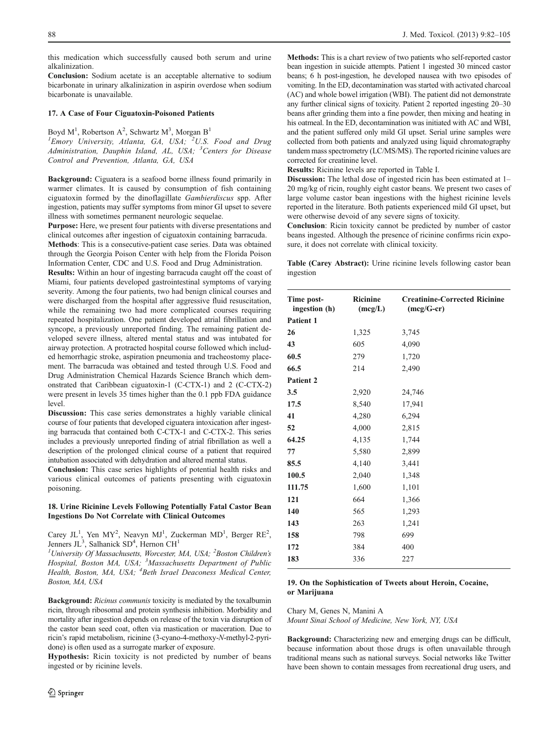this medication which successfully caused both serum and urine alkalinization.

**Conclusion:** Sodium acetate is an acceptable alternative to sodium bicarbonate in urinary alkalinization in aspirin overdose when sodium bicarbonate is unavailable.

### 17. A Case of Four Ciguatoxin-Poisoned Patients

Boyd M[1], Robertson A[2], Schwartz M[3], Morgan B[1]

[1]*Emory University, Atlanta, GA, USA;* [2]*U.S. Food and Drug Administration, Dauphin Island, AL, USA;* [3]*Centers for Disease Control and Prevention, Atlanta, GA, USA*

**Background:** Ciguatera is a seafood borne illness found primarily in warmer climates. It is caused by consumption of fish containing ciguatoxin formed by the dinoflagillate *Gambierdiscus* spp. After ingestion, patients may suffer symptoms from minor GI upset to severe illness with sometimes permanent neurologic sequelae.

**Purpose:** Here, we present four patients with diverse presentations and clinical outcomes after ingestion of ciguatoxin containing barracuda.

**Methods**: This is a consecutive-patient case series. Data was obtained through the Georgia Poison Center with help from the Florida Poison Information Center, CDC and U.S. Food and Drug Administration.

**Results:** Within an hour of ingesting barracuda caught off the coast of Miami, four patients developed gastrointestinal symptoms of varying severity. Among the four patients, two had benign clinical courses and were discharged from the hospital after aggressive fluid resuscitation, while the remaining two had more complicated courses requiring repeated hospitalization. One patient developed atrial fibrillation and syncope, a previously unreported finding. The remaining patient developed severe illness, altered mental status and was intubated for airway protection. A protracted hospital course followed which included hemorrhagic stroke, aspiration pneumonia and tracheostomy placement. The barracuda was obtained and tested through U.S. Food and Drug Administration Chemical Hazards Science Branch which demonstrated that Caribbean ciguatoxin-1 (C-CTX-1) and 2 (C-CTX-2) were present in levels 35 times higher than the 0.1 ppb FDA guidance level.

**Discussion:** This case series demonstrates a highly variable clinical course of four patients that developed ciguatera intoxication after ingesting barracuda that contained both C-CTX-1 and C-CTX-2. This series includes a previously unreported finding of atrial fibrillation as well a description of the prolonged clinical course of a patient that required intubation associated with dehydration and altered mental status.

**Conclusion:** This case series highlights of potential health risks and various clinical outcomes of patients presenting with ciguatoxin poisoning.

### 18. Urine Ricinine Levels Following Potentially Fatal Castor Bean Ingestions Do Not Correlate with Clinical Outcomes

Carey JL[1], Yen MY[2], Neavyn MJ[1], Zuckerman MD[1], Berger RE[2], Jenners JL[3], Salhanick SD[4], Hernon CH[1]

[1]*University Of Massachusetts, Worcester, MA, USA;* [2]*Boston Children's Hospital, Boston MA, USA;* [3]*Massachusetts Department of Public Health, Boston, MA, USA;* [4]*Beth Israel Deaconess Medical Center, Boston, MA, USA*

**Background:** *Ricinus communis* toxicity is mediated by the toxalbumin ricin, through ribosomal and protein synthesis inhibition. Morbidity and mortality after ingestion depends on release of the toxin via disruption of the castor bean seed coat, often via mastication or maceration. Due to ricin's rapid metabolism, ricinine (3-cyano-4-methoxy-*N*-methyl-2-pyridone) is often used as a surrogate marker of exposure.

**Hypothesis:** Ricin toxicity is not predicted by number of beans ingested or by ricinine levels.

**Methods:** This is a chart review of two patients who self-reported castor bean ingestion in suicide attempts. Patient 1 ingested 30 minced castor beans; 6 h post-ingestion, he developed nausea with two episodes of vomiting. In the ED, decontamination was started with activated charcoal (AC) and whole bowel irrigation (WBI). The patient did not demonstrate any further clinical signs of toxicity. Patient 2 reported ingesting 20–30 beans after grinding them into a fine powder, then mixing and heating in his oatmeal. In the ED, decontamination was initiated with AC and WBI, and the patient suffered only mild GI upset. Serial urine samples were collected from both patients and analyzed using liquid chromatography tandem mass spectrometry (LC/MS/MS). The reported ricinine values are corrected for creatinine level.

**Results:** Ricinine levels are reported in Table I.

**Discussion:** The lethal dose of ingested ricin has been estimated at 1–20 mg/kg of ricin, roughly eight castor beans. We present two cases of large volume castor bean ingestions with the highest ricinine levels reported in the literature. Both patients experienced mild GI upset, but were otherwise devoid of any severe signs of toxicity.

**Conclusion**: Ricin toxicity cannot be predicted by number of castor beans ingested. Although the presence of ricinine confirms ricin exposure, it does not correlate with clinical toxicity.

**Table (Carey Abstract):** Urine ricinine levels following castor bean ingestion

| Time post-ingestion (h) | Ricinine (mcg/L) | Creatinine-Corrected Ricinine (mcg/G-cr) |
|---|---|---|
| **Patient 1** | | |
| **26** | 1,325 | 3,745 |
| **43** | 605 | 4,090 |
| **60.5** | 279 | 1,720 |
| **66.5** | 214 | 2,490 |
| **Patient 2** | | |
| **3.5** | 2,920 | 24,746 |
| **17.5** | 8,540 | 17,941 |
| **41** | 4,280 | 6,294 |
| **52** | 4,000 | 2,815 |
| **64.25** | 4,135 | 1,744 |
| **77** | 5,580 | 2,899 |
| **85.5** | 4,140 | 3,441 |
| **100.5** | 2,040 | 1,348 |
| **111.75** | 1,600 | 1,101 |
| **121** | 664 | 1,366 |
| **140** | 565 | 1,293 |
| **143** | 263 | 1,241 |
| **158** | 798 | 699 |
| **172** | 384 | 400 |
| **183** | 336 | 227 |

### 19. On the Sophistication of Tweets about Heroin, Cocaine, or Marijuana

Chary M, Genes N, Manini A

*Mount Sinai School of Medicine, New York, NY, USA*

**Background:** Characterizing new and emerging drugs can be difficult, because information about those drugs is often unavailable through traditional means such as national surveys. Social networks like Twitter have been shown to contain messages from recreational drug users, and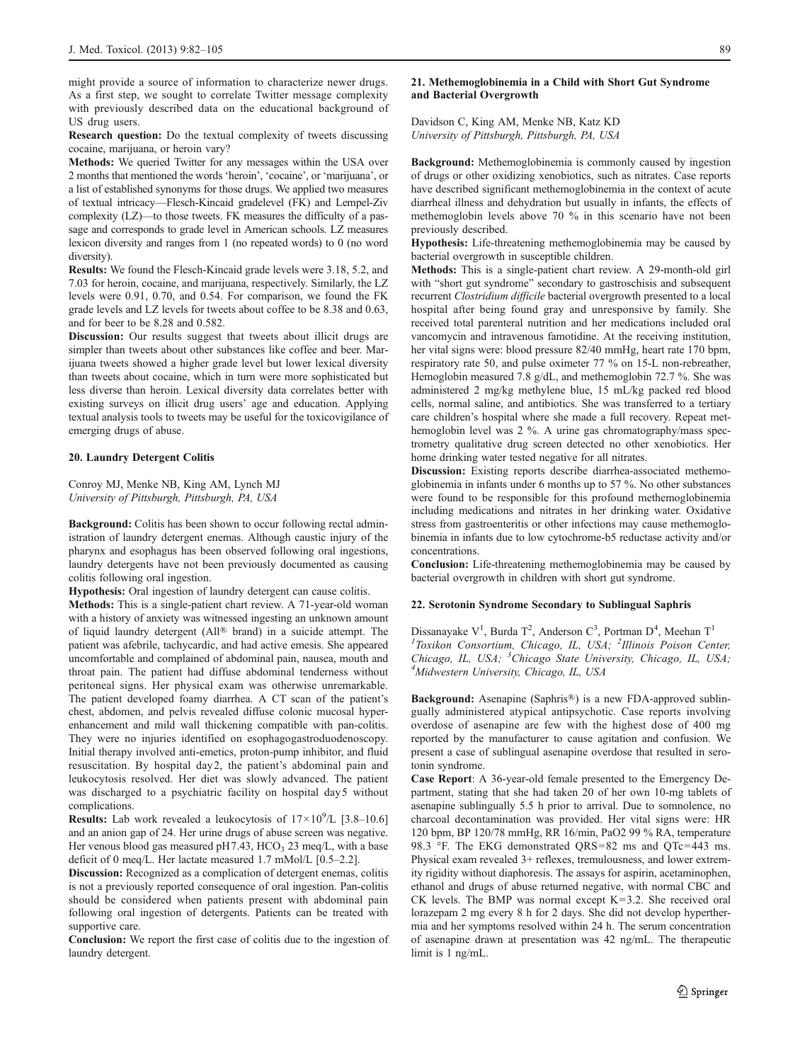might provide a source of information to characterize newer drugs. As a first step, we sought to correlate Twitter message complexity with previously described data on the educational background of US drug users.

**Research question:** Do the textual complexity of tweets discussing cocaine, marijuana, or heroin vary?

**Methods:** We queried Twitter for any messages within the USA over 2 months that mentioned the words 'heroin', 'cocaine', or 'marijuana', or a list of established synonyms for those drugs. We applied two measures of textual intricacy—Flesch-Kincaid gradelevel (FK) and Lempel-Ziv complexity (LZ)—to those tweets. FK measures the difficulty of a passage and corresponds to grade level in American schools. LZ measures lexicon diversity and ranges from 1 (no repeated words) to 0 (no word diversity).

**Results:** We found the Flesch-Kincaid grade levels were 3.18, 5.2, and 7.03 for heroin, cocaine, and marijuana, respectively. Similarly, the LZ levels were 0.91, 0.70, and 0.54. For comparison, we found the FK grade levels and LZ levels for tweets about coffee to be 8.38 and 0.63, and for beer to be 8.28 and 0.582.

**Discussion:** Our results suggest that tweets about illicit drugs are simpler than tweets about other substances like coffee and beer. Marijuana tweets showed a higher grade level but lower lexical diversity than tweets about cocaine, which in turn were more sophisticated but less diverse than heroin. Lexical diversity data correlates better with existing surveys on illicit drug users' age and education. Applying textual analysis tools to tweets may be useful for the toxicovigilance of emerging drugs of abuse.

### 20. Laundry Detergent Colitis

Conroy MJ, Menke NB, King AM, Lynch MJ
*University of Pittsburgh, Pittsburgh, PA, USA*

**Background:** Colitis has been shown to occur following rectal administration of laundry detergent enemas. Although caustic injury of the pharynx and esophagus has been observed following oral ingestions, laundry detergents have not been previously documented as causing colitis following oral ingestion.

**Hypothesis:** Oral ingestion of laundry detergent can cause colitis.

**Methods:** This is a single-patient chart review. A 71-year-old woman with a history of anxiety was witnessed ingesting an unknown amount of liquid laundry detergent (All® brand) in a suicide attempt. The patient was afebrile, tachycardic, and had active emesis. She appeared uncomfortable and complained of abdominal pain, nausea, mouth and throat pain. The patient had diffuse abdominal tenderness without peritoneal signs. Her physical exam was otherwise unremarkable. The patient developed foamy diarrhea. A CT scan of the patient's chest, abdomen, and pelvis revealed diffuse colonic mucosal hyperenhancement and mild wall thickening compatible with pan-colitis. They were no injuries identified on esophagogastroduodenoscopy. Initial therapy involved anti-emetics, proton-pump inhibitor, and fluid resuscitation. By hospital day2, the patient's abdominal pain and leukocytosis resolved. Her diet was slowly advanced. The patient was discharged to a psychiatric facility on hospital day5 without complications.

**Results:** Lab work revealed a leukocytosis of $17\times10^9$/L [3.8–10.6] and an anion gap of 24. Her urine drugs of abuse screen was negative. Her venous blood gas measured pH7.43, $HCO_3$ 23 meq/L, with a base deficit of 0 meq/L. Her lactate measured 1.7 mMol/L [0.5–2.2].

**Discussion:** Recognized as a complication of detergent enemas, colitis is not a previously reported consequence of oral ingestion. Pan-colitis should be considered when patients present with abdominal pain following oral ingestion of detergents. Patients can be treated with supportive care.

**Conclusion:** We report the first case of colitis due to the ingestion of laundry detergent.

### 21. Methemoglobinemia in a Child with Short Gut Syndrome and Bacterial Overgrowth

Davidson C, King AM, Menke NB, Katz KD
*University of Pittsburgh, Pittsburgh, PA, USA*

**Background:** Methemoglobinemia is commonly caused by ingestion of drugs or other oxidizing xenobiotics, such as nitrates. Case reports have described significant methemoglobinemia in the context of acute diarrheal illness and dehydration but usually in infants, the effects of methemoglobin levels above 70 % in this scenario have not been previously described.

**Hypothesis:** Life-threatening methemoglobinemia may be caused by bacterial overgrowth in susceptible children.

**Methods:** This is a single-patient chart review. A 29-month-old girl with "short gut syndrome" secondary to gastroschisis and subsequent recurrent *Clostridium difficile* bacterial overgrowth presented to a local hospital after being found gray and unresponsive by family. She received total parenteral nutrition and her medications included oral vancomycin and intravenous famotidine. At the receiving institution, her vital signs were: blood pressure 82/40 mmHg, heart rate 170 bpm, respiratory rate 50, and pulse oximeter 77 % on 15-L non-rebreather, Hemoglobin measured 7.8 g/dL, and methemoglobin 72.7 %. She was administered 2 mg/kg methylene blue, 15 mL/kg packed red blood cells, normal saline, and antibiotics. She was transferred to a tertiary care children's hospital where she made a full recovery. Repeat methemoglobin level was 2 %. A urine gas chromatography/mass spectrometry qualitative drug screen detected no other xenobiotics. Her home drinking water tested negative for all nitrates.

**Discussion:** Existing reports describe diarrhea-associated methemoglobinemia in infants under 6 months up to 57 %. No other substances were found to be responsible for this profound methemoglobinemia including medications and nitrates in her drinking water. Oxidative stress from gastroenteritis or other infections may cause methemoglobinemia in infants due to low cytochrome-b5 reductase activity and/or concentrations.

**Conclusion:** Life-threatening methemoglobinemia may be caused by bacterial overgrowth in children with short gut syndrome.

### 22. Serotonin Syndrome Secondary to Sublingual Saphris

Dissanayake V[1], Burda T[2], Anderson C[3], Portman D[4], Meehan T[1]
[1]*Toxikon Consortium, Chicago, IL, USA;* [2]*Illinois Poison Center, Chicago, IL, USA;* [3]*Chicago State University, Chicago, IL, USA;* [4]*Midwestern University, Chicago, IL, USA*

**Background:** Asenapine (Saphris®) is a new FDA-approved sublingually administered atypical antipsychotic. Case reports involving overdose of asenapine are few with the highest dose of 400 mg reported by the manufacturer to cause agitation and confusion. We present a case of sublingual asenapine overdose that resulted in serotonin syndrome.

**Case Report**: A 36-year-old female presented to the Emergency Department, stating that she had taken 20 of her own 10-mg tablets of asenapine sublingually 5.5 h prior to arrival. Due to somnolence, no charcoal decontamination was provided. Her vital signs were: HR 120 bpm, BP 120/78 mmHg, RR 16/min, PaO2 99 % RA, temperature 98.3 °F. The EKG demonstrated QRS=82 ms and QTc=443 ms. Physical exam revealed 3+ reflexes, tremulousness, and lower extremity rigidity without diaphoresis. The assays for aspirin, acetaminophen, ethanol and drugs of abuse returned negative, with normal CBC and CK levels. The BMP was normal except K=3.2. She received oral lorazepam 2 mg every 8 h for 2 days. She did not develop hyperthermia and her symptoms resolved within 24 h. The serum concentration of asenapine drawn at presentation was 42 ng/mL. The therapeutic limit is 1 ng/mL.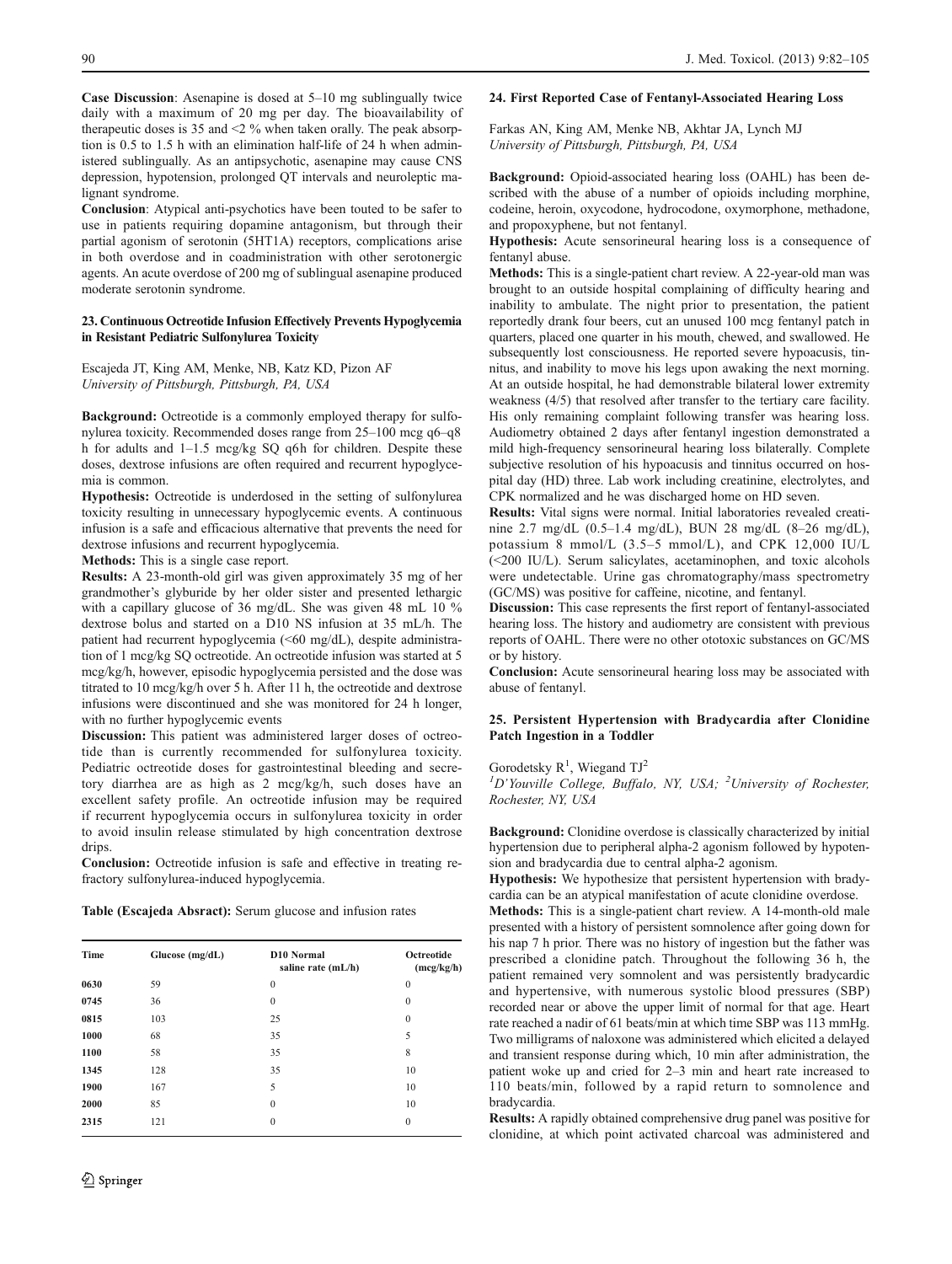**Case Discussion**: Asenapine is dosed at 5–10 mg sublingually twice daily with a maximum of 20 mg per day. The bioavailability of therapeutic doses is 35 and <2 % when taken orally. The peak absorption is 0.5 to 1.5 h with an elimination half-life of 24 h when administered sublingually. As an antipsychotic, asenapine may cause CNS depression, hypotension, prolonged QT intervals and neuroleptic malignant syndrome.

**Conclusion**: Atypical anti-psychotics have been touted to be safer to use in patients requiring dopamine antagonism, but through their partial agonism of serotonin (5HT1A) receptors, complications arise in both overdose and in coadministration with other serotonergic agents. An acute overdose of 200 mg of sublingual asenapine produced moderate serotonin syndrome.

### 23. Continuous Octreotide Infusion Effectively Prevents Hypoglycemia in Resistant Pediatric Sulfonylurea Toxicity

Escajeda JT, King AM, Menke, NB, Katz KD, Pizon AF
*University of Pittsburgh, Pittsburgh, PA, USA*

**Background:** Octreotide is a commonly employed therapy for sulfonylurea toxicity. Recommended doses range from 25–100 mcg q6–q8 h for adults and 1–1.5 mcg/kg SQ q6h for children. Despite these doses, dextrose infusions are often required and recurrent hypoglycemia is common.

**Hypothesis:** Octreotide is underdosed in the setting of sulfonylurea toxicity resulting in unnecessary hypoglycemic events. A continuous infusion is a safe and efficacious alternative that prevents the need for dextrose infusions and recurrent hypoglycemia.

**Methods:** This is a single case report.

**Results:** A 23-month-old girl was given approximately 35 mg of her grandmother's glyburide by her older sister and presented lethargic with a capillary glucose of 36 mg/dL. She was given 48 mL 10 % dextrose bolus and started on a D10 NS infusion at 35 mL/h. The patient had recurrent hypoglycemia (<60 mg/dL), despite administration of 1 mcg/kg SQ octreotide. An octreotide infusion was started at 5 mcg/kg/h, however, episodic hypoglycemia persisted and the dose was titrated to 10 mcg/kg/h over 5 h. After 11 h, the octreotide and dextrose infusions were discontinued and she was monitored for 24 h longer, with no further hypoglycemic events

**Discussion:** This patient was administered larger doses of octreotide than is currently recommended for sulfonylurea toxicity. Pediatric octreotide doses for gastrointestinal bleeding and secretory diarrhea are as high as 2 mcg/kg/h, such doses have an excellent safety profile. An octreotide infusion may be required if recurrent hypoglycemia occurs in sulfonylurea toxicity in order to avoid insulin release stimulated by high concentration dextrose drips.

**Conclusion:** Octreotide infusion is safe and effective in treating refractory sulfonylurea-induced hypoglycemia.

**Table (Escajeda Absract):** Serum glucose and infusion rates

| Time | Glucose (mg/dL) | D10 Normal saline rate (mL/h) | Octreotide (mcg/kg/h) |
|---|---|---|---|
| **0630** | 59 | 0 | 0 |
| **0745** | 36 | 0 | 0 |
| **0815** | 103 | 25 | 0 |
| **1000** | 68 | 35 | 5 |
| **1100** | 58 | 35 | 8 |
| **1345** | 128 | 35 | 10 |
| **1900** | 167 | 5 | 10 |
| **2000** | 85 | 0 | 10 |
| **2315** | 121 | 0 | 0 |

### 24. First Reported Case of Fentanyl-Associated Hearing Loss

Farkas AN, King AM, Menke NB, Akhtar JA, Lynch MJ
*University of Pittsburgh, Pittsburgh, PA, USA*

**Background:** Opioid-associated hearing loss (OAHL) has been described with the abuse of a number of opioids including morphine, codeine, heroin, oxycodone, hydrocodone, oxymorphone, methadone, and propoxyphene, but not fentanyl.

**Hypothesis:** Acute sensorineural hearing loss is a consequence of fentanyl abuse.

**Methods:** This is a single-patient chart review. A 22-year-old man was brought to an outside hospital complaining of difficulty hearing and inability to ambulate. The night prior to presentation, the patient reportedly drank four beers, cut an unused 100 mcg fentanyl patch in quarters, placed one quarter in his mouth, chewed, and swallowed. He subsequently lost consciousness. He reported severe hypoacusis, tinnitus, and inability to move his legs upon awaking the next morning. At an outside hospital, he had demonstrable bilateral lower extremity weakness (4/5) that resolved after transfer to the tertiary care facility. His only remaining complaint following transfer was hearing loss. Audiometry obtained 2 days after fentanyl ingestion demonstrated a mild high-frequency sensorineural hearing loss bilaterally. Complete subjective resolution of his hypoacusis and tinnitus occurred on hospital day (HD) three. Lab work including creatinine, electrolytes, and CPK normalized and he was discharged home on HD seven.

**Results:** Vital signs were normal. Initial laboratories revealed creatinine 2.7 mg/dL (0.5–1.4 mg/dL), BUN 28 mg/dL (8–26 mg/dL), potassium 8 mmol/L (3.5–5 mmol/L), and CPK 12,000 IU/L (<200 IU/L). Serum salicylates, acetaminophen, and toxic alcohols were undetectable. Urine gas chromatography/mass spectrometry (GC/MS) was positive for caffeine, nicotine, and fentanyl.

**Discussion:** This case represents the first report of fentanyl-associated hearing loss. The history and audiometry are consistent with previous reports of OAHL. There were no other ototoxic substances on GC/MS or by history.

**Conclusion:** Acute sensorineural hearing loss may be associated with abuse of fentanyl.

### 25. Persistent Hypertension with Bradycardia after Clonidine Patch Ingestion in a Toddler

Gorodetsky R[1], Wiegand TJ[2]
[1]*D'Youville College, Buffalo, NY, USA;* [2]*University of Rochester, Rochester, NY, USA*

**Background:** Clonidine overdose is classically characterized by initial hypertension due to peripheral alpha-2 agonism followed by hypotension and bradycardia due to central alpha-2 agonism.

**Hypothesis:** We hypothesize that persistent hypertension with bradycardia can be an atypical manifestation of acute clonidine overdose.

**Methods:** This is a single-patient chart review. A 14-month-old male presented with a history of persistent somnolence after going down for his nap 7 h prior. There was no history of ingestion but the father was prescribed a clonidine patch. Throughout the following 36 h, the patient remained very somnolent and was persistently bradycardic and hypertensive, with numerous systolic blood pressures (SBP) recorded near or above the upper limit of normal for that age. Heart rate reached a nadir of 61 beats/min at which time SBP was 113 mmHg. Two milligrams of naloxone was administered which elicited a delayed and transient response during which, 10 min after administration, the patient woke up and cried for 2–3 min and heart rate increased to 110 beats/min, followed by a rapid return to somnolence and bradycardia.

**Results:** A rapidly obtained comprehensive drug panel was positive for clonidine, at which point activated charcoal was administered and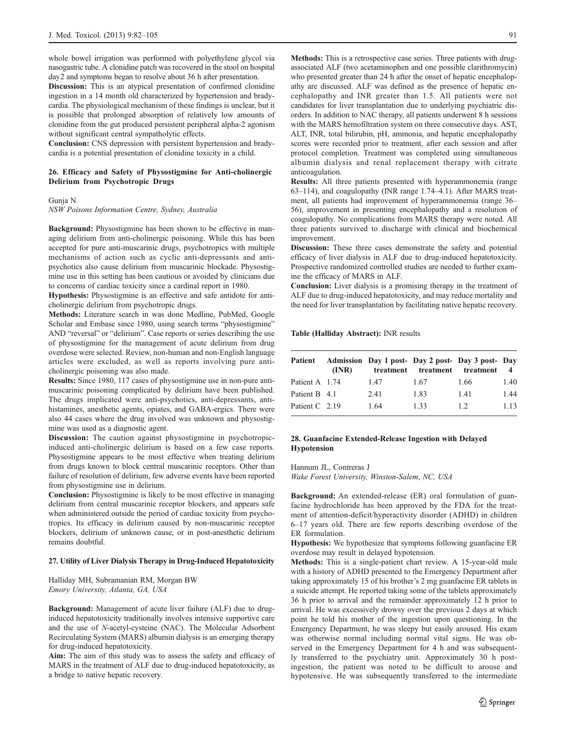whole bowel irrigation was performed with polyethylene glycol via nasogastric tube. A clonidine patch was recovered in the stool on hospital day2 and symptoms began to resolve about 36 h after presentation.

**Discussion:** This is an atypical presentation of confirmed clonidine ingestion in a 14 month old characterized by hypertension and bradycardia. The physiological mechanism of these findings is unclear, but it is possible that prolonged absorption of relatively low amounts of clonidine from the gut produced persistent peripheral alpha-2 agonism without significant central sympatholytic effects.

**Conclusion:** CNS depression with persistent hypertension and bradycardia is a potential presentation of clonidine toxicity in a child.

### 26. Efficacy and Safety of Physostigmine for Anti-cholinergic Delirium from Psychotropic Drugs

Gunja N

*NSW Poisons Information Centre, Sydney, Australia*

**Background:** Physostigmine has been shown to be effective in managing delirium from anti-cholinergic poisoning. While this has been accepted for pure anti-muscarinic drugs, psychotropics with multiple mechanisms of action such as cyclic anti-depressants and anti-psychotics also cause delirium from muscarinic blockade. Physostigmine use in this setting has been cautious or avoided by clinicians due to concerns of cardiac toxicity since a cardinal report in 1980.

**Hypothesis:** Physostigmine is an effective and safe antidote for anti-cholinergic delirium from psychotropic drugs.

**Methods:** Literature search in was done Medline, PubMed, Google Scholar and Embase since 1980, using search terms "physostigmine" AND "reversal" or "delirium". Case reports or series describing the use of physostigmine for the management of acute delirium from drug overdose were selected. Review, non-human and non-English language articles were excluded, as well as reports involving pure anti-cholinergic poisoning was also made.

**Results:** Since 1980, 117 cases of physostigmine use in non-pure anti-muscarinic poisoning complicated by delirium have been published. The drugs implicated were anti-psychotics, anti-depressants, anti-histamines, anesthetic agents, opiates, and GABA-ergics. There were also 44 cases where the drug involved was unknown and physostigmine was used as a diagnostic agent.

**Discussion:** The caution against physostigmine in psychotropic-induced anti-cholinergic delirium is based on a few case reports. Physostigmine appears to be most effective when treating delirium from drugs known to block central muscarinic receptors. Other than failure of resolution of delirium, few adverse events have been reported from physostigmine use in delirium.

**Conclusion:** Physostigmine is likely to be most effective in managing delirium from central muscarinic receptor blockers, and appears safe when administered outside the period of cardiac toxicity from psychotropics. Its efficacy in delirium caused by non-muscarinic receptor blockers, delirium of unknown cause, or in post-anesthetic delirium remains doubtful.

### 27. Utility of Liver Dialysis Therapy in Drug-Induced Hepatotoxicity

Halliday MH, Subramanian RM, Morgan BW

*Emory University, Atlanta, GA, USA*

**Background:** Management of acute liver failure (ALF) due to drug-induced hepatotoxicity traditionally involves intensive supportive care and the use of *N*-acetyl-cysteine (NAC). The Molecular Adsorbent Recirculating System (MARS) albumin dialysis is an emerging therapy for drug-induced hepatotoxicity.

**Aim:** The aim of this study was to assess the safety and efficacy of MARS in the treatment of ALF due to drug-induced hepatotoxicity, as a bridge to native hepatic recovery.

**Methods:** This is a retrospective case series. Three patients with drug-associated ALF (two acetaminophen and one possible clarithromycin) who presented greater than 24 h after the onset of hepatic encephalopathy are discussed. ALF was defined as the presence of hepatic encephalopathy and INR greater than 1.5. All patients were not candidates for liver transplantation due to underlying psychiatric disorders. In addition to NAC therapy, all patients underwent 8 h sessions with the MARS hemofiltration system on three consecutive days. AST, ALT, INR, total bilirubin, pH, ammonia, and hepatic encephalopathy scores were recorded prior to treatment, after each session and after protocol completion. Treatment was completed using simultaneous albumin dialysis and renal replacement therapy with citrate anticoagulation.

**Results:** All three patients presented with hyperammonemia (range 63–114), and coagulopathy (INR range 1.74–4.1). After MARS treatment, all patients had improvement of hyperammonemia (range 36–56), improvement in presenting encephalopathy and a resolution of coagulopathy. No complications from MARS therapy were noted. All three patients survived to discharge with clinical and biochemical improvement.

**Discussion:** These three cases demonstrate the safety and potential efficacy of liver dialysis in ALF due to drug-induced hepatotoxicity. Prospective randomized controlled studies are needed to further examine the efficacy of MARS in ALF.

**Conclusion:** Liver dialysis is a promising therapy in the treatment of ALF due to drug-induced hepatotoxicity, and may reduce mortality and the need for liver transplantation by facilitating native hepatic recovery.

**Table (Halliday Abstract):** INR results

| Patient | Admission (INR) | Day 1 post-treatment | Day 2 post-treatment | Day 3 post-treatment | Day 4 |
|---|---|---|---|---|---|
| Patient A | 1.74 | 1.47 | 1.67 | 1.66 | 1.40 |
| Patient B | 4.1 | 2.41 | 1.83 | 1.41 | 1.44 |
| Patient C | 2.19 | 1.64 | 1.33 | 1.2 | 1.13 |

### 28. Guanfacine Extended-Release Ingestion with Delayed Hypotension

Hannum JL, Contreras J

*Wake Forest University, Winston-Salem, NC, USA*

**Background:** An extended-release (ER) oral formulation of guanfacine hydrochloride has been approved by the FDA for the treatment of attention-deficit/hyperactivity disorder (ADHD) in children 6–17 years old. There are few reports describing overdose of the ER formulation.

**Hypothesis:** We hypothesize that symptoms following guanfacine ER overdose may result in delayed hypotension.

**Methods:** This is a single-patient chart review. A 15-year-old male with a history of ADHD presented to the Emergency Department after taking approximately 15 of his brother's 2 mg guanfacine ER tablets in a suicide attempt. He reported taking some of the tablets approximately 36 h prior to arrival and the remainder approximately 12 h prior to arrival. He was excessively drowsy over the previous 2 days at which point he told his mother of the ingestion upon questioning. In the Emergency Department, he was sleepy but easily aroused. His exam was otherwise normal including normal vital signs. He was observed in the Emergency Department for 4 h and was subsequently transferred to the psychiatry unit. Approximately 30 h post-ingestion, the patient was noted to be difficult to arouse and hypotensive. He was subsequently transferred to the intermediate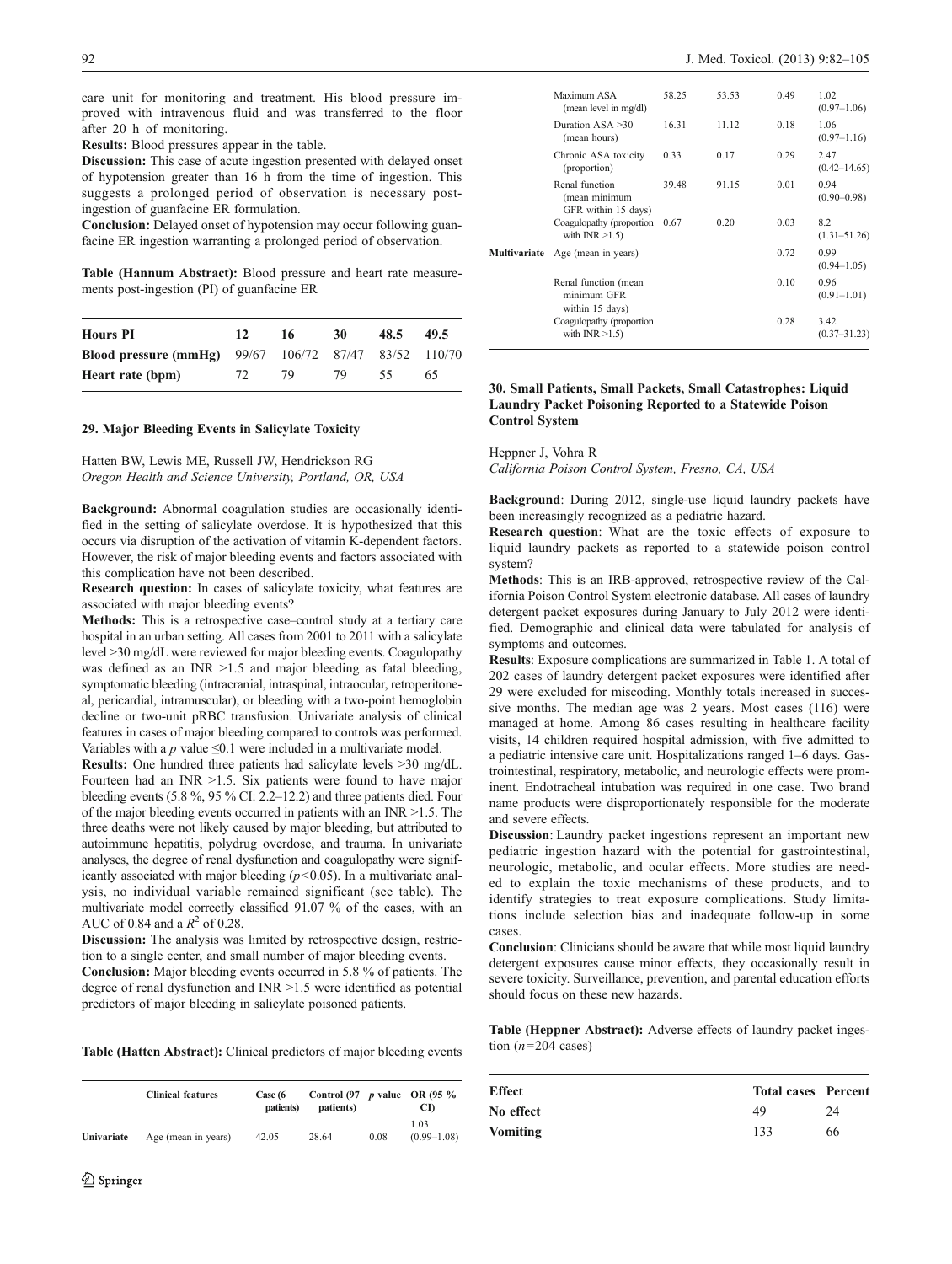care unit for monitoring and treatment. His blood pressure improved with intravenous fluid and was transferred to the floor after 20 h of monitoring.

**Results:** Blood pressures appear in the table.

**Discussion:** This case of acute ingestion presented with delayed onset of hypotension greater than 16 h from the time of ingestion. This suggests a prolonged period of observation is necessary post-ingestion of guanfacine ER formulation.

**Conclusion:** Delayed onset of hypotension may occur following guanfacine ER ingestion warranting a prolonged period of observation.

**Table (Hannum Abstract):** Blood pressure and heart rate measurements post-ingestion (PI) of guanfacine ER

| **Hours PI** | **12** | **16** | **30** | **48.5** | **49.5** |
|---|---|---|---|---|---|
| **Blood pressure (mmHg)** | 99/67 | 106/72 | 87/47 | 83/52 | 110/70 |
| **Heart rate (bpm)** | 72 | 79 | 79 | 55 | 65 |

### 29. Major Bleeding Events in Salicylate Toxicity

Hatten BW, Lewis ME, Russell JW, Hendrickson RG
*Oregon Health and Science University, Portland, OR, USA*

**Background:** Abnormal coagulation studies are occasionally identified in the setting of salicylate overdose. It is hypothesized that this occurs via disruption of the activation of vitamin K-dependent factors. However, the risk of major bleeding events and factors associated with this complication have not been described.

**Research question:** In cases of salicylate toxicity, what features are associated with major bleeding events?

**Methods:** This is a retrospective case–control study at a tertiary care hospital in an urban setting. All cases from 2001 to 2011 with a salicylate level >30 mg/dL were reviewed for major bleeding events. Coagulopathy was defined as an INR >1.5 and major bleeding as fatal bleeding, symptomatic bleeding (intracranial, intraspinal, intraocular, retroperitoneal, pericardial, intramuscular), or bleeding with a two-point hemoglobin decline or two-unit pRBC transfusion. Univariate analysis of clinical features in cases of major bleeding compared to controls was performed. Variables with a $p$ value ≤0.1 were included in a multivariate model.

**Results:** One hundred three patients had salicylate levels >30 mg/dL. Fourteen had an INR >1.5. Six patients were found to have major bleeding events (5.8 %, 95 % CI: 2.2–12.2) and three patients died. Four of the major bleeding events occurred in patients with an INR >1.5. The three deaths were not likely caused by major bleeding, but attributed to autoimmune hepatitis, polydrug overdose, and trauma. In univariate analyses, the degree of renal dysfunction and coagulopathy were significantly associated with major bleeding ($p<0.05$). In a multivariate analysis, no individual variable remained significant (see table). The multivariate model correctly classified 91.07 % of the cases, with an AUC of 0.84 and a $R^2$ of 0.28.

**Discussion:** The analysis was limited by retrospective design, restriction to a single center, and small number of major bleeding events.

**Conclusion:** Major bleeding events occurred in 5.8 % of patients. The degree of renal dysfunction and INR >1.5 were identified as potential predictors of major bleeding in salicylate poisoned patients.

**Table (Hatten Abstract):** Clinical predictors of major bleeding events

| | Clinical features | Case (6 patients) | Control (97 patients) | $p$ value | OR (95 % CI) |
|---|---|---|---|---|---|
| Univariate | Age (mean in years) | 42.05 | 28.64 | 0.08 | 1.03 (0.99–1.08) |
| | Maximum ASA (mean level in mg/dl) | 58.25 | 53.53 | 0.49 | 1.02 (0.97–1.06) |
| | Duration ASA >30 (mean hours) | 16.31 | 11.12 | 0.18 | 1.06 (0.97–1.16) |
| | Chronic ASA toxicity (proportion) | 0.33 | 0.17 | 0.29 | 2.47 (0.42–14.65) |
| | Renal function (mean minimum GFR within 15 days) | 39.48 | 91.15 | 0.01 | 0.94 (0.90–0.98) |
| | Coagulopathy (proportion with INR >1.5) | 0.67 | 0.20 | 0.03 | 8.2 (1.31–51.26) |
| Multivariate | Age (mean in years) | | | 0.72 | 0.99 (0.94–1.05) |
| | Renal function (mean minimum GFR within 15 days) | | | 0.10 | 0.96 (0.91–1.01) |
| | Coagulopathy (proportion with INR >1.5) | | | 0.28 | 3.42 (0.37–31.23) |

### 30. Small Patients, Small Packets, Small Catastrophes: Liquid Laundry Packet Poisoning Reported to a Statewide Poison Control System

Heppner J, Vohra R
*California Poison Control System, Fresno, CA, USA*

**Background**: During 2012, single-use liquid laundry packets have been increasingly recognized as a pediatric hazard.

**Research question**: What are the toxic effects of exposure to liquid laundry packets as reported to a statewide poison control system?

**Methods**: This is an IRB-approved, retrospective review of the California Poison Control System electronic database. All cases of laundry detergent packet exposures during January to July 2012 were identified. Demographic and clinical data were tabulated for analysis of symptoms and outcomes.

**Results**: Exposure complications are summarized in Table 1. A total of 202 cases of laundry detergent packet exposures were identified after 29 were excluded for miscoding. Monthly totals increased in successive months. The median age was 2 years. Most cases (116) were managed at home. Among 86 cases resulting in healthcare facility visits, 14 children required hospital admission, with five admitted to a pediatric intensive care unit. Hospitalizations ranged 1–6 days. Gastrointestinal, respiratory, metabolic, and neurologic effects were prominent. Endotracheal intubation was required in one case. Two brand name products were disproportionately responsible for the moderate and severe effects.

**Discussion**: Laundry packet ingestions represent an important new pediatric ingestion hazard with the potential for gastrointestinal, neurologic, metabolic, and ocular effects. More studies are needed to explain the toxic mechanisms of these products, and to identify strategies to treat exposure complications. Study limitations include selection bias and inadequate follow-up in some cases.

**Conclusion**: Clinicians should be aware that while most liquid laundry detergent exposures cause minor effects, they occasionally result in severe toxicity. Surveillance, prevention, and parental education efforts should focus on these new hazards.

**Table (Heppner Abstract):** Adverse effects of laundry packet ingestion ($n$=204 cases)

| **Effect** | **Total cases** | **Percent** |
|---|---|---|
| **No effect** | 49 | 24 |
| **Vomiting** | 133 | 66 |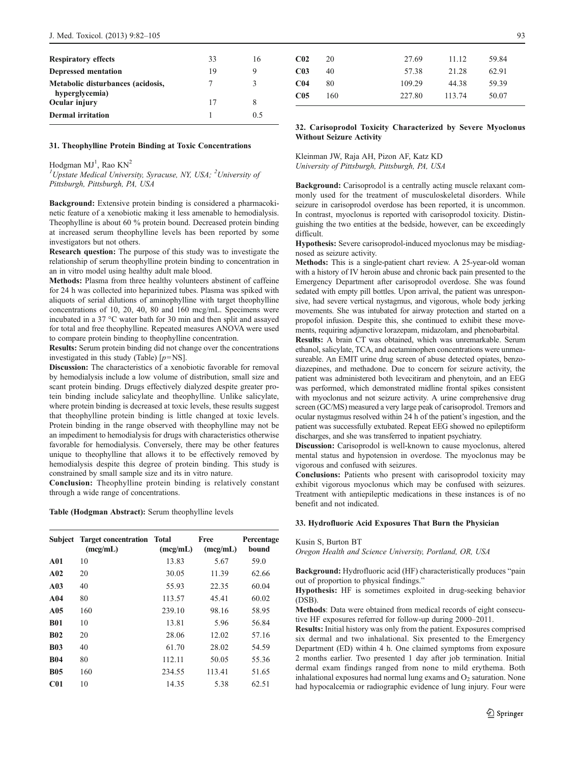| | | |
|---|---|---|
| **Respiratory effects** | 33 | 16 |
| **Depressed mentation** | 19 | 9 |
| **Metabolic disturbances (acidosis, hyperglycemia)** | 7 | 3 |
| **Ocular injury** | 17 | 8 |
| **Dermal irritation** | 1 | 0.5 |

### 31. Theophylline Protein Binding at Toxic Concentrations

Hodgman MJ[1], Rao KN[2]

*[1]Upstate Medical University, Syracuse, NY, USA; [2]University of Pittsburgh, Pittsburgh, PA, USA*

**Background:** Extensive protein binding is considered a pharmacokinetic feature of a xenobiotic making it less amenable to hemodialysis. Theophylline is about 60 % protein bound. Decreased protein binding at increased serum theophylline levels has been reported by some investigators but not others.

**Research question:** The purpose of this study was to investigate the relationship of serum theophylline protein binding to concentration in an in vitro model using healthy adult male blood.

**Methods:** Plasma from three healthy volunteers abstinent of caffeine for 24 h was collected into heparinized tubes. Plasma was spiked with aliquots of serial dilutions of aminophylline with target theophylline concentrations of 10, 20, 40, 80 and 160 mcg/mL. Specimens were incubated in a 37 °C water bath for 30 min and then split and assayed for total and free theophylline. Repeated measures ANOVA were used to compare protein binding to theophylline concentration.

**Results:** Serum protein binding did not change over the concentrations investigated in this study (Table) [$p$=NS].

**Discussion:** The characteristics of a xenobiotic favorable for removal by hemodialysis include a low volume of distribution, small size and scant protein binding. Drugs effectively dialyzed despite greater protein binding include salicylate and theophylline. Unlike salicylate, where protein binding is decreased at toxic levels, these results suggest that theophylline protein binding is little changed at toxic levels. Protein binding in the range observed with theophylline may not be an impediment to hemodialysis for drugs with characteristics otherwise favorable for hemodialysis. Conversely, there may be other features unique to theophylline that allows it to be effectively removed by hemodialysis despite this degree of protein binding. This study is constrained by small sample size and its in vitro nature.

**Conclusion:** Theophylline protein binding is relatively constant through a wide range of concentrations.

**Table (Hodgman Abstract):** Serum theophylline levels

| Subject | Target concentration (mcg/mL) | Total (mcg/mL) | Free (mcg/mL) | Percentage bound |
|---|---|---|---|---|
| **A01** | 10 | 13.83 | 5.67 | 59.0 |
| **A02** | 20 | 30.05 | 11.39 | 62.66 |
| **A03** | 40 | 55.93 | 22.35 | 60.04 |
| **A04** | 80 | 113.57 | 45.41 | 60.02 |
| **A05** | 160 | 239.10 | 98.16 | 58.95 |
| **B01** | 10 | 13.81 | 5.96 | 56.84 |
| **B02** | 20 | 28.06 | 12.02 | 57.16 |
| **B03** | 40 | 61.70 | 28.02 | 54.59 |
| **B04** | 80 | 112.11 | 50.05 | 55.36 |
| **B05** | 160 | 234.55 | 113.41 | 51.65 |
| **C01** | 10 | 14.35 | 5.38 | 62.51 |
| **C02** | 20 | 27.69 | 11.12 | 59.84 |
| **C03** | 40 | 57.38 | 21.28 | 62.91 |
| **C04** | 80 | 109.29 | 44.38 | 59.39 |
| **C05** | 160 | 227.80 | 113.74 | 50.07 |

### 32. Carisoprodol Toxicity Characterized by Severe Myoclonus Without Seizure Activity

Kleinman JW, Raja AH, Pizon AF, Katz KD

*University of Pittsburgh, Pittsburgh, PA, USA*

**Background:** Carisoprodol is a centrally acting muscle relaxant commonly used for the treatment of musculoskeletal disorders. While seizure in carisoprodol overdose has been reported, it is uncommon. In contrast, myoclonus is reported with carisoprodol toxicity. Distinguishing the two entities at the bedside, however, can be exceedingly difficult.

**Hypothesis:** Severe carisoprodol-induced myoclonus may be misdiagnosed as seizure activity.

**Methods:** This is a single-patient chart review. A 25-year-old woman with a history of IV heroin abuse and chronic back pain presented to the Emergency Department after carisoprodol overdose. She was found sedated with empty pill bottles. Upon arrival, the patient was unresponsive, had severe vertical nystagmus, and vigorous, whole body jerking movements. She was intubated for airway protection and started on a propofol infusion. Despite this, she continued to exhibit these movements, requiring adjunctive lorazepam, midazolam, and phenobarbital.

**Results:** A brain CT was obtained, which was unremarkable. Serum ethanol, salicylate, TCA, and acetaminophen concentrations were unmeasureable. An EMIT urine drug screen of abuse detected opiates, benzodiazepines, and methadone. Due to concern for seizure activity, the patient was administered both levecitiram and phenytoin, and an EEG was performed, which demonstrated midline frontal spikes consistent with myoclonus and not seizure activity. A urine comprehensive drug screen (GC/MS) measured a very large peak of carisoprodol. Tremors and ocular nystagmus resolved within 24 h of the patient's ingestion, and the patient was successfully extubated. Repeat EEG showed no epileptiform discharges, and she was transferred to inpatient psychiatry.

**Discussion:** Carisoprodol is well-known to cause myoclonus, altered mental status and hypotension in overdose. The myoclonus may be vigorous and confused with seizures.

**Conclusions:** Patients who present with carisoprodol toxicity may exhibit vigorous myoclonus which may be confused with seizures. Treatment with antiepileptic medications in these instances is of no benefit and not indicated.

### 33. Hydrofluoric Acid Exposures That Burn the Physician

Kusin S, Burton BT

*Oregon Health and Science University, Portland, OR, USA*

**Background:** Hydrofluoric acid (HF) characteristically produces "pain out of proportion to physical findings."

**Hypothesis:** HF is sometimes exploited in drug-seeking behavior (DSB).

**Methods**: Data were obtained from medical records of eight consecutive HF exposures referred for follow-up during 2000–2011.

**Results:** Initial history was only from the patient. Exposures comprised six dermal and two inhalational. Six presented to the Emergency Department (ED) within 4 h. One claimed symptoms from exposure 2 months earlier. Two presented 1 day after job termination. Initial dermal exam findings ranged from none to mild erythema. Both inhalational exposures had normal lung exams and $O_2$ saturation. None had hypocalcemia or radiographic evidence of lung injury. Four were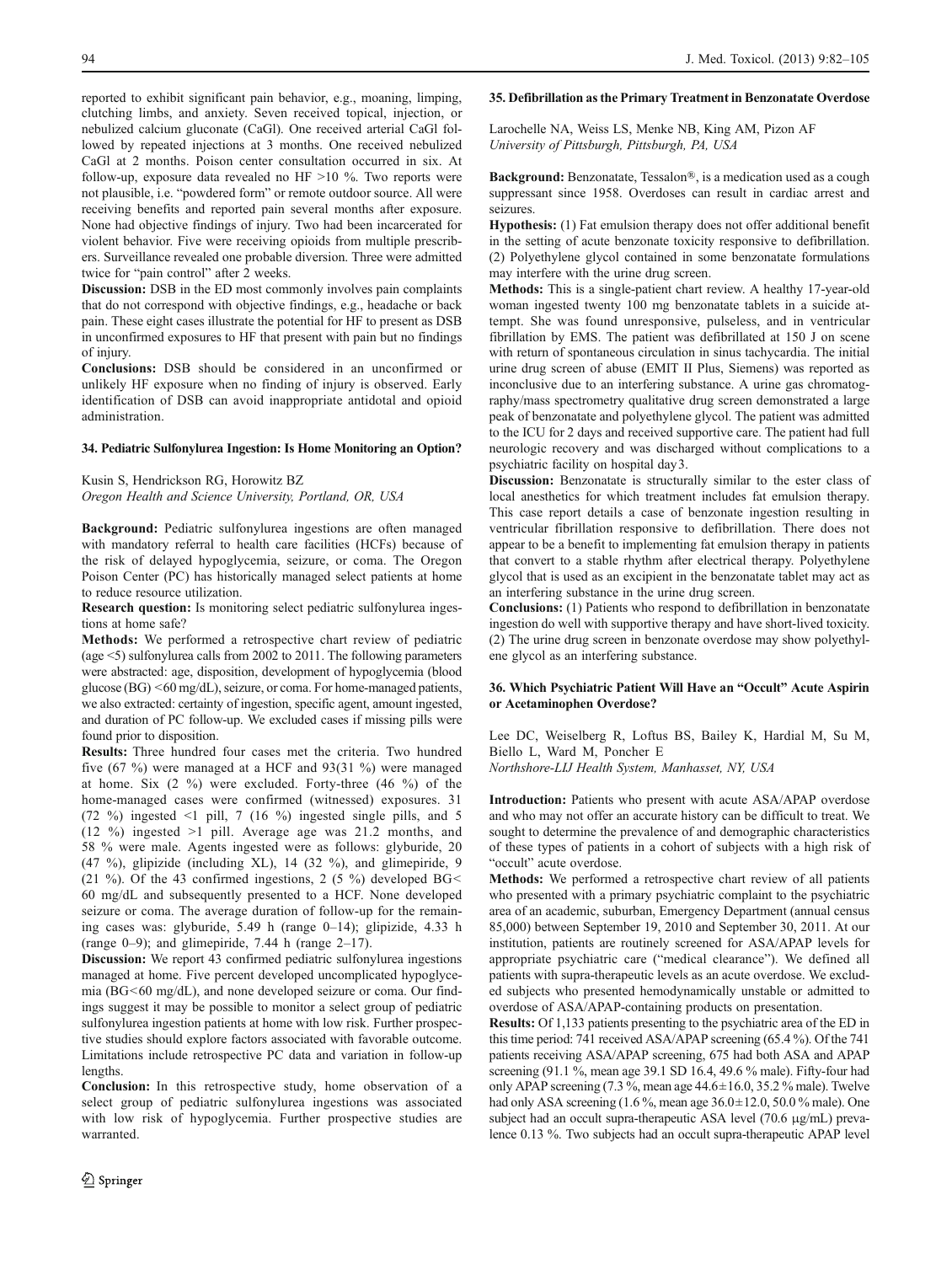reported to exhibit significant pain behavior, e.g., moaning, limping, clutching limbs, and anxiety. Seven received topical, injection, or nebulized calcium gluconate (CaGl). One received arterial CaGl followed by repeated injections at 3 months. One received nebulized CaGl at 2 months. Poison center consultation occurred in six. At follow-up, exposure data revealed no HF >10 %. Two reports were not plausible, i.e. "powdered form" or remote outdoor source. All were receiving benefits and reported pain several months after exposure. None had objective findings of injury. Two had been incarcerated for violent behavior. Five were receiving opioids from multiple prescribers. Surveillance revealed one probable diversion. Three were admitted twice for "pain control" after 2 weeks.

**Discussion:** DSB in the ED most commonly involves pain complaints that do not correspond with objective findings, e.g., headache or back pain. These eight cases illustrate the potential for HF to present as DSB in unconfirmed exposures to HF that present with pain but no findings of injury.

**Conclusions:** DSB should be considered in an unconfirmed or unlikely HF exposure when no finding of injury is observed. Early identification of DSB can avoid inappropriate antidotal and opioid administration.

### 34. Pediatric Sulfonylurea Ingestion: Is Home Monitoring an Option?

Kusin S, Hendrickson RG, Horowitz BZ
*Oregon Health and Science University, Portland, OR, USA*

**Background:** Pediatric sulfonylurea ingestions are often managed with mandatory referral to health care facilities (HCFs) because of the risk of delayed hypoglycemia, seizure, or coma. The Oregon Poison Center (PC) has historically managed select patients at home to reduce resource utilization.

**Research question:** Is monitoring select pediatric sulfonylurea ingestions at home safe?

**Methods:** We performed a retrospective chart review of pediatric (age <5) sulfonylurea calls from 2002 to 2011. The following parameters were abstracted: age, disposition, development of hypoglycemia (blood glucose (BG) <60 mg/dL), seizure, or coma. For home-managed patients, we also extracted: certainty of ingestion, specific agent, amount ingested, and duration of PC follow-up. We excluded cases if missing pills were found prior to disposition.

**Results:** Three hundred four cases met the criteria. Two hundred five (67 %) were managed at a HCF and 93(31 %) were managed at home. Six (2 %) were excluded. Forty-three (46 %) of the home-managed cases were confirmed (witnessed) exposures. 31 (72 %) ingested <1 pill, 7 (16 %) ingested single pills, and 5 (12 %) ingested >1 pill. Average age was 21.2 months, and 58 % were male. Agents ingested were as follows: glyburide, 20 (47 %), glipizide (including XL), 14 (32 %), and glimepiride, 9 (21 %). Of the 43 confirmed ingestions, 2 (5 %) developed BG< 60 mg/dL and subsequently presented to a HCF. None developed seizure or coma. The average duration of follow-up for the remaining cases was: glyburide, 5.49 h (range 0–14); glipizide, 4.33 h (range 0–9); and glimepiride, 7.44 h (range 2–17).

**Discussion:** We report 43 confirmed pediatric sulfonylurea ingestions managed at home. Five percent developed uncomplicated hypoglycemia (BG<60 mg/dL), and none developed seizure or coma. Our findings suggest it may be possible to monitor a select group of pediatric sulfonylurea ingestion patients at home with low risk. Further prospective studies should explore factors associated with favorable outcome. Limitations include retrospective PC data and variation in follow-up lengths.

**Conclusion:** In this retrospective study, home observation of a select group of pediatric sulfonylurea ingestions was associated with low risk of hypoglycemia. Further prospective studies are warranted.

### 35. Defibrillation as the Primary Treatment in Benzonatate Overdose

Larochelle NA, Weiss LS, Menke NB, King AM, Pizon AF
*University of Pittsburgh, Pittsburgh, PA, USA*

**Background:** Benzonatate, Tessalon®, is a medication used as a cough suppressant since 1958. Overdoses can result in cardiac arrest and seizures.

**Hypothesis:** (1) Fat emulsion therapy does not offer additional benefit in the setting of acute benzonate toxicity responsive to defibrillation. (2) Polyethylene glycol contained in some benzonatate formulations may interfere with the urine drug screen.

**Methods:** This is a single-patient chart review. A healthy 17-year-old woman ingested twenty 100 mg benzonatate tablets in a suicide attempt. She was found unresponsive, pulseless, and in ventricular fibrillation by EMS. The patient was defibrillated at 150 J on scene with return of spontaneous circulation in sinus tachycardia. The initial urine drug screen of abuse (EMIT II Plus, Siemens) was reported as inconclusive due to an interfering substance. A urine gas chromatography/mass spectrometry qualitative drug screen demonstrated a large peak of benzonatate and polyethylene glycol. The patient was admitted to the ICU for 2 days and received supportive care. The patient had full neurologic recovery and was discharged without complications to a psychiatric facility on hospital day3.

**Discussion:** Benzonatate is structurally similar to the ester class of local anesthetics for which treatment includes fat emulsion therapy. This case report details a case of benzonate ingestion resulting in ventricular fibrillation responsive to defibrillation. There does not appear to be a benefit to implementing fat emulsion therapy in patients that convert to a stable rhythm after electrical therapy. Polyethylene glycol that is used as an excipient in the benzonatate tablet may act as an interfering substance in the urine drug screen.

**Conclusions:** (1) Patients who respond to defibrillation in benzonatate ingestion do well with supportive therapy and have short-lived toxicity. (2) The urine drug screen in benzonate overdose may show polyethylene glycol as an interfering substance.

### 36. Which Psychiatric Patient Will Have an "Occult" Acute Aspirin or Acetaminophen Overdose?

Lee DC, Weiselberg R, Loftus BS, Bailey K, Hardial M, Su M, Biello L, Ward M, Poncher E
*Northshore-LIJ Health System, Manhasset, NY, USA*

**Introduction:** Patients who present with acute ASA/APAP overdose and who may not offer an accurate history can be difficult to treat. We sought to determine the prevalence of and demographic characteristics of these types of patients in a cohort of subjects with a high risk of "occult" acute overdose.

**Methods:** We performed a retrospective chart review of all patients who presented with a primary psychiatric complaint to the psychiatric area of an academic, suburban, Emergency Department (annual census 85,000) between September 19, 2010 and September 30, 2011. At our institution, patients are routinely screened for ASA/APAP levels for appropriate psychiatric care ("medical clearance"). We defined all patients with supra-therapeutic levels as an acute overdose. We excluded subjects who presented hemodynamically unstable or admitted to overdose of ASA/APAP-containing products on presentation.

**Results:** Of 1,133 patients presenting to the psychiatric area of the ED in this time period: 741 received ASA/APAP screening (65.4 %). Of the 741 patients receiving ASA/APAP screening, 675 had both ASA and APAP screening (91.1 %, mean age 39.1 SD 16.4, 49.6 % male). Fifty-four had only APAP screening (7.3 %, mean age 44.6±16.0, 35.2 % male). Twelve had only ASA screening (1.6 %, mean age 36.0±12.0, 50.0 % male). One subject had an occult supra-therapeutic ASA level (70.6 μg/mL) prevalence 0.13 %. Two subjects had an occult supra-therapeutic APAP level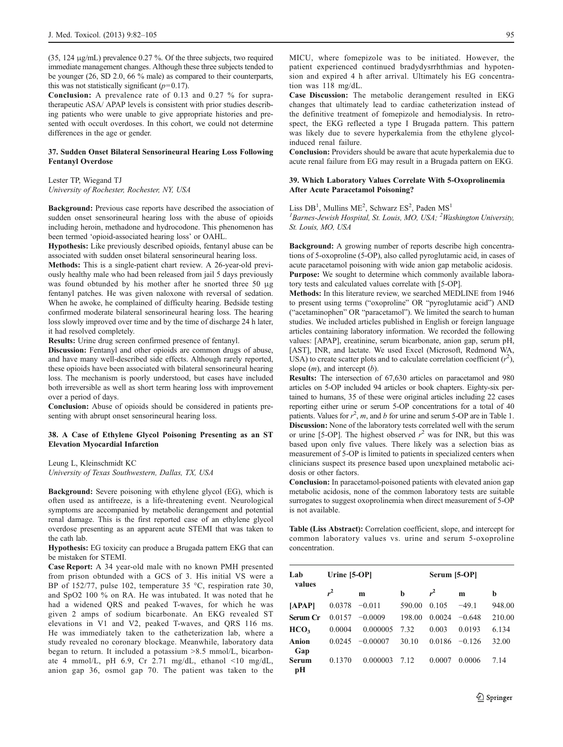(35, 124 μg/mL) prevalence 0.27 %. Of the three subjects, two required immediate management changes. Although these three subjects tended to be younger (26, SD 2.0, 66 % male) as compared to their counterparts, this was not statistically significant ($p=0.17$).

**Conclusion:** A prevalence rate of 0.13 and 0.27 % for supratherapeutic ASA/ APAP levels is consistent with prior studies describing patients who were unable to give appropriate histories and presented with occult overdoses. In this cohort, we could not determine differences in the age or gender.

### 37. Sudden Onset Bilateral Sensorineural Hearing Loss Following Fentanyl Overdose

Lester TP, Wiegand TJ

*University of Rochester, Rochester, NY, USA*

**Background:** Previous case reports have described the association of sudden onset sensorineural hearing loss with the abuse of opioids including heroin, methadone and hydrocodone. This phenomenon has been termed 'opioid-associated hearing loss' or OAHL.

**Hypothesis:** Like previously described opioids, fentanyl abuse can be associated with sudden onset bilateral sensorineural hearing loss.

**Methods:** This is a single-patient chart review. A 26-year-old previously healthy male who had been released from jail 5 days previously was found obtunded by his mother after he snorted three 50 μg fentanyl patches. He was given naloxone with reversal of sedation. When he awoke, he complained of difficulty hearing. Bedside testing confirmed moderate bilateral sensorineural hearing loss. The hearing loss slowly improved over time and by the time of discharge 24 h later, it had resolved completely.

**Results:** Urine drug screen confirmed presence of fentanyl.

**Discussion:** Fentanyl and other opioids are common drugs of abuse, and have many well-described side effects. Although rarely reported, these opioids have been associated with bilateral sensorineural hearing loss. The mechanism is poorly understood, but cases have included both irreversible as well as short term hearing loss with improvement over a period of days.

**Conclusion:** Abuse of opioids should be considered in patients presenting with abrupt onset sensorineural hearing loss.

### 38. A Case of Ethylene Glycol Poisoning Presenting as an ST Elevation Myocardial Infarction

Leung L, Kleinschmidt KC

*University of Texas Southwestern, Dallas, TX, USA*

**Background:** Severe poisoning with ethylene glycol (EG), which is often used as antifreeze, is a life-threatening event. Neurological symptoms are accompanied by metabolic derangement and potential renal damage. This is the first reported case of an ethylene glycol overdose presenting as an apparent acute STEMI that was taken to the cath lab.

**Hypothesis:** EG toxicity can produce a Brugada pattern EKG that can be mistaken for STEMI.

**Case Report:** A 34 year-old male with no known PMH presented from prison obtunded with a GCS of 3. His initial VS were a BP of 152/77, pulse 102, temperature 35 °C, respiration rate 30, and SpO2 100 % on RA. He was intubated. It was noted that he had a widened QRS and peaked T-waves, for which he was given 2 amps of sodium bicarbonate. An EKG revealed ST elevations in V1 and V2, peaked T-waves, and QRS 116 ms. He was immediately taken to the catheterization lab, where a study revealed no coronary blockage. Meanwhile, laboratory data began to return. It included a potassium >8.5 mmol/L, bicarbonate 4 mmol/L, pH 6.9, Cr 2.71 mg/dL, ethanol <10 mg/dL, anion gap 36, osmol gap 70. The patient was taken to the MICU, where fomepizole was to be initiated. However, the patient experienced continued bradydysrrhthmias and hypotension and expired 4 h after arrival. Ultimately his EG concentration was 118 mg/dL.

**Case Discussion:** The metabolic derangement resulted in EKG changes that ultimately lead to cardiac catheterization instead of the definitive treatment of fomepizole and hemodialysis. In retrospect, the EKG reflected a type I Brugada pattern. This pattern was likely due to severe hyperkalemia from the ethylene glycol-induced renal failure.

**Conclusion:** Providers should be aware that acute hyperkalemia due to acute renal failure from EG may result in a Brugada pattern on EKG.

### 39. Which Laboratory Values Correlate With 5-Oxoprolinemia After Acute Paracetamol Poisoning?

Liss DB[1], Mullins ME[2], Schwarz ES[2], Paden MS[1]

[1]*Barnes-Jewish Hospital, St. Louis, MO, USA;* [2]*Washington University, St. Louis, MO, USA*

**Background:** A growing number of reports describe high concentrations of 5-oxoproline (5-OP), also called pyroglutamic acid, in cases of acute paracetamol poisoning with wide anion gap metabolic acidosis.

**Purpose:** We sought to determine which commonly available laboratory tests and calculated values correlate with [5-OP].

**Methods:** In this literature review, we searched MEDLINE from 1946 to present using terms ("oxoproline" OR "pyroglutamic acid") AND ("acetaminophen" OR "paracetamol"). We limited the search to human studies. We included articles published in English or foreign language articles containing laboratory information. We recorded the following values: [APAP], creatinine, serum bicarbonate, anion gap, serum pH, [AST], INR, and lactate. We used Excel (Microsoft, Redmond WA, USA) to create scatter plots and to calculate correlation coefficient ($r^2$), slope ($m$), and intercept ($b$).

**Results:** The intersection of 67,630 articles on paracetamol and 980 articles on 5-OP included 94 articles or book chapters. Eighty-six pertained to humans, 35 of these were original articles including 22 cases reporting either urine or serum 5-OP concentrations for a total of 40 patients. Values for $r^2$, $m$, and $b$ for urine and serum 5-OP are in Table 1.

**Discussion:** None of the laboratory tests correlated well with the serum or urine [5-OP]. The highest observed $r^2$ was for INR, but this was based upon only five values. There likely was a selection bias as measurement of 5-OP is limited to patients in specialized centers when clinicians suspect its presence based upon unexplained metabolic acidosis or other factors.

**Conclusion:** In paracetamol-poisoned patients with elevated anion gap metabolic acidosis, none of the common laboratory tests are suitable surrogates to suggest oxoprolinemia when direct measurement of 5-OP is not available.

**Table (Liss Abstract):** Correlation coefficient, slope, and intercept for common laboratory values vs. urine and serum 5-oxoproline concentration.

| Lab values | Urine [5-OP] | | | Serum [5-OP] | | |
|---|---|---|---|---|---|---|
| | $r^2$ | m | b | $r^2$ | m | b |
| [APAP] | 0.0378 | −0.011 | 590.00 | 0.105 | −49.1 | 948.00 |
| Serum Cr | 0.0157 | −0.0009 | 198.00 | 0.0024 | −0.648 | 210.00 |
| $HCO_3$ | 0.0004 | 0.000005 | 7.32 | 0.003 | 0.0193 | 6.134 |
| Anion Gap | 0.0245 | −0.00007 | 30.10 | 0.0186 | −0.126 | 32.00 |
| Serum pH | 0.1370 | 0.000003 | 7.12 | 0.0007 | 0.0006 | 7.14 |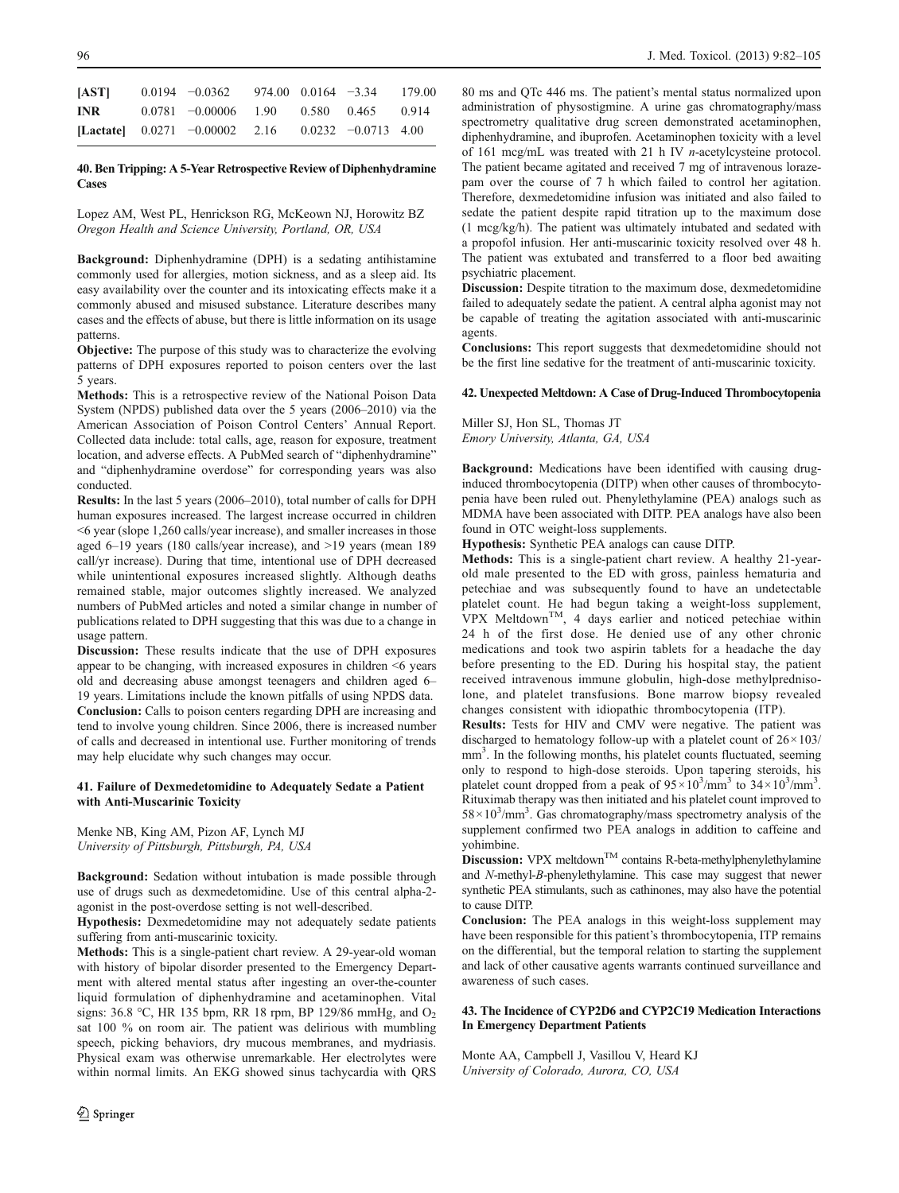| | | | | | | |
|---|---|---|---|---|---|---|
| **[AST]** | 0.0194 | −0.0362 | 974.00 | 0.0164 | −3.34 | 179.00 |
| **INR** | 0.0781 | −0.00006 | 1.90 | 0.580 | 0.465 | 0.914 |
| **[Lactate]** | 0.0271 | −0.00002 | 2.16 | 0.0232 | −0.0713 | 4.00 |

## 40. Ben Tripping: A 5-Year Retrospective Review of Diphenhydramine Cases

Lopez AM, West PL, Henrickson RG, McKeown NJ, Horowitz BZ
*Oregon Health and Science University, Portland, OR, USA*

**Background:** Diphenhydramine (DPH) is a sedating antihistamine commonly used for allergies, motion sickness, and as a sleep aid. Its easy availability over the counter and its intoxicating effects make it a commonly abused and misused substance. Literature describes many cases and the effects of abuse, but there is little information on its usage patterns.

**Objective:** The purpose of this study was to characterize the evolving patterns of DPH exposures reported to poison centers over the last 5 years.

**Methods:** This is a retrospective review of the National Poison Data System (NPDS) published data over the 5 years (2006–2010) via the American Association of Poison Control Centers' Annual Report. Collected data include: total calls, age, reason for exposure, treatment location, and adverse effects. A PubMed search of "diphenhydramine" and "diphenhydramine overdose" for corresponding years was also conducted.

**Results:** In the last 5 years (2006–2010), total number of calls for DPH human exposures increased. The largest increase occurred in children <6 year (slope 1,260 calls/year increase), and smaller increases in those aged 6–19 years (180 calls/year increase), and >19 years (mean 189 call/yr increase). During that time, intentional use of DPH decreased while unintentional exposures increased slightly. Although deaths remained stable, major outcomes slightly increased. We analyzed numbers of PubMed articles and noted a similar change in number of publications related to DPH suggesting that this was due to a change in usage pattern.

**Discussion:** These results indicate that the use of DPH exposures appear to be changing, with increased exposures in children <6 years old and decreasing abuse amongst teenagers and children aged 6–19 years. Limitations include the known pitfalls of using NPDS data.

**Conclusion:** Calls to poison centers regarding DPH are increasing and tend to involve young children. Since 2006, there is increased number of calls and decreased in intentional use. Further monitoring of trends may help elucidate why such changes may occur.

## 41. Failure of Dexmedetomidine to Adequately Sedate a Patient with Anti-Muscarinic Toxicity

Menke NB, King AM, Pizon AF, Lynch MJ
*University of Pittsburgh, Pittsburgh, PA, USA*

**Background:** Sedation without intubation is made possible through use of drugs such as dexmedetomidine. Use of this central alpha-2-agonist in the post-overdose setting is not well-described.

**Hypothesis:** Dexmedetomidine may not adequately sedate patients suffering from anti-muscarinic toxicity.

**Methods:** This is a single-patient chart review. A 29-year-old woman with history of bipolar disorder presented to the Emergency Department with altered mental status after ingesting an over-the-counter liquid formulation of diphenhydramine and acetaminophen. Vital signs: 36.8 °C, HR 135 bpm, RR 18 rpm, BP 129/86 mmHg, and $O_2$ sat 100 % on room air. The patient was delirious with mumbling speech, picking behaviors, dry mucous membranes, and mydriasis. Physical exam was otherwise unremarkable. Her electrolytes were within normal limits. An EKG showed sinus tachycardia with QRS 80 ms and QTc 446 ms. The patient's mental status normalized upon administration of physostigmine. A urine gas chromatography/mass spectrometry qualitative drug screen demonstrated acetaminophen, diphenhydramine, and ibuprofen. Acetaminophen toxicity with a level of 161 mcg/mL was treated with 21 h IV *n*-acetylcysteine protocol. The patient became agitated and received 7 mg of intravenous lorazepam over the course of 7 h which failed to control her agitation. Therefore, dexmedetomidine infusion was initiated and also failed to sedate the patient despite rapid titration up to the maximum dose (1 mcg/kg/h). The patient was ultimately intubated and sedated with a propofol infusion. Her anti-muscarinic toxicity resolved over 48 h. The patient was extubated and transferred to a floor bed awaiting psychiatric placement.

**Discussion:** Despite titration to the maximum dose, dexmedetomidine failed to adequately sedate the patient. A central alpha agonist may not be capable of treating the agitation associated with anti-muscarinic agents.

**Conclusions:** This report suggests that dexmedetomidine should not be the first line sedative for the treatment of anti-muscarinic toxicity.

## 42. Unexpected Meltdown: A Case of Drug-Induced Thrombocytopenia

Miller SJ, Hon SL, Thomas JT
*Emory University, Atlanta, GA, USA*

**Background:** Medications have been identified with causing drug-induced thrombocytopenia (DITP) when other causes of thrombocytopenia have been ruled out. Phenylethylamine (PEA) analogs such as MDMA have been associated with DITP. PEA analogs have also been found in OTC weight-loss supplements.

**Hypothesis:** Synthetic PEA analogs can cause DITP.

**Methods:** This is a single-patient chart review. A healthy 21-year-old male presented to the ED with gross, painless hematuria and petechiae and was subsequently found to have an undetectable platelet count. He had begun taking a weight-loss supplement, VPX Meltdown™, 4 days earlier and noticed petechiae within 24 h of the first dose. He denied use of any other chronic medications and took two aspirin tablets for a headache the day before presenting to the ED. During his hospital stay, the patient received intravenous immune globulin, high-dose methylprednisolone, and platelet transfusions. Bone marrow biopsy revealed changes consistent with idiopathic thrombocytopenia (ITP).

**Results:** Tests for HIV and CMV were negative. The patient was discharged to hematology follow-up with a platelet count of $26\times103/mm^3$. In the following months, his platelet counts fluctuated, seeming only to respond to high-dose steroids. Upon tapering steroids, his platelet count dropped from a peak of $95\times10^3/mm^3$ to $34\times10^3/mm^3$. Rituximab therapy was then initiated and his platelet count improved to $58\times10^3/mm^3$. Gas chromatography/mass spectrometry analysis of the supplement confirmed two PEA analogs in addition to caffeine and yohimbine.

**Discussion:** VPX meltdown™ contains R-beta-methylphenylethylamine and *N*-methyl-*B*-phenylethylamine. This case may suggest that newer synthetic PEA stimulants, such as cathinones, may also have the potential to cause DITP.

**Conclusion:** The PEA analogs in this weight-loss supplement may have been responsible for this patient's thrombocytopenia, ITP remains on the differential, but the temporal relation to starting the supplement and lack of other causative agents warrants continued surveillance and awareness of such cases.

## 43. The Incidence of CYP2D6 and CYP2C19 Medication Interactions In Emergency Department Patients

Monte AA, Campbell J, Vasillou V, Heard KJ
*University of Colorado, Aurora, CO, USA*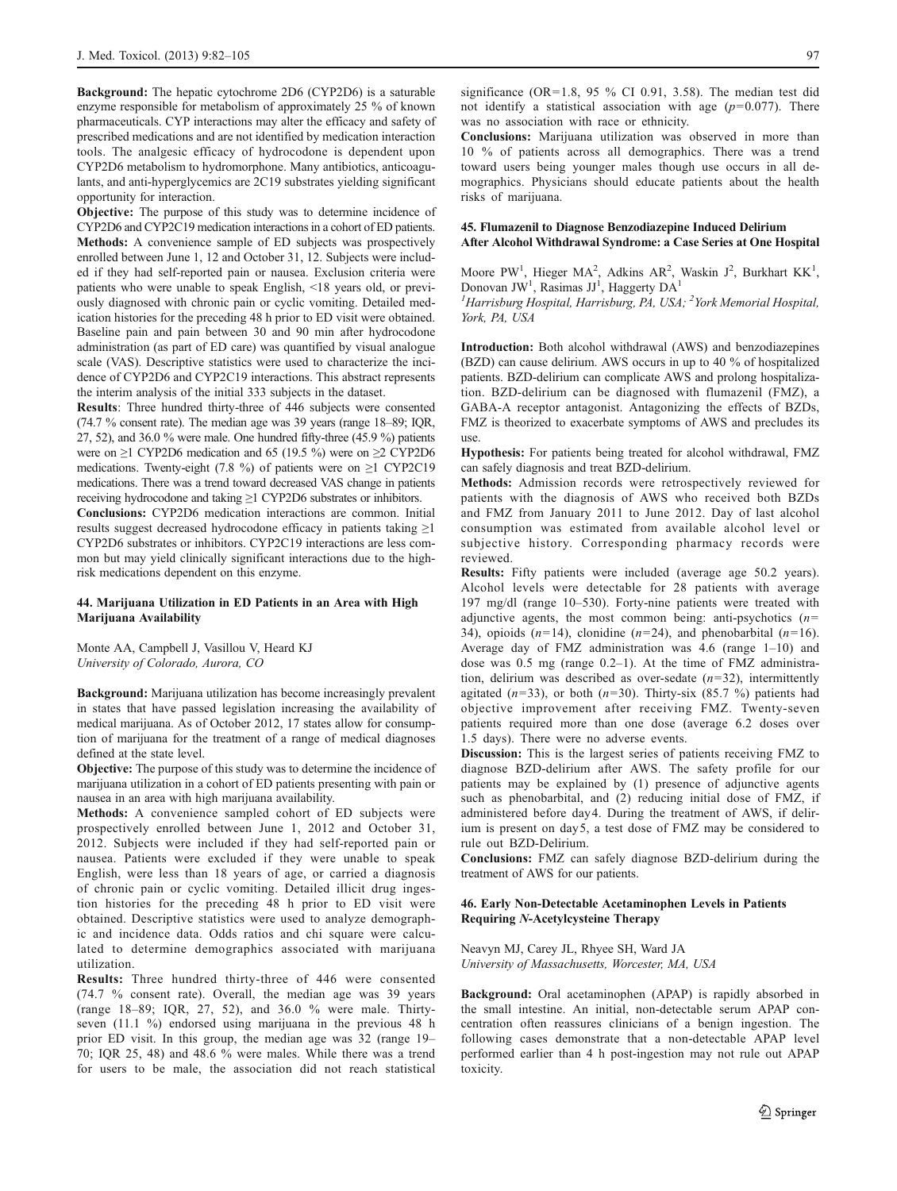**Background:** The hepatic cytochrome 2D6 (CYP2D6) is a saturable enzyme responsible for metabolism of approximately 25 % of known pharmaceuticals. CYP interactions may alter the efficacy and safety of prescribed medications and are not identified by medication interaction tools. The analgesic efficacy of hydrocodone is dependent upon CYP2D6 metabolism to hydromorphone. Many antibiotics, anticoagulants, and anti-hyperglycemics are 2C19 substrates yielding significant opportunity for interaction.

**Objective:** The purpose of this study was to determine incidence of CYP2D6 and CYP2C19 medication interactions in a cohort of ED patients.

**Methods:** A convenience sample of ED subjects was prospectively enrolled between June 1, 12 and October 31, 12. Subjects were included if they had self-reported pain or nausea. Exclusion criteria were patients who were unable to speak English, <18 years old, or previously diagnosed with chronic pain or cyclic vomiting. Detailed medication histories for the preceding 48 h prior to ED visit were obtained. Baseline pain and pain between 30 and 90 min after hydrocodone administration (as part of ED care) was quantified by visual analogue scale (VAS). Descriptive statistics were used to characterize the incidence of CYP2D6 and CYP2C19 interactions. This abstract represents the interim analysis of the initial 333 subjects in the dataset.

**Results**: Three hundred thirty-three of 446 subjects were consented (74.7 % consent rate). The median age was 39 years (range 18–89; IQR, 27, 52), and 36.0 % were male. One hundred fifty-three (45.9 %) patients were on ≥1 CYP2D6 medication and 65 (19.5 %) were on ≥2 CYP2D6 medications. Twenty-eight (7.8 %) of patients were on ≥1 CYP2C19 medications. There was a trend toward decreased VAS change in patients receiving hydrocodone and taking ≥1 CYP2D6 substrates or inhibitors.

**Conclusions:** CYP2D6 medication interactions are common. Initial results suggest decreased hydrocodone efficacy in patients taking ≥1 CYP2D6 substrates or inhibitors. CYP2C19 interactions are less common but may yield clinically significant interactions due to the high-risk medications dependent on this enzyme.

### 44. Marijuana Utilization in ED Patients in an Area with High Marijuana Availability

Monte AA, Campbell J, Vasillou V, Heard KJ
*University of Colorado, Aurora, CO*

**Background:** Marijuana utilization has become increasingly prevalent in states that have passed legislation increasing the availability of medical marijuana. As of October 2012, 17 states allow for consumption of marijuana for the treatment of a range of medical diagnoses defined at the state level.

**Objective:** The purpose of this study was to determine the incidence of marijuana utilization in a cohort of ED patients presenting with pain or nausea in an area with high marijuana availability.

**Methods:** A convenience sampled cohort of ED subjects were prospectively enrolled between June 1, 2012 and October 31, 2012. Subjects were included if they had self-reported pain or nausea. Patients were excluded if they were unable to speak English, were less than 18 years of age, or carried a diagnosis of chronic pain or cyclic vomiting. Detailed illicit drug ingestion histories for the preceding 48 h prior to ED visit were obtained. Descriptive statistics were used to analyze demographic and incidence data. Odds ratios and chi square were calculated to determine demographics associated with marijuana utilization.

**Results:** Three hundred thirty-three of 446 were consented (74.7 % consent rate). Overall, the median age was 39 years (range 18–89; IQR, 27, 52), and 36.0 % were male. Thirty-seven (11.1 %) endorsed using marijuana in the previous 48 h prior ED visit. In this group, the median age was 32 (range 19–70; IQR 25, 48) and 48.6 % were males. While there was a trend for users to be male, the association did not reach statistical significance (OR=1.8, 95 % CI 0.91, 3.58). The median test did not identify a statistical association with age ($p$=0.077). There was no association with race or ethnicity.

**Conclusions:** Marijuana utilization was observed in more than 10 % of patients across all demographics. There was a trend toward users being younger males though use occurs in all demographics. Physicians should educate patients about the health risks of marijuana.

### 45. Flumazenil to Diagnose Benzodiazepine Induced Delirium After Alcohol Withdrawal Syndrome: a Case Series at One Hospital

Moore PW[1], Hieger MA[2], Adkins AR[2], Waskin J[2], Burkhart KK[1], Donovan JW[1], Rasimas JJ[1], Haggerty DA[1]
[1]*Harrisburg Hospital, Harrisburg, PA, USA;* [2]*York Memorial Hospital, York, PA, USA*

**Introduction:** Both alcohol withdrawal (AWS) and benzodiazepines (BZD) can cause delirium. AWS occurs in up to 40 % of hospitalized patients. BZD-delirium can complicate AWS and prolong hospitalization. BZD-delirium can be diagnosed with flumazenil (FMZ), a GABA-A receptor antagonist. Antagonizing the effects of BZDs, FMZ is theorized to exacerbate symptoms of AWS and precludes its use.

**Hypothesis:** For patients being treated for alcohol withdrawal, FMZ can safely diagnosis and treat BZD-delirium.

**Methods:** Admission records were retrospectively reviewed for patients with the diagnosis of AWS who received both BZDs and FMZ from January 2011 to June 2012. Day of last alcohol consumption was estimated from available alcohol level or subjective history. Corresponding pharmacy records were reviewed.

**Results:** Fifty patients were included (average age 50.2 years). Alcohol levels were detectable for 28 patients with average 197 mg/dl (range 10–530). Forty-nine patients were treated with adjunctive agents, the most common being: anti-psychotics ($n$=34), opioids ($n$=14), clonidine ($n$=24), and phenobarbital ($n$=16). Average day of FMZ administration was 4.6 (range 1–10) and dose was 0.5 mg (range 0.2–1). At the time of FMZ administration, delirium was described as over-sedate ($n$=32), intermittently agitated ($n$=33), or both ($n$=30). Thirty-six (85.7 %) patients had objective improvement after receiving FMZ. Twenty-seven patients required more than one dose (average 6.2 doses over 1.5 days). There were no adverse events.

**Discussion:** This is the largest series of patients receiving FMZ to diagnose BZD-delirium after AWS. The safety profile for our patients may be explained by (1) presence of adjunctive agents such as phenobarbital, and (2) reducing initial dose of FMZ, if administered before day4. During the treatment of AWS, if delirium is present on day5, a test dose of FMZ may be considered to rule out BZD-Delirium.

**Conclusions:** FMZ can safely diagnose BZD-delirium during the treatment of AWS for our patients.

### 46. Early Non-Detectable Acetaminophen Levels in Patients Requiring *N*-Acetylcysteine Therapy

Neavyn MJ, Carey JL, Rhyee SH, Ward JA
*University of Massachusetts, Worcester, MA, USA*

**Background:** Oral acetaminophen (APAP) is rapidly absorbed in the small intestine. An initial, non-detectable serum APAP concentration often reassures clinicians of a benign ingestion. The following cases demonstrate that a non-detectable APAP level performed earlier than 4 h post-ingestion may not rule out APAP toxicity.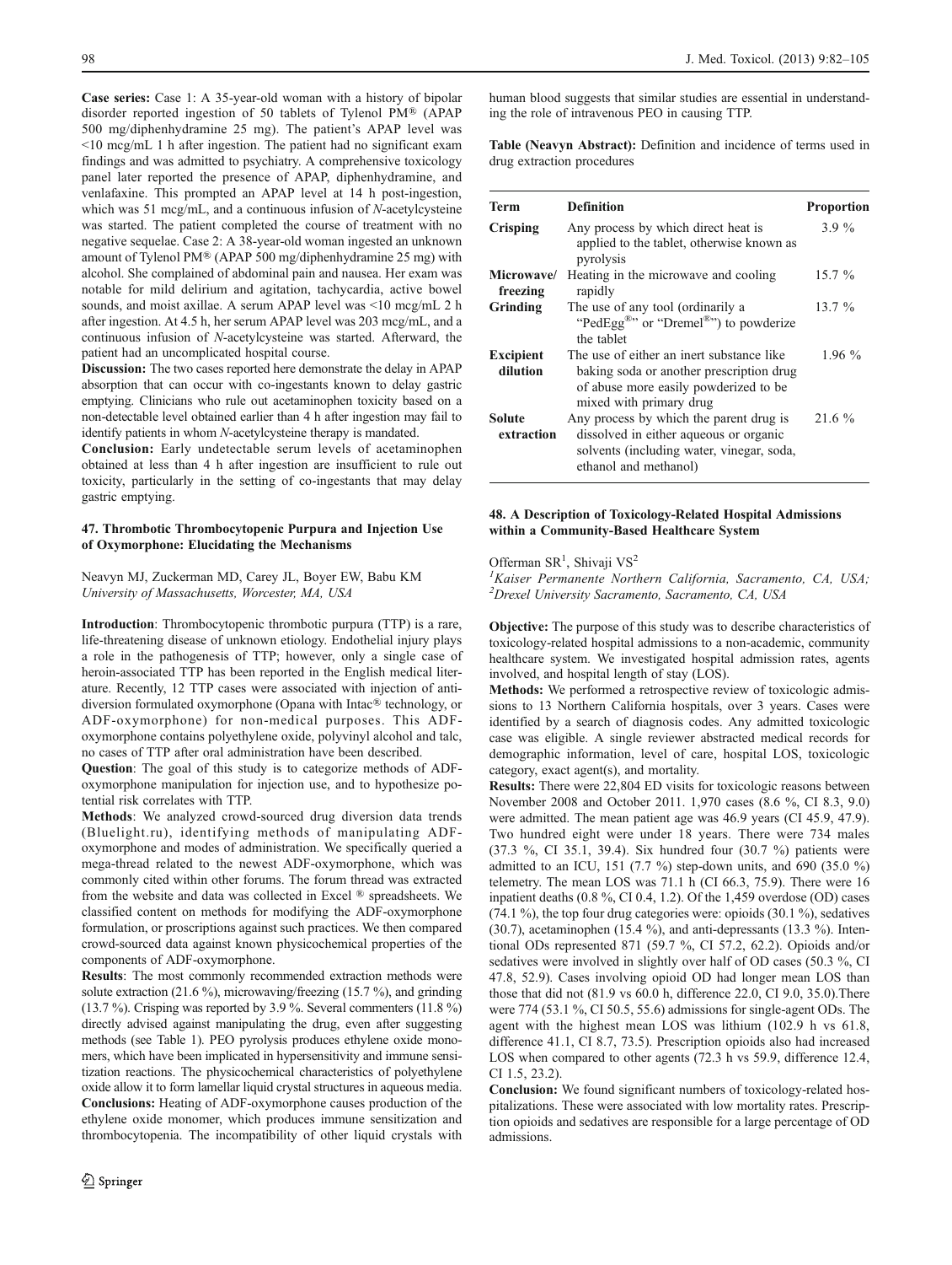**Case series:** Case 1: A 35-year-old woman with a history of bipolar disorder reported ingestion of 50 tablets of Tylenol PM® (APAP 500 mg/diphenhydramine 25 mg). The patient's APAP level was <10 mcg/mL 1 h after ingestion. The patient had no significant exam findings and was admitted to psychiatry. A comprehensive toxicology panel later reported the presence of APAP, diphenhydramine, and venlafaxine. This prompted an APAP level at 14 h post-ingestion, which was 51 mcg/mL, and a continuous infusion of *N*-acetylcysteine was started. The patient completed the course of treatment with no negative sequelae. Case 2: A 38-year-old woman ingested an unknown amount of Tylenol PM® (APAP 500 mg/diphenhydramine 25 mg) with alcohol. She complained of abdominal pain and nausea. Her exam was notable for mild delirium and agitation, tachycardia, active bowel sounds, and moist axillae. A serum APAP level was <10 mcg/mL 2 h after ingestion. At 4.5 h, her serum APAP level was 203 mcg/mL, and a continuous infusion of *N*-acetylcysteine was started. Afterward, the patient had an uncomplicated hospital course.

**Discussion:** The two cases reported here demonstrate the delay in APAP absorption that can occur with co-ingestants known to delay gastric emptying. Clinicians who rule out acetaminophen toxicity based on a non-detectable level obtained earlier than 4 h after ingestion may fail to identify patients in whom *N*-acetylcysteine therapy is mandated.

**Conclusion:** Early undetectable serum levels of acetaminophen obtained at less than 4 h after ingestion are insufficient to rule out toxicity, particularly in the setting of co-ingestants that may delay gastric emptying.

### 47. Thrombotic Thrombocytopenic Purpura and Injection Use of Oxymorphone: Elucidating the Mechanisms

Neavyn MJ, Zuckerman MD, Carey JL, Boyer EW, Babu KM
*University of Massachusetts, Worcester, MA, USA*

**Introduction**: Thrombocytopenic thrombotic purpura (TTP) is a rare, life-threatening disease of unknown etiology. Endothelial injury plays a role in the pathogenesis of TTP; however, only a single case of heroin-associated TTP has been reported in the English medical literature. Recently, 12 TTP cases were associated with injection of anti-diversion formulated oxymorphone (Opana with Intac® technology, or ADF-oxymorphone) for non-medical purposes. This ADF-oxymorphone contains polyethylene oxide, polyvinyl alcohol and talc, no cases of TTP after oral administration have been described.

**Question**: The goal of this study is to categorize methods of ADF-oxymorphone manipulation for injection use, and to hypothesize potential risk correlates with TTP.

**Methods**: We analyzed crowd-sourced drug diversion data trends (Bluelight.ru), identifying methods of manipulating ADF-oxymorphone and modes of administration. We specifically queried a mega-thread related to the newest ADF-oxymorphone, which was commonly cited within other forums. The forum thread was extracted from the website and data was collected in Excel ® spreadsheets. We classified content on methods for modifying the ADF-oxymorphone formulation, or proscriptions against such practices. We then compared crowd-sourced data against known physicochemical properties of the components of ADF-oxymorphone.

**Results**: The most commonly recommended extraction methods were solute extraction (21.6 %), microwaving/freezing (15.7 %), and grinding (13.7 %). Crisping was reported by 3.9 %. Several commenters (11.8 %) directly advised against manipulating the drug, even after suggesting methods (see Table 1). PEO pyrolysis produces ethylene oxide monomers, which have been implicated in hypersensitivity and immune sensitization reactions. The physicochemical characteristics of polyethylene oxide allow it to form lamellar liquid crystal structures in aqueous media.

**Conclusions:** Heating of ADF-oxymorphone causes production of the ethylene oxide monomer, which produces immune sensitization and thrombocytopenia. The incompatibility of other liquid crystals with human blood suggests that similar studies are essential in understanding the role of intravenous PEO in causing TTP.

**Table (Neavyn Abstract):** Definition and incidence of terms used in drug extraction procedures

| Term | Definition | Proportion |
|---|---|---|
| **Crisping** | Any process by which direct heat is applied to the tablet, otherwise known as pyrolysis | 3.9 % |
| **Microwave/ freezing** | Heating in the microwave and cooling rapidly | 15.7 % |
| **Grinding** | The use of any tool (ordinarily a "PedEgg®" or "Dremel®") to powderize the tablet | 13.7 % |
| **Excipient dilution** | The use of either an inert substance like baking soda or another prescription drug of abuse more easily powderized to be mixed with primary drug | 1.96 % |
| **Solute extraction** | Any process by which the parent drug is dissolved in either aqueous or organic solvents (including water, vinegar, soda, ethanol and methanol) | 21.6 % |

### 48. A Description of Toxicology-Related Hospital Admissions within a Community-Based Healthcare System

Offerman SR[1], Shivaji VS[2]

[1]*Kaiser Permanente Northern California, Sacramento, CA, USA;* [2]*Drexel University Sacramento, Sacramento, CA, USA*

**Objective:** The purpose of this study was to describe characteristics of toxicology-related hospital admissions to a non-academic, community healthcare system. We investigated hospital admission rates, agents involved, and hospital length of stay (LOS).

**Methods:** We performed a retrospective review of toxicologic admissions to 13 Northern California hospitals, over 3 years. Cases were identified by a search of diagnosis codes. Any admitted toxicologic case was eligible. A single reviewer abstracted medical records for demographic information, level of care, hospital LOS, toxicologic category, exact agent(s), and mortality.

**Results:** There were 22,804 ED visits for toxicologic reasons between November 2008 and October 2011. 1,970 cases (8.6 %, CI 8.3, 9.0) were admitted. The mean patient age was 46.9 years (CI 45.9, 47.9). Two hundred eight were under 18 years. There were 734 males (37.3 %, CI 35.1, 39.4). Six hundred four (30.7 %) patients were admitted to an ICU, 151 (7.7 %) step-down units, and 690 (35.0 %) telemetry. The mean LOS was 71.1 h (CI 66.3, 75.9). There were 16 inpatient deaths (0.8 %, CI 0.4, 1.2). Of the 1,459 overdose (OD) cases (74.1 %), the top four drug categories were: opioids (30.1 %), sedatives (30.7), acetaminophen (15.4 %), and anti-depressants (13.3 %). Intentional ODs represented 871 (59.7 %, CI 57.2, 62.2). Opioids and/or sedatives were involved in slightly over half of OD cases (50.3 %, CI 47.8, 52.9). Cases involving opioid OD had longer mean LOS than those that did not (81.9 vs 60.0 h, difference 22.0, CI 9.0, 35.0).There were 774 (53.1 %, CI 50.5, 55.6) admissions for single-agent ODs. The agent with the highest mean LOS was lithium (102.9 h vs 61.8, difference 41.1, CI 8.7, 73.5). Prescription opioids also had increased LOS when compared to other agents (72.3 h vs 59.9, difference 12.4, CI 1.5, 23.2).

**Conclusion:** We found significant numbers of toxicology-related hospitalizations. These were associated with low mortality rates. Prescription opioids and sedatives are responsible for a large percentage of OD admissions.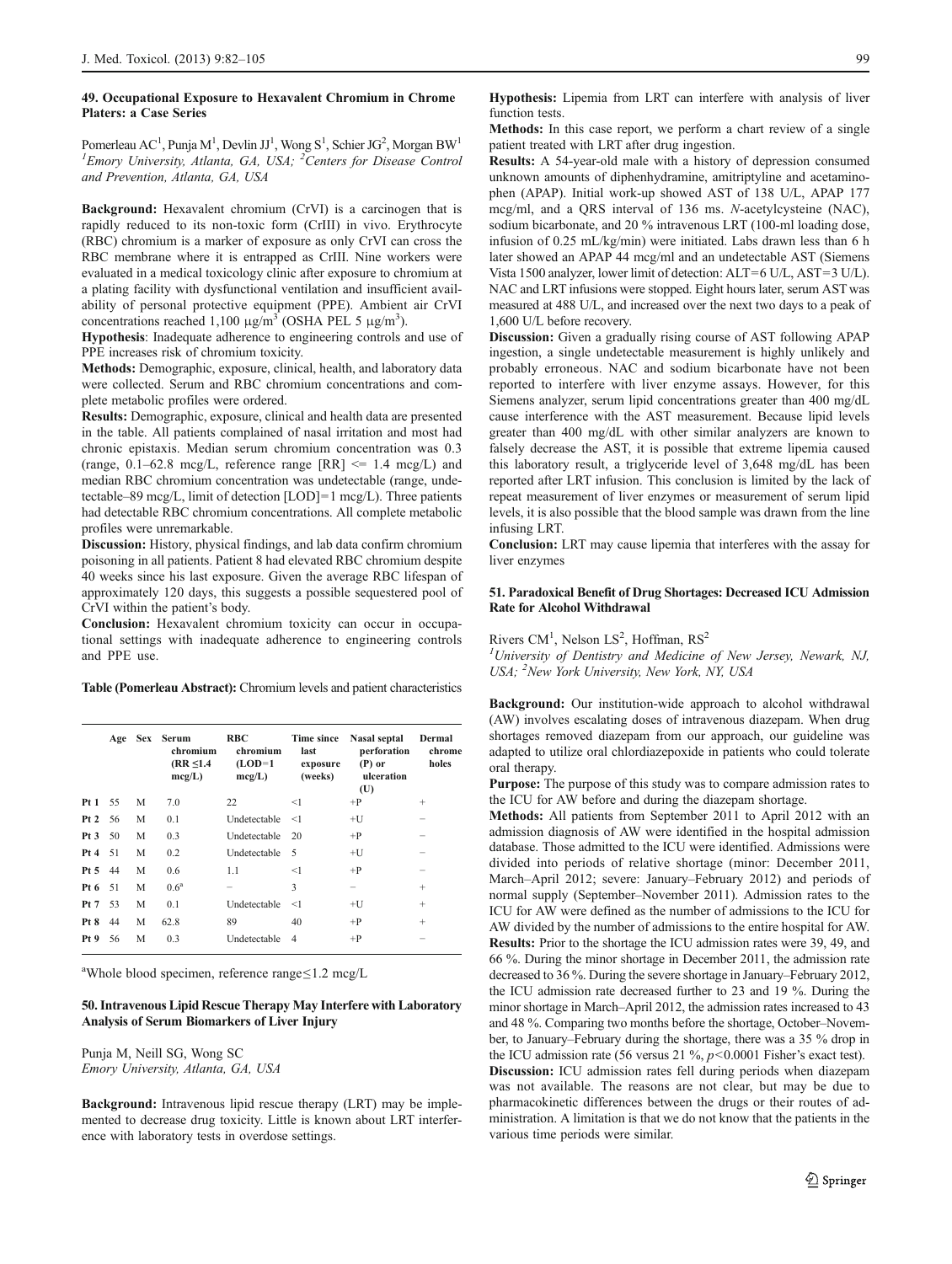### 49. Occupational Exposure to Hexavalent Chromium in Chrome Platers: a Case Series

Pomerleau AC[1], Punja M[1], Devlin JJ[1], Wong S[1], Schier JG[2], Morgan BW[1]
[1]Emory University, Atlanta, GA, USA; [2]Centers for Disease Control and Prevention, Atlanta, GA, USA

**Background:** Hexavalent chromium (CrVI) is a carcinogen that is rapidly reduced to its non-toxic form (CrIII) in vivo. Erythrocyte (RBC) chromium is a marker of exposure as only CrVI can cross the RBC membrane where it is entrapped as CrIII. Nine workers were evaluated in a medical toxicology clinic after exposure to chromium at a plating facility with dysfunctional ventilation and insufficient availability of personal protective equipment (PPE). Ambient air CrVI concentrations reached 1,100 μg/m$^3$ (OSHA PEL 5 μg/m$^3$).

**Hypothesis**: Inadequate adherence to engineering controls and use of PPE increases risk of chromium toxicity.

**Methods:** Demographic, exposure, clinical, health, and laboratory data were collected. Serum and RBC chromium concentrations and complete metabolic profiles were ordered.

**Results:** Demographic, exposure, clinical and health data are presented in the table. All patients complained of nasal irritation and most had chronic epistaxis. Median serum chromium concentration was 0.3 (range, 0.1–62.8 mcg/L, reference range [RR] <= 1.4 mcg/L) and median RBC chromium concentration was undetectable (range, undetectable–89 mcg/L, limit of detection [LOD]=1 mcg/L). Three patients had detectable RBC chromium concentrations. All complete metabolic profiles were unremarkable.

**Discussion:** History, physical findings, and lab data confirm chromium poisoning in all patients. Patient 8 had elevated RBC chromium despite 40 weeks since his last exposure. Given the average RBC lifespan of approximately 120 days, this suggests a possible sequestered pool of CrVI within the patient's body.

**Conclusion:** Hexavalent chromium toxicity can occur in occupational settings with inadequate adherence to engineering controls and PPE use.

**Table (Pomerleau Abstract):** Chromium levels and patient characteristics

| | Age | Sex | Serum chromium (RR ≤1.4 mcg/L) | RBC chromium (LOD=1 mcg/L) | Time since last exposure (weeks) | Nasal septal perforation (P) or ulceration (U) | Dermal chrome holes |
|---|---|---|---|---|---|---|---|
| **Pt 1** | 55 | M | 7.0 | 22 | <1 | +P | + |
| **Pt 2** | 56 | M | 0.1 | Undetectable | <1 | +U | − |
| **Pt 3** | 50 | M | 0.3 | Undetectable | 20 | +P | − |
| **Pt 4** | 51 | M | 0.2 | Undetectable | 5 | +U | − |
| **Pt 5** | 44 | M | 0.6 | 1.1 | <1 | +P | − |
| **Pt 6** | 51 | M | 0.6[a] | − | 3 | − | + |
| **Pt 7** | 53 | M | 0.1 | Undetectable | <1 | +U | + |
| **Pt 8** | 44 | M | 62.8 | 89 | 40 | +P | + |
| **Pt 9** | 56 | M | 0.3 | Undetectable | 4 | +P | − |

[a]Whole blood specimen, reference range≤1.2 mcg/L

### 50. Intravenous Lipid Rescue Therapy May Interfere with Laboratory Analysis of Serum Biomarkers of Liver Injury

Punja M, Neill SG, Wong SC
Emory University, Atlanta, GA, USA

**Background:** Intravenous lipid rescue therapy (LRT) may be implemented to decrease drug toxicity. Little is known about LRT interference with laboratory tests in overdose settings.

**Hypothesis:** Lipemia from LRT can interfere with analysis of liver function tests.

**Methods:** In this case report, we perform a chart review of a single patient treated with LRT after drug ingestion.

**Results:** A 54-year-old male with a history of depression consumed unknown amounts of diphenhydramine, amitriptyline and acetaminophen (APAP). Initial work-up showed AST of 138 U/L, APAP 177 mcg/ml, and a QRS interval of 136 ms. *N*-acetylcysteine (NAC), sodium bicarbonate, and 20 % intravenous LRT (100-ml loading dose, infusion of 0.25 mL/kg/min) were initiated. Labs drawn less than 6 h later showed an APAP 44 mcg/ml and an undetectable AST (Siemens Vista 1500 analyzer, lower limit of detection: ALT=6 U/L, AST=3 U/L). NAC and LRT infusions were stopped. Eight hours later, serum AST was measured at 488 U/L, and increased over the next two days to a peak of 1,600 U/L before recovery.

**Discussion:** Given a gradually rising course of AST following APAP ingestion, a single undetectable measurement is highly unlikely and probably erroneous. NAC and sodium bicarbonate have not been reported to interfere with liver enzyme assays. However, for this Siemens analyzer, serum lipid concentrations greater than 400 mg/dL cause interference with the AST measurement. Because lipid levels greater than 400 mg/dL with other similar analyzers are known to falsely decrease the AST, it is possible that extreme lipemia caused this laboratory result, a triglyceride level of 3,648 mg/dL has been reported after LRT infusion. This conclusion is limited by the lack of repeat measurement of liver enzymes or measurement of serum lipid levels, it is also possible that the blood sample was drawn from the line infusing LRT.

**Conclusion:** LRT may cause lipemia that interferes with the assay for liver enzymes

### 51. Paradoxical Benefit of Drug Shortages: Decreased ICU Admission Rate for Alcohol Withdrawal

Rivers CM[1], Nelson LS[2], Hoffman, RS[2]
[1]University of Dentistry and Medicine of New Jersey, Newark, NJ, USA; [2]New York University, New York, NY, USA

**Background:** Our institution-wide approach to alcohol withdrawal (AW) involves escalating doses of intravenous diazepam. When drug shortages removed diazepam from our approach, our guideline was adapted to utilize oral chlordiazepoxide in patients who could tolerate oral therapy.

**Purpose:** The purpose of this study was to compare admission rates to the ICU for AW before and during the diazepam shortage.

**Methods:** All patients from September 2011 to April 2012 with an admission diagnosis of AW were identified in the hospital admission database. Those admitted to the ICU were identified. Admissions were divided into periods of relative shortage (minor: December 2011, March–April 2012; severe: January–February 2012) and periods of normal supply (September–November 2011). Admission rates to the ICU for AW were defined as the number of admissions to the ICU for AW divided by the number of admissions to the entire hospital for AW.

**Results:** Prior to the shortage the ICU admission rates were 39, 49, and 66 %. During the minor shortage in December 2011, the admission rate decreased to 36 %. During the severe shortage in January–February 2012, the ICU admission rate decreased further to 23 and 19 %. During the minor shortage in March–April 2012, the admission rates increased to 43 and 48 %. Comparing two months before the shortage, October–November, to January–February during the shortage, there was a 35 % drop in the ICU admission rate (56 versus 21 %, $p<0.0001$ Fisher's exact test).

**Discussion:** ICU admission rates fell during periods when diazepam was not available. The reasons are not clear, but may be due to pharmacokinetic differences between the drugs or their routes of administration. A limitation is that we do not know that the patients in the various time periods were similar.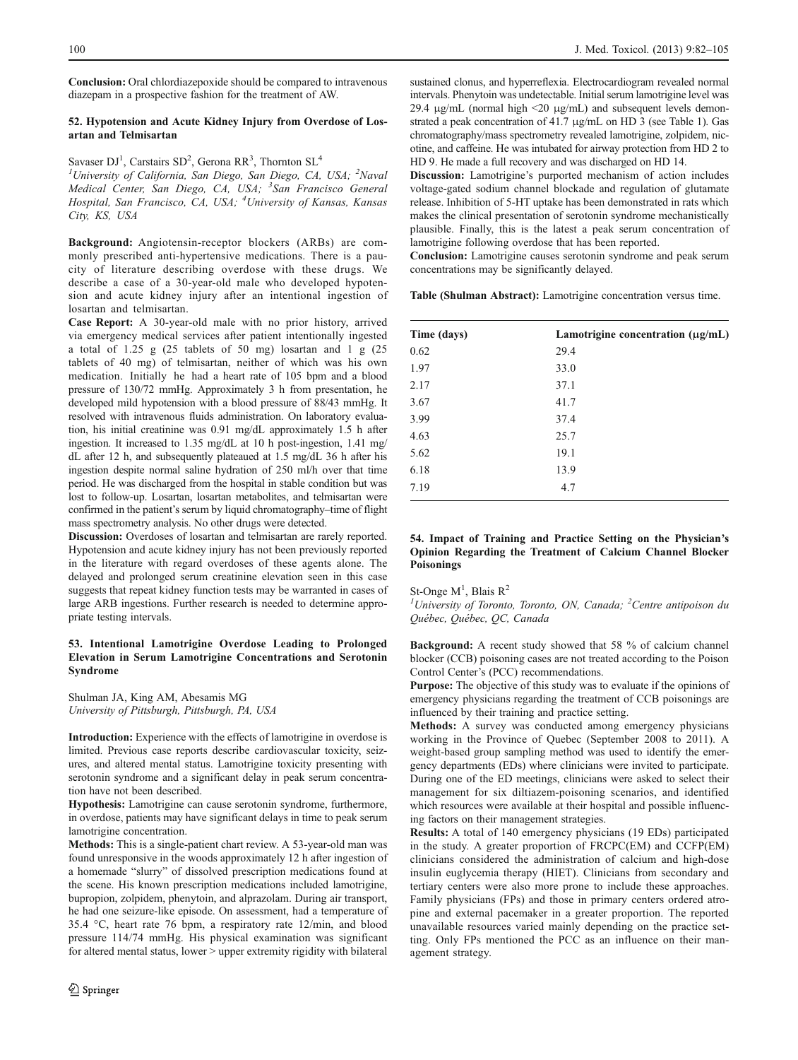**Conclusion:** Oral chlordiazepoxide should be compared to intravenous diazepam in a prospective fashion for the treatment of AW.

### 52. Hypotension and Acute Kidney Injury from Overdose of Losartan and Telmisartan

Savaser DJ[1], Carstairs SD[2], Gerona RR[3], Thornton SL[4]

[1]University of California, San Diego, San Diego, CA, USA; [2]Naval Medical Center, San Diego, CA, USA; [3]San Francisco General Hospital, San Francisco, CA, USA; [4]University of Kansas, Kansas City, KS, USA

**Background:** Angiotensin-receptor blockers (ARBs) are commonly prescribed anti-hypertensive medications. There is a paucity of literature describing overdose with these drugs. We describe a case of a 30-year-old male who developed hypotension and acute kidney injury after an intentional ingestion of losartan and telmisartan.

**Case Report:** A 30-year-old male with no prior history, arrived via emergency medical services after patient intentionally ingested a total of 1.25 g (25 tablets of 50 mg) losartan and 1 g (25 tablets of 40 mg) of telmisartan, neither of which was his own medication. Initially he had a heart rate of 105 bpm and a blood pressure of 130/72 mmHg. Approximately 3 h from presentation, he developed mild hypotension with a blood pressure of 88/43 mmHg. It resolved with intravenous fluids administration. On laboratory evaluation, his initial creatinine was 0.91 mg/dL approximately 1.5 h after ingestion. It increased to 1.35 mg/dL at 10 h post-ingestion, 1.41 mg/dL after 12 h, and subsequently plateaued at 1.5 mg/dL 36 h after his ingestion despite normal saline hydration of 250 ml/h over that time period. He was discharged from the hospital in stable condition but was lost to follow-up. Losartan, losartan metabolites, and telmisartan were confirmed in the patient's serum by liquid chromatography–time of flight mass spectrometry analysis. No other drugs were detected.

**Discussion:** Overdoses of losartan and telmisartan are rarely reported. Hypotension and acute kidney injury has not been previously reported in the literature with regard overdoses of these agents alone. The delayed and prolonged serum creatinine elevation seen in this case suggests that repeat kidney function tests may be warranted in cases of large ARB ingestions. Further research is needed to determine appropriate testing intervals.

### 53. Intentional Lamotrigine Overdose Leading to Prolonged Elevation in Serum Lamotrigine Concentrations and Serotonin Syndrome

Shulman JA, King AM, Abesamis MG

University of Pittsburgh, Pittsburgh, PA, USA

**Introduction:** Experience with the effects of lamotrigine in overdose is limited. Previous case reports describe cardiovascular toxicity, seizures, and altered mental status. Lamotrigine toxicity presenting with serotonin syndrome and a significant delay in peak serum concentration have not been described.

**Hypothesis:** Lamotrigine can cause serotonin syndrome, furthermore, in overdose, patients may have significant delays in time to peak serum lamotrigine concentration.

**Methods:** This is a single-patient chart review. A 53-year-old man was found unresponsive in the woods approximately 12 h after ingestion of a homemade "slurry" of dissolved prescription medications found at the scene. His known prescription medications included lamotrigine, bupropion, zolpidem, phenytoin, and alprazolam. During air transport, he had one seizure-like episode. On assessment, had a temperature of 35.4 °C, heart rate 76 bpm, a respiratory rate 12/min, and blood pressure 114/74 mmHg. His physical examination was significant for altered mental status, lower > upper extremity rigidity with bilateral sustained clonus, and hyperreflexia. Electrocardiogram revealed normal intervals. Phenytoin was undetectable. Initial serum lamotrigine level was 29.4 μg/mL (normal high <20 μg/mL) and subsequent levels demonstrated a peak concentration of 41.7 μg/mL on HD 3 (see Table 1). Gas chromatography/mass spectrometry revealed lamotrigine, zolpidem, nicotine, and caffeine. He was intubated for airway protection from HD 2 to HD 9. He made a full recovery and was discharged on HD 14.

**Discussion:** Lamotrigine's purported mechanism of action includes voltage-gated sodium channel blockade and regulation of glutamate release. Inhibition of 5-HT uptake has been demonstrated in rats which makes the clinical presentation of serotonin syndrome mechanistically plausible. Finally, this is the latest a peak serum concentration of lamotrigine following overdose that has been reported.

**Conclusion:** Lamotrigine causes serotonin syndrome and peak serum concentrations may be significantly delayed.

**Table (Shulman Abstract):** Lamotrigine concentration versus time.

| Time (days) | Lamotrigine concentration (μg/mL) |
|---|---|
| 0.62 | 29.4 |
| 1.97 | 33.0 |
| 2.17 | 37.1 |
| 3.67 | 41.7 |
| 3.99 | 37.4 |
| 4.63 | 25.7 |
| 5.62 | 19.1 |
| 6.18 | 13.9 |
| 7.19 | 4.7 |

### 54. Impact of Training and Practice Setting on the Physician's Opinion Regarding the Treatment of Calcium Channel Blocker Poisonings

St-Onge M[1], Blais R[2]

[1]University of Toronto, Toronto, ON, Canada; [2]Centre antipoison du Québec, Québec, QC, Canada

**Background:** A recent study showed that 58 % of calcium channel blocker (CCB) poisoning cases are not treated according to the Poison Control Center's (PCC) recommendations.

**Purpose:** The objective of this study was to evaluate if the opinions of emergency physicians regarding the treatment of CCB poisonings are influenced by their training and practice setting.

**Methods:** A survey was conducted among emergency physicians working in the Province of Quebec (September 2008 to 2011). A weight-based group sampling method was used to identify the emergency departments (EDs) where clinicians were invited to participate. During one of the ED meetings, clinicians were asked to select their management for six diltiazem-poisoning scenarios, and identified which resources were available at their hospital and possible influencing factors on their management strategies.

**Results:** A total of 140 emergency physicians (19 EDs) participated in the study. A greater proportion of FRCPC(EM) and CCFP(EM) clinicians considered the administration of calcium and high-dose insulin euglycemia therapy (HIET). Clinicians from secondary and tertiary centers were also more prone to include these approaches. Family physicians (FPs) and those in primary centers ordered atropine and external pacemaker in a greater proportion. The reported unavailable resources varied mainly depending on the practice setting. Only FPs mentioned the PCC as an influence on their management strategy.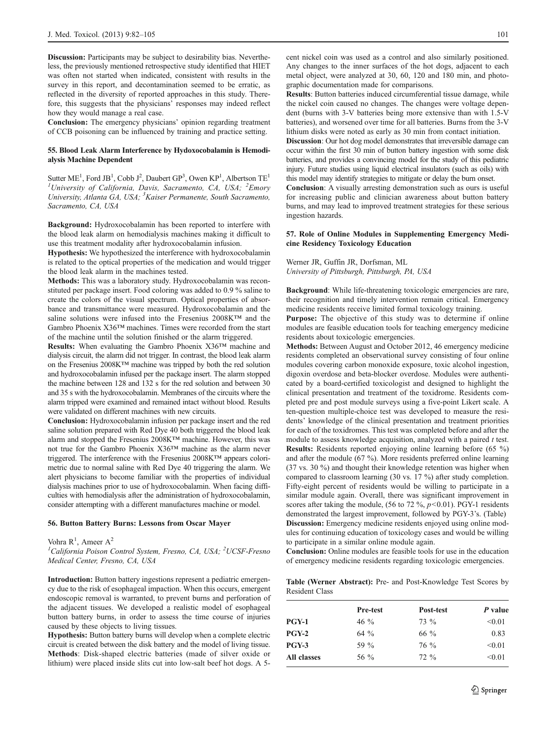**Discussion:** Participants may be subject to desirability bias. Nevertheless, the previously mentioned retrospective study identified that HIET was often not started when indicated, consistent with results in the survey in this report, and decontamination seemed to be erratic, as reflected in the diversity of reported approaches in this study. Therefore, this suggests that the physicians' responses may indeed reflect how they would manage a real case.

**Conclusion:** The emergency physicians' opinion regarding treatment of CCB poisoning can be influenced by training and practice setting.

### 55. Blood Leak Alarm Interference by Hydoxocobalamin is Hemodialysis Machine Dependent

Sutter ME[1], Ford JB[1], Cobb J[2], Daubert GP[3], Owen KP[1], Albertson TE[1]
[1]*University of California, Davis, Sacramento, CA, USA;* [2]*Emory University, Atlanta GA, USA;* [3]*Kaiser Permanente, South Sacramento, Sacramento, CA, USA*

**Background:** Hydroxocobalamin has been reported to interfere with the blood leak alarm on hemodialysis machines making it difficult to use this treatment modality after hydroxocobalamin infusion.

**Hypothesis:** We hypothesized the interference with hydroxocobalamin is related to the optical properties of the medication and would trigger the blood leak alarm in the machines tested.

**Methods:** This was a laboratory study. Hydroxocobalamin was reconstituted per package insert. Food coloring was added to 0.9 % saline to create the colors of the visual spectrum. Optical properties of absorbance and transmittance were measured. Hydroxocobalamin and the saline solutions were infused into the Fresenius 2008K™ and the Gambro Phoenix X36™ machines. Times were recorded from the start of the machine until the solution finished or the alarm triggered.

**Results:** When evaluating the Gambro Phoenix X36™ machine and dialysis circuit, the alarm did not trigger. In contrast, the blood leak alarm on the Fresenius 2008K™ machine was tripped by both the red solution and hydroxocobalamin infused per the package insert. The alarm stopped the machine between 128 and 132 s for the red solution and between 30 and 35 s with the hydroxocobalamin. Membranes of the circuits where the alarm tripped were examined and remained intact without blood. Results were validated on different machines with new circuits.

**Conclusion:** Hydroxocobalamin infusion per package insert and the red saline solution prepared with Red Dye 40 both triggered the blood leak alarm and stopped the Fresenius 2008K™ machine. However, this was not true for the Gambro Phoenix X36™ machine as the alarm never triggered. The interference with the Fresenius 2008K™ appears colorimetric due to normal saline with Red Dye 40 triggering the alarm. We alert physicians to become familiar with the properties of individual dialysis machines prior to use of hydroxocobalamin. When facing difficulties with hemodialysis after the administration of hydroxocobalamin, consider attempting with a different manufactures machine or model.

### 56. Button Battery Burns: Lessons from Oscar Mayer

Vohra R[1], Ameer A[2]
[1]*California Poison Control System, Fresno, CA, USA;* [2]*UCSF-Fresno Medical Center, Fresno, CA, USA*

**Introduction:** Button battery ingestions represent a pediatric emergency due to the risk of esophageal impaction. When this occurs, emergent endoscopic removal is warranted, to prevent burns and perforation of the adjacent tissues. We developed a realistic model of esophageal button battery burns, in order to assess the time course of injuries caused by these objects to living tissues.

**Hypothesis:** Button battery burns will develop when a complete electric circuit is created between the disk battery and the model of living tissue.

**Methods**: Disk-shaped electric batteries (made of silver oxide or lithium) were placed inside slits cut into low-salt beef hot dogs. A 5-cent nickel coin was used as a control and also similarly positioned. Any changes to the inner surfaces of the hot dogs, adjacent to each metal object, were analyzed at 30, 60, 120 and 180 min, and photographic documentation made for comparisons.

**Results**: Button batteries induced circumferential tissue damage, while the nickel coin caused no changes. The changes were voltage dependent (burns with 3-V batteries being more extensive than with 1.5-V batteries), and worsened over time for all batteries. Burns from the 3-V lithium disks were noted as early as 30 min from contact initiation.

**Discussion**: Our hot dog model demonstrates that irreversible damage can occur within the first 30 min of button battery ingestion with some disk batteries, and provides a convincing model for the study of this pediatric injury. Future studies using liquid electrical insulators (such as oils) with this model may identify strategies to mitigate or delay the burn onset.

**Conclusion**: A visually arresting demonstration such as ours is useful for increasing public and clinician awareness about button battery burns, and may lead to improved treatment strategies for these serious ingestion hazards.

### 57. Role of Online Modules in Supplementing Emergency Medicine Residency Toxicology Education

Werner JR, Guffin JR, Dorfsman, ML
*University of Pittsburgh, Pittsburgh, PA, USA*

**Background**: While life-threatening toxicologic emergencies are rare, their recognition and timely intervention remain critical. Emergency medicine residents receive limited formal toxicology training.

**Purpose:** The objective of this study was to determine if online modules are feasible education tools for teaching emergency medicine residents about toxicologic emergencies.

**Methods:** Between August and October 2012, 46 emergency medicine residents completed an observational survey consisting of four online modules covering carbon monoxide exposure, toxic alcohol ingestion, digoxin overdose and beta-blocker overdose. Modules were authenticated by a board-certified toxicologist and designed to highlight the clinical presentation and treatment of the toxidrome. Residents completed pre and post module surveys using a five-point Likert scale. A ten-question multiple-choice test was developed to measure the residents' knowledge of the clinical presentation and treatment priorities for each of the toxidromes. This test was completed before and after the module to assess knowledge acquisition, analyzed with a paired *t* test.

**Results:** Residents reported enjoying online learning before (65 %) and after the module (67 %). More residents preferred online learning (37 vs. 30 %) and thought their knowledge retention was higher when compared to classroom learning (30 vs. 17 %) after study completion. Fifty-eight percent of residents would be willing to participate in a similar module again. Overall, there was significant improvement in scores after taking the module, (56 to 72 %, $p<0.01$). PGY-1 residents demonstrated the largest improvement, followed by PGY-3's. (Table)

**Discussion:** Emergency medicine residents enjoyed using online modules for continuing education of toxicology cases and would be willing to participate in a similar online module again.

**Conclusion:** Online modules are feasible tools for use in the education of emergency medicine residents regarding toxicologic emergencies.

**Table (Werner Abstract):** Pre- and Post-Knowledge Test Scores by Resident Class

| | Pre-test | Post-test | *P* value |
|---|---|---|---|
| **PGY-1** | 46 % | 73 % | <0.01 |
| **PGY-2** | 64 % | 66 % | 0.83 |
| **PGY-3** | 59 % | 76 % | <0.01 |
| **All classes** | 56 % | 72 % | <0.01 |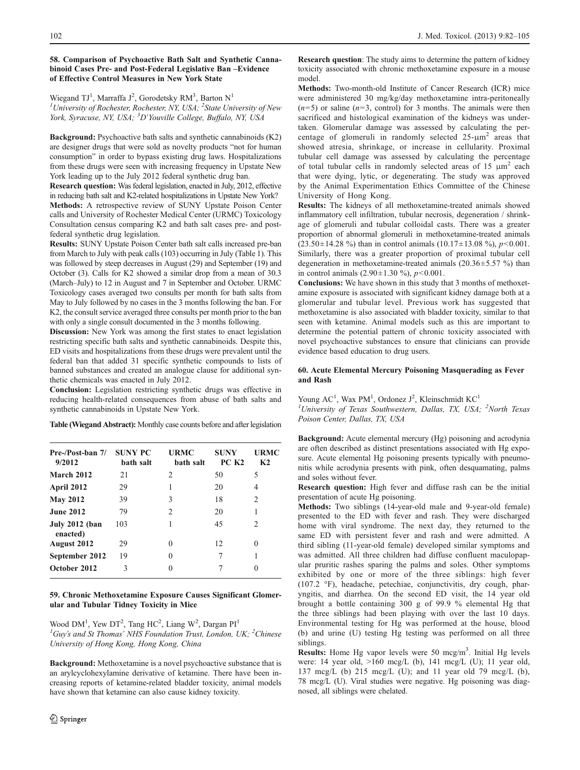## 58. Comparison of Psychoactive Bath Salt and Synthetic Cannabinoid Cases Pre- and Post-Federal Legislative Ban –Evidence of Effective Control Measures in New York State

Wiegand TJ[1], Marraffa J[2], Gorodetsky RM[3], Barton N[1]

[1]University of Rochester, Rochester, NY, USA; [2]State University of New York, Syracuse, NY, USA; [3]D'Youville College, Buffalo, NY, USA

**Background:** Psychoactive bath salts and synthetic cannabinoids (K2) are designer drugs that were sold as novelty products "not for human consumption" in order to bypass existing drug laws. Hospitalizations from these drugs were seen with increasing frequency in Upstate New York leading up to the July 2012 federal synthetic drug ban.

**Research question:** Was federal legislation, enacted in July, 2012, effective in reducing bath salt and K2-related hospitalizations in Upstate New York?

**Methods:** A retrospective review of SUNY Upstate Poison Center calls and University of Rochester Medical Center (URMC) Toxicology Consultation census comparing K2 and bath salt cases pre- and post-federal synthetic drug legislation.

**Results:** SUNY Upstate Poison Center bath salt calls increased pre-ban from March to July with peak calls (103) occurring in July (Table 1). This was followed by steep decreases in August (29) and September (19) and October (3). Calls for K2 showed a similar drop from a mean of 30.3 (March–July) to 12 in August and 7 in September and October. URMC Toxicology cases averaged two consults per month for bath salts from May to July followed by no cases in the 3 months following the ban. For K2, the consult service averaged three consults per month prior to the ban with only a single consult documented in the 3 months following.

**Discussion:** New York was among the first states to enact legislation restricting specific bath salts and synthetic cannabinoids. Despite this, ED visits and hospitalizations from these drugs were prevalent until the federal ban that added 31 specific synthetic compounds to lists of banned substances and created an analogue clause for additional synthetic chemicals was enacted in July 2012.

**Conclusion:** Legislation restricting synthetic drugs was effective in reducing health-related consequences from abuse of bath salts and synthetic cannabinoids in Upstate New York.

**Table (Wiegand Abstract):** Monthly case counts before and after legislation

| Pre-/Post-ban 7/9/2012 | SUNY PC bath salt | URMC bath salt | SUNY PC K2 | URMC K2 |
|---|---|---|---|---|
| **March 2012** | 21 | 2 | 50 | 5 |
| **April 2012** | 29 | 1 | 20 | 4 |
| **May 2012** | 39 | 3 | 18 | 2 |
| **June 2012** | 79 | 2 | 20 | 1 |
| **July 2012 (ban enacted)** | 103 | 1 | 45 | 2 |
| **August 2012** | 29 | 0 | 12 | 0 |
| **September 2012** | 19 | 0 | 7 | 1 |
| **October 2012** | 3 | 0 | 7 | 0 |

## 59. Chronic Methoxetamine Exposure Causes Significant Glomerular and Tubular Tidney Toxicity in Mice

Wood DM[1], Yew DT[2], Tang HC[2], Liang W[2], Dargan PI[1]

[1]Guy's and St Thomas' NHS Foundation Trust, London, UK; [2]Chinese University of Hong Kong, Hong Kong, China

**Background:** Methoxetamine is a novel psychoactive substance that is an arylcyclohexylamine derivative of ketamine. There have been increasing reports of ketamine-related bladder toxicity, animal models have shown that ketamine can also cause kidney toxicity.

**Research question**: The study aims to determine the pattern of kidney toxicity associated with chronic methoxetamine exposure in a mouse model.

**Methods:** Two-month-old Institute of Cancer Research (ICR) mice were administered 30 mg/kg/day methoxetamine intra-peritoneally ($n$=5) or saline ($n$=3, control) for 3 months. The animals were then sacrificed and histological examination of the kidneys was undertaken. Glomerular damage was assessed by calculating the percentage of glomeruli in randomly selected 25-μm$^2$ areas that showed atresia, shrinkage, or increase in cellularity. Proximal tubular cell damage was assessed by calculating the percentage of total tubular cells in randomly selected areas of 15 μm$^2$ each that were dying, lytic, or degenerating. The study was approved by the Animal Experimentation Ethics Committee of the Chinese University of Hong Kong.

**Results:** The kidneys of all methoxetamine-treated animals showed inflammatory cell infiltration, tubular necrosis, degeneration / shrinkage of glomeruli and tubular colloidal casts. There was a greater proportion of abnormal glomeruli in methoxetamine-treated animals (23.50±14.28 %) than in control animals (10.17±13.08 %), $p$<0.001. Similarly, there was a greater proportion of proximal tubular cell degeneration in methoxetamine-treated animals (20.36±5.57 %) than in control animals (2.90±1.30 %), $p$<0.001.

**Conclusions:** We have shown in this study that 3 months of methoxetamine exposure is associated with significant kidney damage both at a glomerular and tubular level. Previous work has suggested that methoxetamine is also associated with bladder toxicity, similar to that seen with ketamine. Animal models such as this are important to determine the potential pattern of chronic toxicity associated with novel psychoactive substances to ensure that clinicians can provide evidence based education to drug users.

## 60. Acute Elemental Mercury Poisoning Masquerading as Fever and Rash

Young AC[1], Wax PM[1], Ordonez J[2], Kleinschmidt KC[1]

[1]University of Texas Southwestern, Dallas, TX, USA; [2]North Texas Poison Center, Dallas, TX, USA

**Background:** Acute elemental mercury (Hg) poisoning and acrodynia are often described as distinct presentations associated with Hg exposure. Acute elemental Hg poisoning presents typically with pneumonitis while acrodynia presents with pink, often desquamating, palms and soles without fever.

**Research question:** High fever and diffuse rash can be the initial presentation of acute Hg poisoning.

**Methods:** Two siblings (14-year-old male and 9-year-old female) presented to the ED with fever and rash. They were discharged home with viral syndrome. The next day, they returned to the same ED with persistent fever and rash and were admitted. A third sibling (11-year-old female) developed similar symptoms and was admitted. All three children had diffuse confluent maculopapular pruritic rashes sparing the palms and soles. Other symptoms exhibited by one or more of the three siblings: high fever (107.2 °F), headache, petechiae, conjunctivitis, dry cough, pharyngitis, and diarrhea. On the second ED visit, the 14 year old brought a bottle containing 300 g of 99.9 % elemental Hg that the three siblings had been playing with over the last 10 days. Environmental testing for Hg was performed at the house, blood (b) and urine (U) testing Hg testing was performed on all three siblings.

**Results:** Home Hg vapor levels were 50 mcg/m$^3$. Initial Hg levels were: 14 year old, >160 mcg/L (b), 141 mcg/L (U); 11 year old, 137 mcg/L (b) 215 mcg/L (U); and 11 year old 79 mcg/L (b), 78 mcg/L (U). Viral studies were negative. Hg poisoning was diagnosed, all siblings were chelated.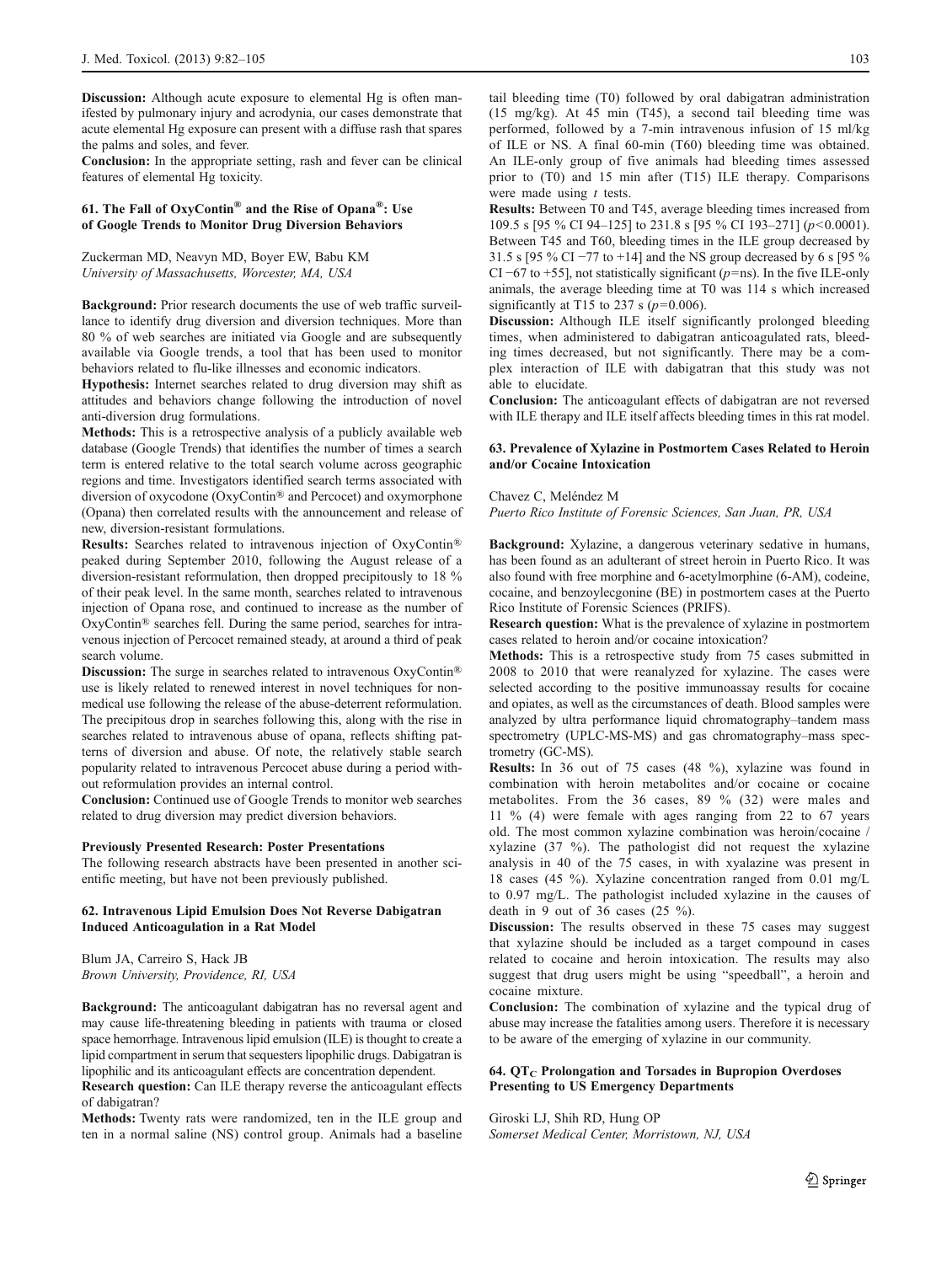**Discussion:** Although acute exposure to elemental Hg is often manifested by pulmonary injury and acrodynia, our cases demonstrate that acute elemental Hg exposure can present with a diffuse rash that spares the palms and soles, and fever.

**Conclusion:** In the appropriate setting, rash and fever can be clinical features of elemental Hg toxicity.

### 61. The Fall of OxyContin® and the Rise of Opana®: Use of Google Trends to Monitor Drug Diversion Behaviors

Zuckerman MD, Neavyn MD, Boyer EW, Babu KM
*University of Massachusetts, Worcester, MA, USA*

**Background:** Prior research documents the use of web traffic surveillance to identify drug diversion and diversion techniques. More than 80 % of web searches are initiated via Google and are subsequently available via Google trends, a tool that has been used to monitor behaviors related to flu-like illnesses and economic indicators.

**Hypothesis:** Internet searches related to drug diversion may shift as attitudes and behaviors change following the introduction of novel anti-diversion drug formulations.

**Methods:** This is a retrospective analysis of a publicly available web database (Google Trends) that identifies the number of times a search term is entered relative to the total search volume across geographic regions and time. Investigators identified search terms associated with diversion of oxycodone (OxyContin® and Percocet) and oxymorphone (Opana) then correlated results with the announcement and release of new, diversion-resistant formulations.

**Results:** Searches related to intravenous injection of OxyContin® peaked during September 2010, following the August release of a diversion-resistant reformulation, then dropped precipitously to 18 % of their peak level. In the same month, searches related to intravenous injection of Opana rose, and continued to increase as the number of OxyContin® searches fell. During the same period, searches for intravenous injection of Percocet remained steady, at around a third of peak search volume.

**Discussion:** The surge in searches related to intravenous OxyContin® use is likely related to renewed interest in novel techniques for nonmedical use following the release of the abuse-deterrent reformulation. The precipitous drop in searches following this, along with the rise in searches related to intravenous abuse of opana, reflects shifting patterns of diversion and abuse. Of note, the relatively stable search popularity related to intravenous Percocet abuse during a period without reformulation provides an internal control.

**Conclusion:** Continued use of Google Trends to monitor web searches related to drug diversion may predict diversion behaviors.

## Previously Presented Research: Poster Presentations

The following research abstracts have been presented in another scientific meeting, but have not been previously published.

### 62. Intravenous Lipid Emulsion Does Not Reverse Dabigatran Induced Anticoagulation in a Rat Model

Blum JA, Carreiro S, Hack JB
*Brown University, Providence, RI, USA*

**Background:** The anticoagulant dabigatran has no reversal agent and may cause life-threatening bleeding in patients with trauma or closed space hemorrhage. Intravenous lipid emulsion (ILE) is thought to create a lipid compartment in serum that sequesters lipophilic drugs. Dabigatran is lipophilic and its anticoagulant effects are concentration dependent.

**Research question:** Can ILE therapy reverse the anticoagulant effects of dabigatran?

**Methods:** Twenty rats were randomized, ten in the ILE group and ten in a normal saline (NS) control group. Animals had a baseline tail bleeding time (T0) followed by oral dabigatran administration (15 mg/kg). At 45 min (T45), a second tail bleeding time was performed, followed by a 7-min intravenous infusion of 15 ml/kg of ILE or NS. A final 60-min (T60) bleeding time was obtained. An ILE-only group of five animals had bleeding times assessed prior to (T0) and 15 min after (T15) ILE therapy. Comparisons were made using *t* tests.

**Results:** Between T0 and T45, average bleeding times increased from 109.5 s [95 % CI 94–125] to 231.8 s [95 % CI 193–271] ($p<0.0001$). Between T45 and T60, bleeding times in the ILE group decreased by 31.5 s [95 % CI −77 to +14] and the NS group decreased by 6 s [95 % CI −67 to +55], not statistically significant ($p$=ns). In the five ILE-only animals, the average bleeding time at T0 was 114 s which increased significantly at T15 to 237 s ($p=0.006$).

**Discussion:** Although ILE itself significantly prolonged bleeding times, when administered to dabigatran anticoagulated rats, bleeding times decreased, but not significantly. There may be a complex interaction of ILE with dabigatran that this study was not able to elucidate.

**Conclusion:** The anticoagulant effects of dabigatran are not reversed with ILE therapy and ILE itself affects bleeding times in this rat model.

### 63. Prevalence of Xylazine in Postmortem Cases Related to Heroin and/or Cocaine Intoxication

Chavez C, Meléndez M
*Puerto Rico Institute of Forensic Sciences, San Juan, PR, USA*

**Background:** Xylazine, a dangerous veterinary sedative in humans, has been found as an adulterant of street heroin in Puerto Rico. It was also found with free morphine and 6-acetylmorphine (6-AM), codeine, cocaine, and benzoylecgonine (BE) in postmortem cases at the Puerto Rico Institute of Forensic Sciences (PRIFS).

**Research question:** What is the prevalence of xylazine in postmortem cases related to heroin and/or cocaine intoxication?

**Methods:** This is a retrospective study from 75 cases submitted in 2008 to 2010 that were reanalyzed for xylazine. The cases were selected according to the positive immunoassay results for cocaine and opiates, as well as the circumstances of death. Blood samples were analyzed by ultra performance liquid chromatography–tandem mass spectrometry (UPLC-MS-MS) and gas chromatography–mass spectrometry (GC-MS).

**Results:** In 36 out of 75 cases (48 %), xylazine was found in combination with heroin metabolites and/or cocaine or cocaine metabolites. From the 36 cases, 89 % (32) were males and 11 % (4) were female with ages ranging from 22 to 67 years old. The most common xylazine combination was heroin/cocaine / xylazine (37 %). The pathologist did not request the xylazine analysis in 40 of the 75 cases, in with xyalazine was present in 18 cases (45 %). Xylazine concentration ranged from 0.01 mg/L to 0.97 mg/L. The pathologist included xylazine in the causes of death in 9 out of 36 cases (25 %).

**Discussion:** The results observed in these 75 cases may suggest that xylazine should be included as a target compound in cases related to cocaine and heroin intoxication. The results may also suggest that drug users might be using "speedball", a heroin and cocaine mixture.

**Conclusion:** The combination of xylazine and the typical drug of abuse may increase the fatalities among users. Therefore it is necessary to be aware of the emerging of xylazine in our community.

### 64. $QT_C$ Prolongation and Torsades in Bupropion Overdoses Presenting to US Emergency Departments

Giroski LJ, Shih RD, Hung OP
*Somerset Medical Center, Morristown, NJ, USA*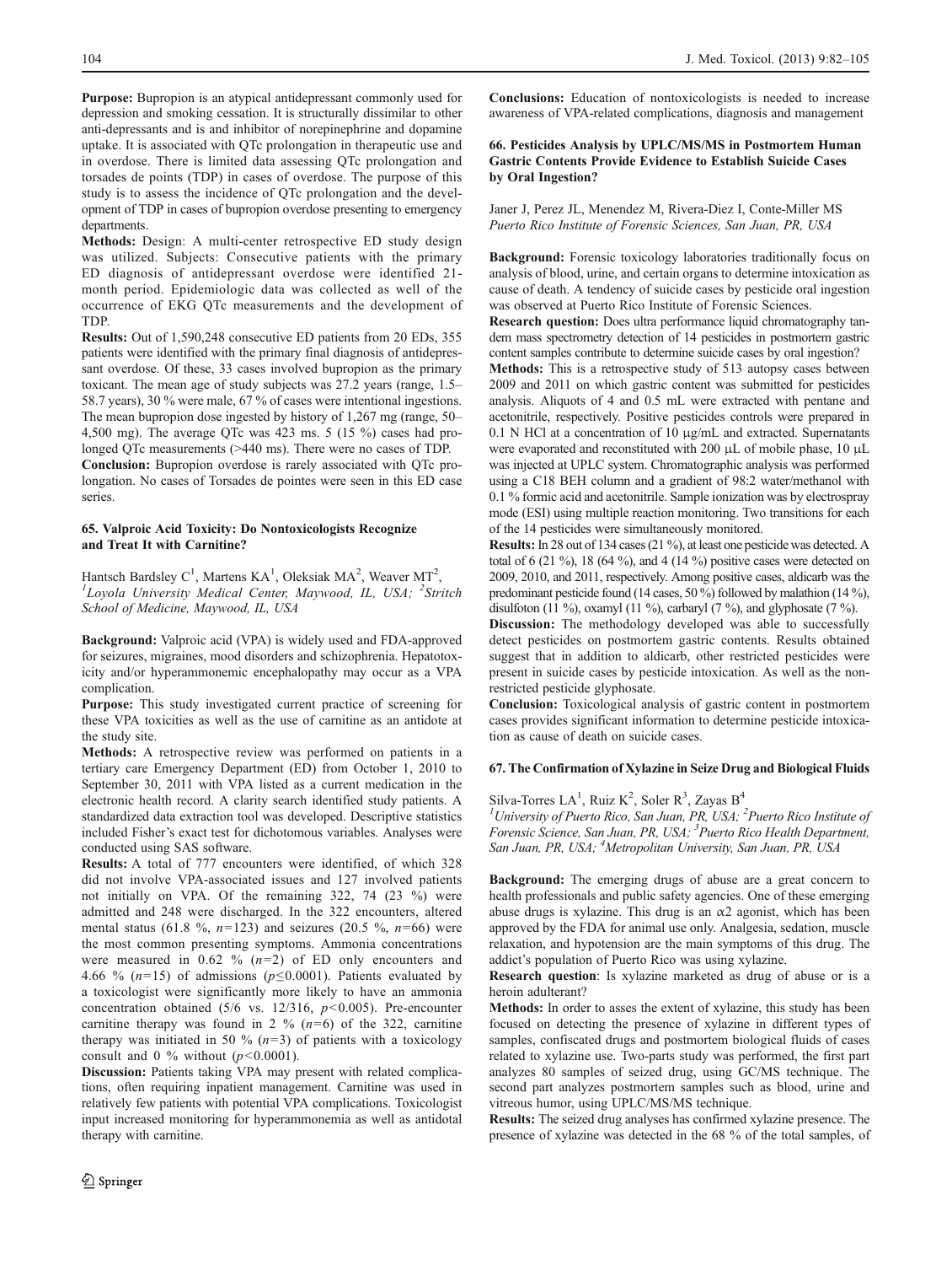**Purpose:** Bupropion is an atypical antidepressant commonly used for depression and smoking cessation. It is structurally dissimilar to other anti-depressants and is and inhibitor of norepinephrine and dopamine uptake. It is associated with QTc prolongation in therapeutic use and in overdose. There is limited data assessing QTc prolongation and torsades de points (TDP) in cases of overdose. The purpose of this study is to assess the incidence of QTc prolongation and the development of TDP in cases of bupropion overdose presenting to emergency departments.

**Methods:** Design: A multi-center retrospective ED study design was utilized. Subjects: Consecutive patients with the primary ED diagnosis of antidepressant overdose were identified 21-month period. Epidemiologic data was collected as well of the occurrence of EKG QTc measurements and the development of TDP.

**Results:** Out of 1,590,248 consecutive ED patients from 20 EDs, 355 patients were identified with the primary final diagnosis of antidepressant overdose. Of these, 33 cases involved bupropion as the primary toxicant. The mean age of study subjects was 27.2 years (range, 1.5–58.7 years), 30 % were male, 67 % of cases were intentional ingestions. The mean bupropion dose ingested by history of 1,267 mg (range, 50–4,500 mg). The average QTc was 423 ms. 5 (15 %) cases had prolonged QTc measurements (>440 ms). There were no cases of TDP.

**Conclusion:** Bupropion overdose is rarely associated with QTc prolongation. No cases of Torsades de pointes were seen in this ED case series.

### 65. Valproic Acid Toxicity: Do Nontoxicologists Recognize and Treat It with Carnitine?

Hantsch Bardsley C[1], Martens KA[1], Oleksiak MA[2], Weaver MT[2],
*[1]Loyola University Medical Center, Maywood, IL, USA; [2]Stritch School of Medicine, Maywood, IL, USA*

**Background:** Valproic acid (VPA) is widely used and FDA-approved for seizures, migraines, mood disorders and schizophrenia. Hepatotoxicity and/or hyperammonemic encephalopathy may occur as a VPA complication.

**Purpose:** This study investigated current practice of screening for these VPA toxicities as well as the use of carnitine as an antidote at the study site.

**Methods:** A retrospective review was performed on patients in a tertiary care Emergency Department (ED) from October 1, 2010 to September 30, 2011 with VPA listed as a current medication in the electronic health record. A clarity search identified study patients. A standardized data extraction tool was developed. Descriptive statistics included Fisher's exact test for dichotomous variables. Analyses were conducted using SAS software.

**Results:** A total of 777 encounters were identified, of which 328 did not involve VPA-associated issues and 127 involved patients not initially on VPA. Of the remaining 322, 74 (23 %) were admitted and 248 were discharged. In the 322 encounters, altered mental status (61.8 %, $n=123$) and seizures (20.5 %, $n=66$) were the most common presenting symptoms. Ammonia concentrations were measured in 0.62 % ($n=2$) of ED only encounters and 4.66 % ($n=15$) of admissions ($p \leq 0.0001$). Patients evaluated by a toxicologist were significantly more likely to have an ammonia concentration obtained (5/6 vs. 12/316, $p<0.005$). Pre-encounter carnitine therapy was found in 2 % ($n=6$) of the 322, carnitine therapy was initiated in 50 % ($n=3$) of patients with a toxicology consult and 0 % without ($p<0.0001$).

**Discussion:** Patients taking VPA may present with related complications, often requiring inpatient management. Carnitine was used in relatively few patients with potential VPA complications. Toxicologist input increased monitoring for hyperammonemia as well as antidotal therapy with carnitine.

**Conclusions:** Education of nontoxicologists is needed to increase awareness of VPA-related complications, diagnosis and management

### 66. Pesticides Analysis by UPLC/MS/MS in Postmortem Human Gastric Contents Provide Evidence to Establish Suicide Cases by Oral Ingestion?

Janer J, Perez JL, Menendez M, Rivera-Diez I, Conte-Miller MS
*Puerto Rico Institute of Forensic Sciences, San Juan, PR, USA*

**Background:** Forensic toxicology laboratories traditionally focus on analysis of blood, urine, and certain organs to determine intoxication as cause of death. A tendency of suicide cases by pesticide oral ingestion was observed at Puerto Rico Institute of Forensic Sciences.

**Research question:** Does ultra performance liquid chromatography tandem mass spectrometry detection of 14 pesticides in postmortem gastric content samples contribute to determine suicide cases by oral ingestion?

**Methods:** This is a retrospective study of 513 autopsy cases between 2009 and 2011 on which gastric content was submitted for pesticides analysis. Aliquots of 4 and 0.5 mL were extracted with pentane and acetonitrile, respectively. Positive pesticides controls were prepared in 0.1 N HCl at a concentration of 10 μg/mL and extracted. Supernatants were evaporated and reconstituted with 200 μL of mobile phase, 10 μL was injected at UPLC system. Chromatographic analysis was performed using a C18 BEH column and a gradient of 98:2 water/methanol with 0.1 % formic acid and acetonitrile. Sample ionization was by electrospray mode (ESI) using multiple reaction monitoring. Two transitions for each of the 14 pesticides were simultaneously monitored.

**Results:** In 28 out of 134 cases (21 %), at least one pesticide was detected. A total of 6 (21 %), 18 (64 %), and 4 (14 %) positive cases were detected on 2009, 2010, and 2011, respectively. Among positive cases, aldicarb was the predominant pesticide found (14 cases, 50 %) followed by malathion (14 %), disulfoton (11 %), oxamyl (11 %), carbaryl (7 %), and glyphosate (7 %).

**Discussion:** The methodology developed was able to successfully detect pesticides on postmortem gastric contents. Results obtained suggest that in addition to aldicarb, other restricted pesticides were present in suicide cases by pesticide intoxication. As well as the non-restricted pesticide glyphosate.

**Conclusion:** Toxicological analysis of gastric content in postmortem cases provides significant information to determine pesticide intoxication as cause of death on suicide cases.

### 67. The Confirmation of Xylazine in Seize Drug and Biological Fluids

Silva-Torres LA[1], Ruiz K[2], Soler R[3], Zayas B[4]
*[1]University of Puerto Rico, San Juan, PR, USA; [2]Puerto Rico Institute of Forensic Science, San Juan, PR, USA; [3]Puerto Rico Health Department, San Juan, PR, USA; [4]Metropolitan University, San Juan, PR, USA*

**Background:** The emerging drugs of abuse are a great concern to health professionals and public safety agencies. One of these emerging abuse drugs is xylazine. This drug is an α2 agonist, which has been approved by the FDA for animal use only. Analgesia, sedation, muscle relaxation, and hypotension are the main symptoms of this drug. The addict's population of Puerto Rico was using xylazine.

**Research question**: Is xylazine marketed as drug of abuse or is a heroin adulterant?

**Methods:** In order to asses the extent of xylazine, this study has been focused on detecting the presence of xylazine in different types of samples, confiscated drugs and postmortem biological fluids of cases related to xylazine use. Two-parts study was performed, the first part analyzes 80 samples of seized drug, using GC/MS technique. The second part analyzes postmortem samples such as blood, urine and vitreous humor, using UPLC/MS/MS technique.

**Results:** The seized drug analyses has confirmed xylazine presence. The presence of xylazine was detected in the 68 % of the total samples, of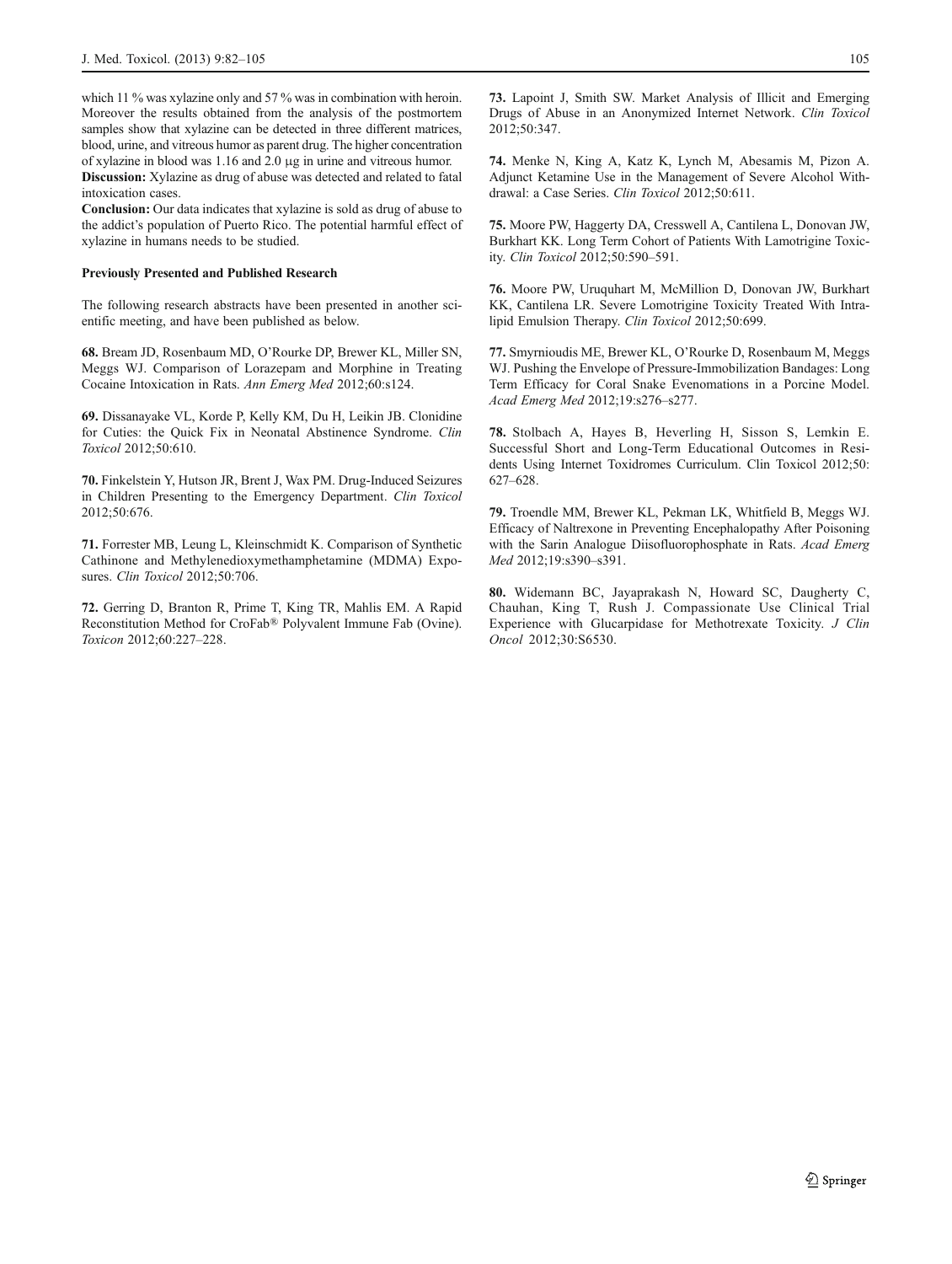which 11 % was xylazine only and 57 % was in combination with heroin. Moreover the results obtained from the analysis of the postmortem samples show that xylazine can be detected in three different matrices, blood, urine, and vitreous humor as parent drug. The higher concentration of xylazine in blood was 1.16 and 2.0 μg in urine and vitreous humor.

**Discussion:** Xylazine as drug of abuse was detected and related to fatal intoxication cases.

**Conclusion:** Our data indicates that xylazine is sold as drug of abuse to the addict's population of Puerto Rico. The potential harmful effect of xylazine in humans needs to be studied.

**Previously Presented and Published Research**

The following research abstracts have been presented in another scientific meeting, and have been published as below.

**68.** Bream JD, Rosenbaum MD, O'Rourke DP, Brewer KL, Miller SN, Meggs WJ. Comparison of Lorazepam and Morphine in Treating Cocaine Intoxication in Rats. *Ann Emerg Med* 2012;60:s124.

**69.** Dissanayake VL, Korde P, Kelly KM, Du H, Leikin JB. Clonidine for Cuties: the Quick Fix in Neonatal Abstinence Syndrome. *Clin Toxicol* 2012;50:610.

**70.** Finkelstein Y, Hutson JR, Brent J, Wax PM. Drug-Induced Seizures in Children Presenting to the Emergency Department. *Clin Toxicol* 2012;50:676.

**71.** Forrester MB, Leung L, Kleinschmidt K. Comparison of Synthetic Cathinone and Methylenedioxymethamphetamine (MDMA) Exposures. *Clin Toxicol* 2012;50:706.

**72.** Gerring D, Branton R, Prime T, King TR, Mahlis EM. A Rapid Reconstitution Method for CroFab® Polyvalent Immune Fab (Ovine). *Toxicon* 2012;60:227–228.

**73.** Lapoint J, Smith SW. Market Analysis of Illicit and Emerging Drugs of Abuse in an Anonymized Internet Network. *Clin Toxicol* 2012;50:347.

**74.** Menke N, King A, Katz K, Lynch M, Abesamis M, Pizon A. Adjunct Ketamine Use in the Management of Severe Alcohol Withdrawal: a Case Series. *Clin Toxicol* 2012;50:611.

**75.** Moore PW, Haggerty DA, Cresswell A, Cantilena L, Donovan JW, Burkhart KK. Long Term Cohort of Patients With Lamotrigine Toxicity. *Clin Toxicol* 2012;50:590–591.

**76.** Moore PW, Uruquhart M, McMillion D, Donovan JW, Burkhart KK, Cantilena LR. Severe Lomotrigine Toxicity Treated With Intralipid Emulsion Therapy. *Clin Toxicol* 2012;50:699.

**77.** Smyrnioudis ME, Brewer KL, O'Rourke D, Rosenbaum M, Meggs WJ. Pushing the Envelope of Pressure-Immobilization Bandages: Long Term Efficacy for Coral Snake Evenomations in a Porcine Model. *Acad Emerg Med* 2012;19:s276–s277.

**78.** Stolbach A, Hayes B, Heverling H, Sisson S, Lemkin E. Successful Short and Long-Term Educational Outcomes in Residents Using Internet Toxidromes Curriculum. Clin Toxicol 2012;50: 627–628.

**79.** Troendle MM, Brewer KL, Pekman LK, Whitfield B, Meggs WJ. Efficacy of Naltrexone in Preventing Encephalopathy After Poisoning with the Sarin Analogue Diisofluorophosphate in Rats. *Acad Emerg Med* 2012;19:s390–s391.

**80.** Widemann BC, Jayaprakash N, Howard SC, Daugherty C, Chauhan, King T, Rush J. Compassionate Use Clinical Trial Experience with Glucarpidase for Methotrexate Toxicity. *J Clin Oncol* 2012;30:S6530.